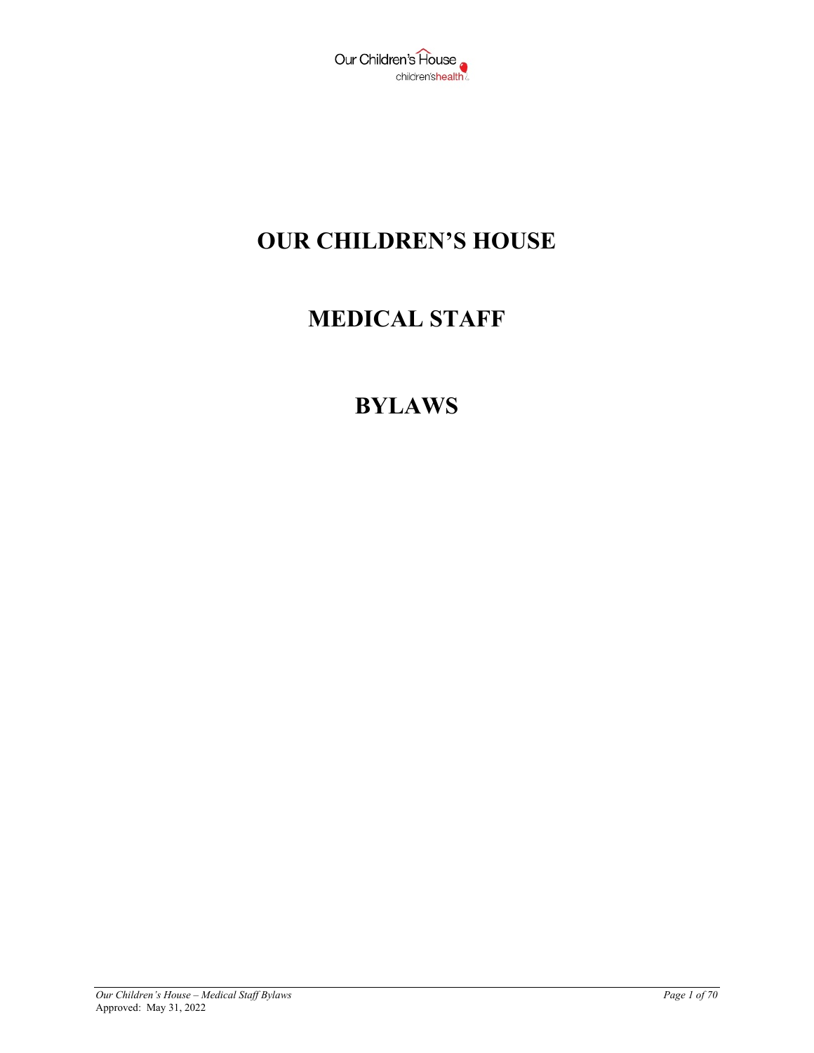# OUR CHILDREN'S HOUSE

# MEDICAL STAFF

# BYLAWS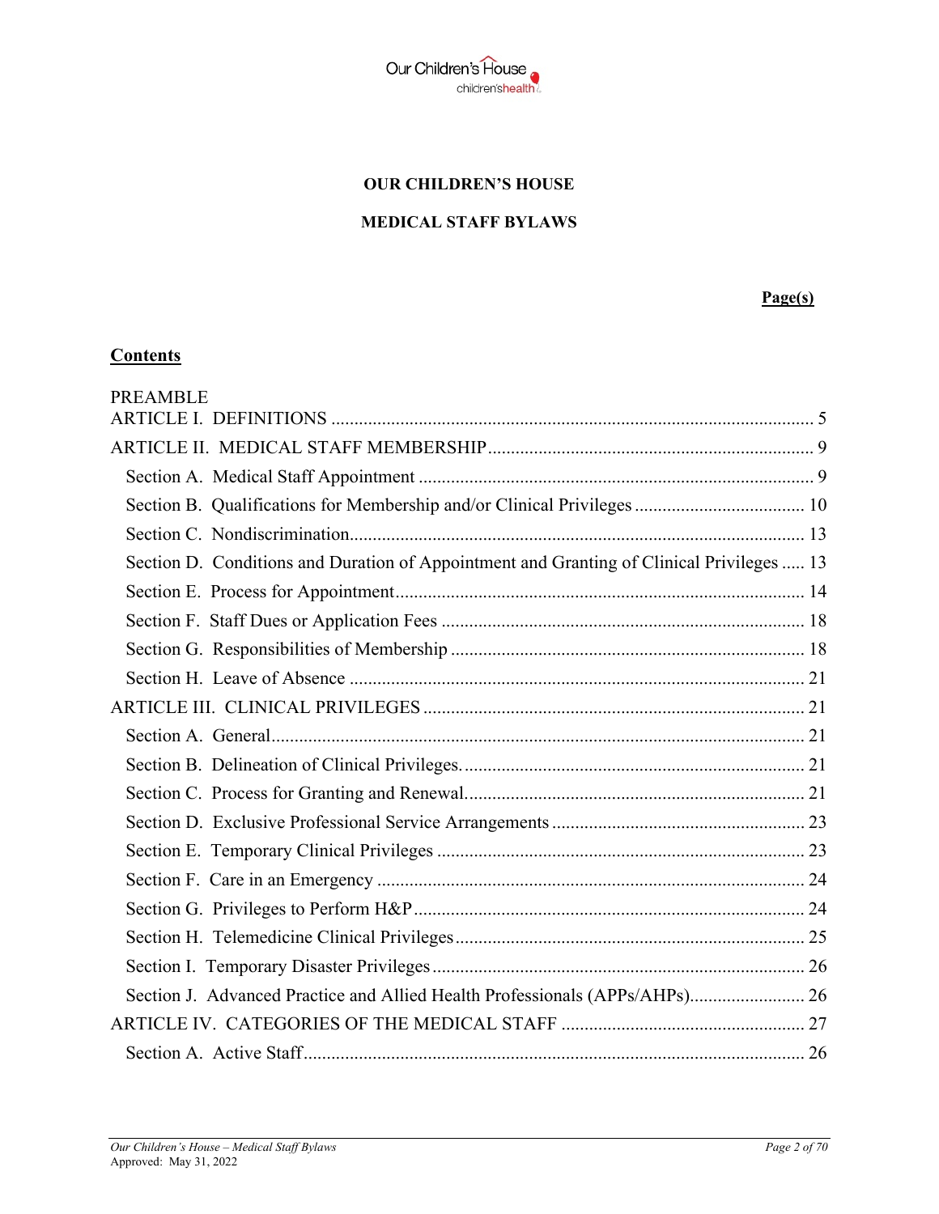**OUR CHILDREN'S HOUSE**

**MEDICAL STAFF BYLAWS**

**Page(s)**

**Contents**

PREAMBLE

ARTICLE I. DEFINITIONS ........................................................................................................ 5

ARTICLE II. MEDICAL STAFF MEMBERSHIP ...................................................................... 9

Section A. Medical Staff Appointment ..................................................................................... 9

Section B. Qualifications for Membership and/or Clinical Privileges ..................................... 10

Section C. Nondiscrimination.................................................................................................. 13

Section D. Conditions and Duration of Appointment and Granting of Clinical Privileges ..... 13

Section E. Process for Appointment........................................................................................ 14

Section F. Staff Dues or Application Fees .............................................................................. 18

Section G. Responsibilities of Membership ............................................................................ 18

Section H. Leave of Absence .................................................................................................. 21

ARTICLE III. CLINICAL PRIVILEGES .................................................................................. 21

Section A. General................................................................................................................... 21

Section B. Delineation of Clinical Privileges. .......................................................................... 21

Section C. Process for Granting and Renewal......................................................................... 21

Section D. Exclusive Professional Service Arrangements ....................................................... 23

Section E. Temporary Clinical Privileges ............................................................................... 23

Section F. Care in an Emergency ............................................................................................ 24

Section G. Privileges to Perform H&P .................................................................................... 24

Section H. Telemedicine Clinical Privileges ........................................................................... 25

Section I. Temporary Disaster Privileges ................................................................................ 26

Section J. Advanced Practice and Allied Health Professionals (APPs/AHPs)......................... 26

ARTICLE IV. CATEGORIES OF THE MEDICAL STAFF .................................................... 27

Section A. Active Staff............................................................................................................ 26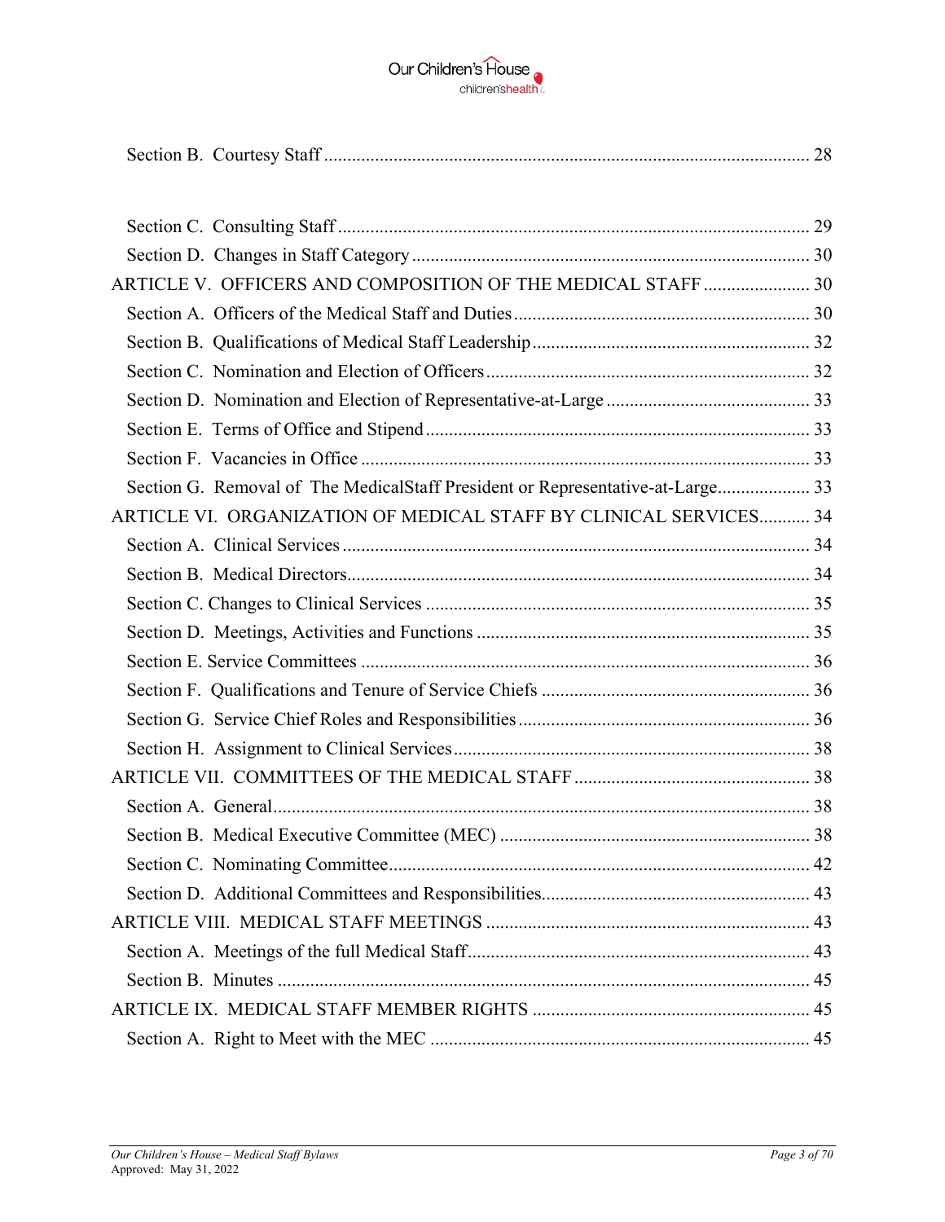Section B. Courtesy Staff ........................................................................................................ 28

Section C. Consulting Staff ..................................................................................................... 29

Section D. Changes in Staff Category ..................................................................................... 30

ARTICLE V. OFFICERS AND COMPOSITION OF THE MEDICAL STAFF ...................... 30

Section A. Officers of the Medical Staff and Duties ............................................................... 30

Section B. Qualifications of Medical Staff Leadership ........................................................... 32

Section C. Nomination and Election of Officers ..................................................................... 32

Section D. Nomination and Election of Representative-at-Large ........................................... 33

Section E. Terms of Office and Stipend .................................................................................. 33

Section F. Vacancies in Office ................................................................................................ 33

Section G. Removal of The MedicalStaff President or Representative-at-Large .................... 33

ARTICLE VI. ORGANIZATION OF MEDICAL STAFF BY CLINICAL SERVICES ........... 34

Section A. Clinical Services .................................................................................................... 34

Section B. Medical Directors ................................................................................................... 34

Section C. Changes to Clinical Services .................................................................................. 35

Section D. Meetings, Activities and Functions ........................................................................ 35

Section E. Service Committees ................................................................................................ 36

Section F. Qualifications and Tenure of Service Chiefs .......................................................... 36

Section G. Service Chief Roles and Responsibilities .............................................................. 36

Section H. Assignment to Clinical Services ............................................................................ 38

ARTICLE VII. COMMITTEES OF THE MEDICAL STAFF .................................................. 38

Section A. General ................................................................................................................... 38

Section B. Medical Executive Committee (MEC) .................................................................. 38

Section C. Nominating Committee .......................................................................................... 42

Section D. Additional Committees and Responsibilities ......................................................... 43

ARTICLE VIII. MEDICAL STAFF MEETINGS ..................................................................... 43

Section A. Meetings of the full Medical Staff .......................................................................... 43

Section B. Minutes .................................................................................................................. 45

ARTICLE IX. MEDICAL STAFF MEMBER RIGHTS ............................................................ 45

Section A. Right to Meet with the MEC ................................................................................. 45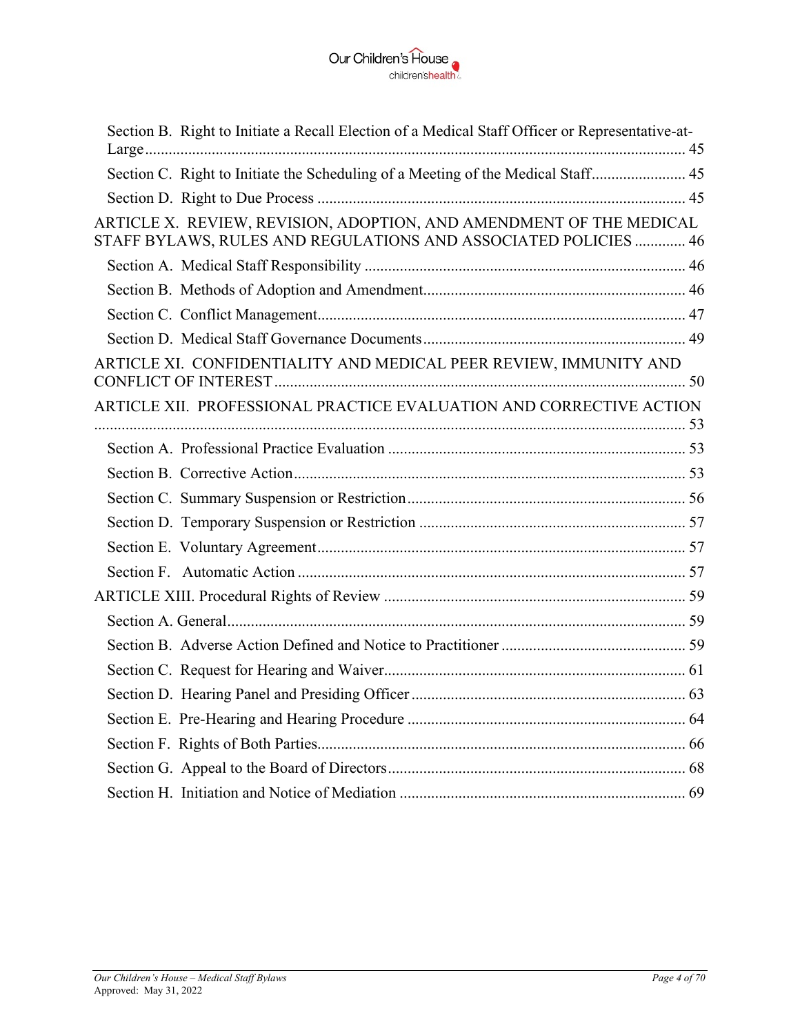Section B. Right to Initiate a Recall Election of a Medical Staff Officer or Representative-at-Large ... 45

Section C. Right to Initiate the Scheduling of a Meeting of the Medical Staff ... 45

Section D. Right to Due Process ... 45

ARTICLE X. REVIEW, REVISION, ADOPTION, AND AMENDMENT OF THE MEDICAL STAFF BYLAWS, RULES AND REGULATIONS AND ASSOCIATED POLICIES ... 46

Section A. Medical Staff Responsibility ... 46

Section B. Methods of Adoption and Amendment ... 46

Section C. Conflict Management ... 47

Section D. Medical Staff Governance Documents ... 49

ARTICLE XI. CONFIDENTIALITY AND MEDICAL PEER REVIEW, IMMUNITY AND CONFLICT OF INTEREST ... 50

ARTICLE XII. PROFESSIONAL PRACTICE EVALUATION AND CORRECTIVE ACTION ... 53

Section A. Professional Practice Evaluation ... 53

Section B. Corrective Action ... 53

Section C. Summary Suspension or Restriction ... 56

Section D. Temporary Suspension or Restriction ... 57

Section E. Voluntary Agreement ... 57

Section F. Automatic Action ... 57

ARTICLE XIII. Procedural Rights of Review ... 59

Section A. General ... 59

Section B. Adverse Action Defined and Notice to Practitioner ... 59

Section C. Request for Hearing and Waiver ... 61

Section D. Hearing Panel and Presiding Officer ... 63

Section E. Pre-Hearing and Hearing Procedure ... 64

Section F. Rights of Both Parties ... 66

Section G. Appeal to the Board of Directors ... 68

Section H. Initiation and Notice of Mediation ... 69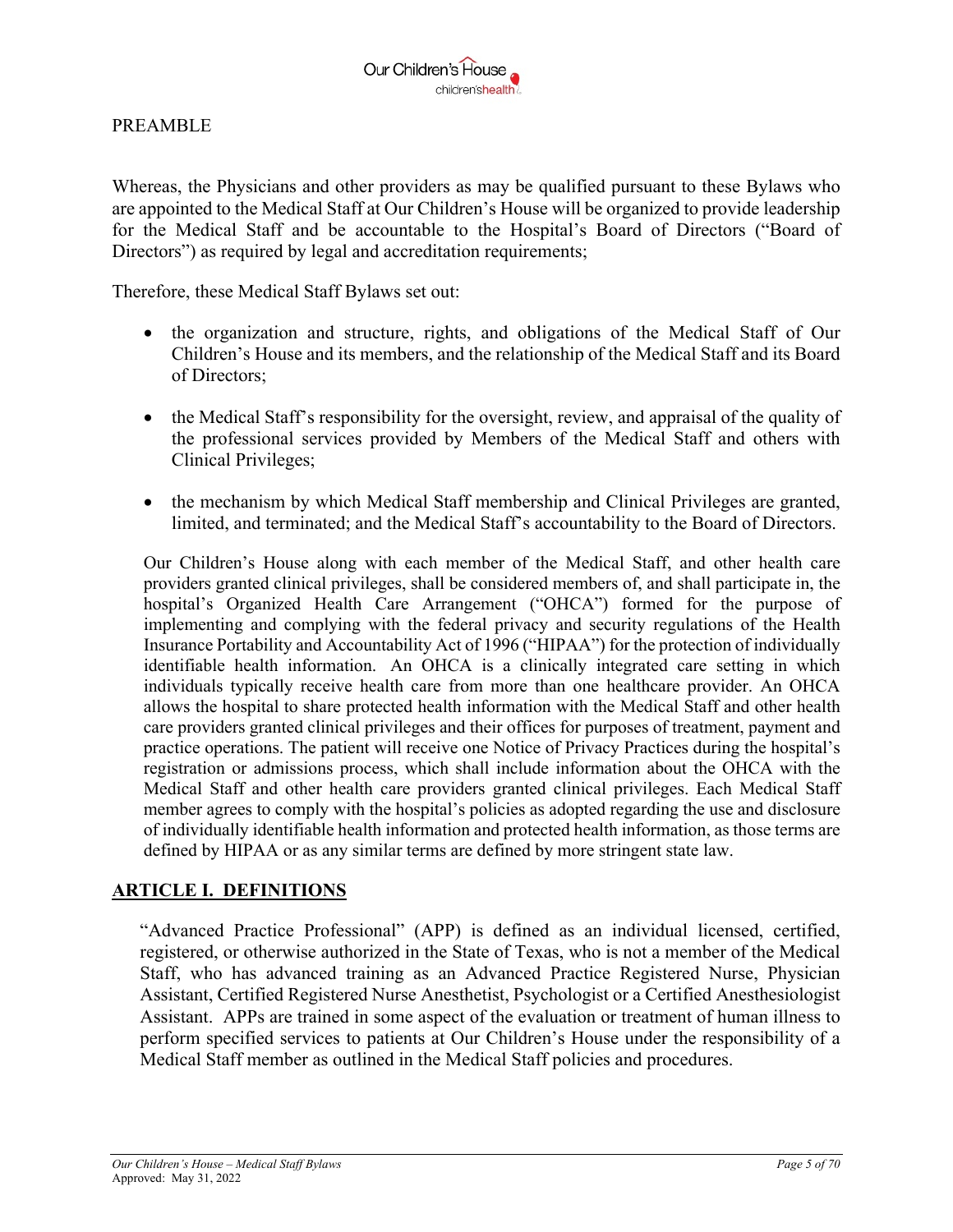PREAMBLE

Whereas, the Physicians and other providers as may be qualified pursuant to these Bylaws who are appointed to the Medical Staff at Our Children's House will be organized to provide leadership for the Medical Staff and be accountable to the Hospital's Board of Directors ("Board of Directors") as required by legal and accreditation requirements;

Therefore, these Medical Staff Bylaws set out:

- the organization and structure, rights, and obligations of the Medical Staff of Our Children's House and its members, and the relationship of the Medical Staff and its Board of Directors;
- the Medical Staff's responsibility for the oversight, review, and appraisal of the quality of the professional services provided by Members of the Medical Staff and others with Clinical Privileges;
- the mechanism by which Medical Staff membership and Clinical Privileges are granted, limited, and terminated; and the Medical Staff's accountability to the Board of Directors.

Our Children's House along with each member of the Medical Staff, and other health care providers granted clinical privileges, shall be considered members of, and shall participate in, the hospital's Organized Health Care Arrangement ("OHCA") formed for the purpose of implementing and complying with the federal privacy and security regulations of the Health Insurance Portability and Accountability Act of 1996 ("HIPAA") for the protection of individually identifiable health information. An OHCA is a clinically integrated care setting in which individuals typically receive health care from more than one healthcare provider. An OHCA allows the hospital to share protected health information with the Medical Staff and other health care providers granted clinical privileges and their offices for purposes of treatment, payment and practice operations. The patient will receive one Notice of Privacy Practices during the hospital's registration or admissions process, which shall include information about the OHCA with the Medical Staff and other health care providers granted clinical privileges. Each Medical Staff member agrees to comply with the hospital's policies as adopted regarding the use and disclosure of individually identifiable health information and protected health information, as those terms are defined by HIPAA or as any similar terms are defined by more stringent state law.

## ARTICLE I. DEFINITIONS

"Advanced Practice Professional" (APP) is defined as an individual licensed, certified, registered, or otherwise authorized in the State of Texas, who is not a member of the Medical Staff, who has advanced training as an Advanced Practice Registered Nurse, Physician Assistant, Certified Registered Nurse Anesthetist, Psychologist or a Certified Anesthesiologist Assistant. APPs are trained in some aspect of the evaluation or treatment of human illness to perform specified services to patients at Our Children's House under the responsibility of a Medical Staff member as outlined in the Medical Staff policies and procedures.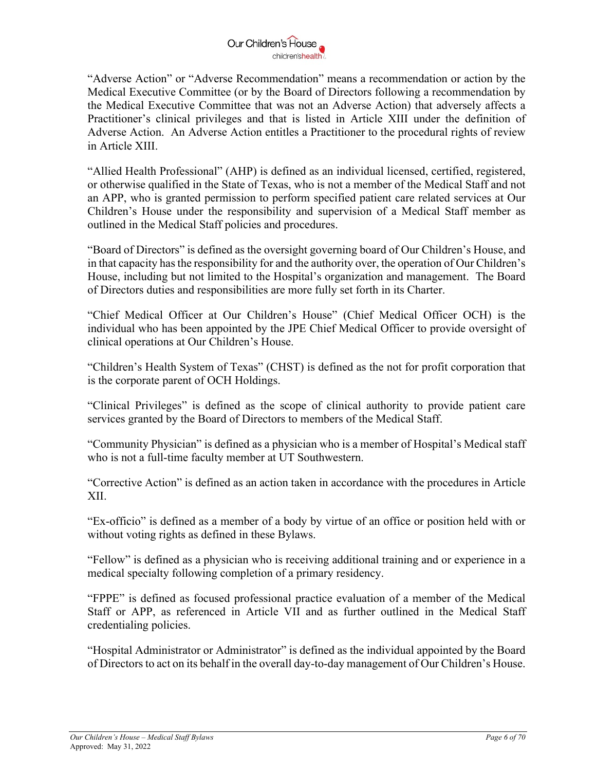"Adverse Action" or "Adverse Recommendation" means a recommendation or action by the Medical Executive Committee (or by the Board of Directors following a recommendation by the Medical Executive Committee that was not an Adverse Action) that adversely affects a Practitioner's clinical privileges and that is listed in Article XIII under the definition of Adverse Action. An Adverse Action entitles a Practitioner to the procedural rights of review in Article XIII.

"Allied Health Professional" (AHP) is defined as an individual licensed, certified, registered, or otherwise qualified in the State of Texas, who is not a member of the Medical Staff and not an APP, who is granted permission to perform specified patient care related services at Our Children's House under the responsibility and supervision of a Medical Staff member as outlined in the Medical Staff policies and procedures.

"Board of Directors" is defined as the oversight governing board of Our Children's House, and in that capacity has the responsibility for and the authority over, the operation of Our Children's House, including but not limited to the Hospital's organization and management. The Board of Directors duties and responsibilities are more fully set forth in its Charter.

"Chief Medical Officer at Our Children's House" (Chief Medical Officer OCH) is the individual who has been appointed by the JPE Chief Medical Officer to provide oversight of clinical operations at Our Children's House.

"Children's Health System of Texas" (CHST) is defined as the not for profit corporation that is the corporate parent of OCH Holdings.

"Clinical Privileges" is defined as the scope of clinical authority to provide patient care services granted by the Board of Directors to members of the Medical Staff.

"Community Physician" is defined as a physician who is a member of Hospital's Medical staff who is not a full-time faculty member at UT Southwestern.

"Corrective Action" is defined as an action taken in accordance with the procedures in Article XII.

"Ex-officio" is defined as a member of a body by virtue of an office or position held with or without voting rights as defined in these Bylaws.

"Fellow" is defined as a physician who is receiving additional training and or experience in a medical specialty following completion of a primary residency.

"FPPE" is defined as focused professional practice evaluation of a member of the Medical Staff or APP, as referenced in Article VII and as further outlined in the Medical Staff credentialing policies.

"Hospital Administrator or Administrator" is defined as the individual appointed by the Board of Directors to act on its behalf in the overall day-to-day management of Our Children's House.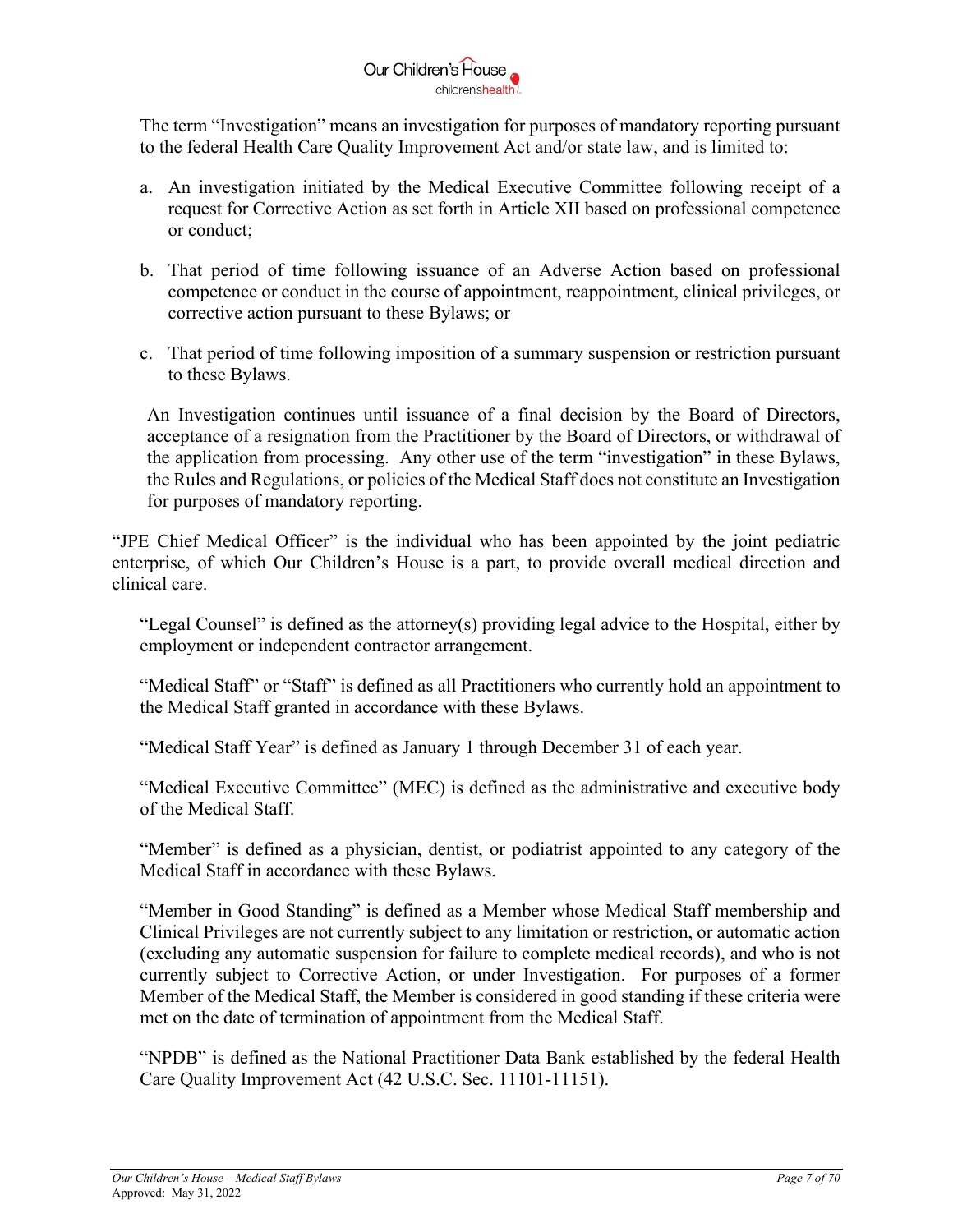The term "Investigation" means an investigation for purposes of mandatory reporting pursuant to the federal Health Care Quality Improvement Act and/or state law, and is limited to:

a. An investigation initiated by the Medical Executive Committee following receipt of a request for Corrective Action as set forth in Article XII based on professional competence or conduct;

b. That period of time following issuance of an Adverse Action based on professional competence or conduct in the course of appointment, reappointment, clinical privileges, or corrective action pursuant to these Bylaws; or

c. That period of time following imposition of a summary suspension or restriction pursuant to these Bylaws.

An Investigation continues until issuance of a final decision by the Board of Directors, acceptance of a resignation from the Practitioner by the Board of Directors, or withdrawal of the application from processing. Any other use of the term "investigation" in these Bylaws, the Rules and Regulations, or policies of the Medical Staff does not constitute an Investigation for purposes of mandatory reporting.

"JPE Chief Medical Officer" is the individual who has been appointed by the joint pediatric enterprise, of which Our Children's House is a part, to provide overall medical direction and clinical care.

"Legal Counsel" is defined as the attorney(s) providing legal advice to the Hospital, either by employment or independent contractor arrangement.

"Medical Staff" or "Staff" is defined as all Practitioners who currently hold an appointment to the Medical Staff granted in accordance with these Bylaws.

"Medical Staff Year" is defined as January 1 through December 31 of each year.

"Medical Executive Committee" (MEC) is defined as the administrative and executive body of the Medical Staff.

"Member" is defined as a physician, dentist, or podiatrist appointed to any category of the Medical Staff in accordance with these Bylaws.

"Member in Good Standing" is defined as a Member whose Medical Staff membership and Clinical Privileges are not currently subject to any limitation or restriction, or automatic action (excluding any automatic suspension for failure to complete medical records), and who is not currently subject to Corrective Action, or under Investigation. For purposes of a former Member of the Medical Staff, the Member is considered in good standing if these criteria were met on the date of termination of appointment from the Medical Staff.

"NPDB" is defined as the National Practitioner Data Bank established by the federal Health Care Quality Improvement Act (42 U.S.C. Sec. 11101-11151).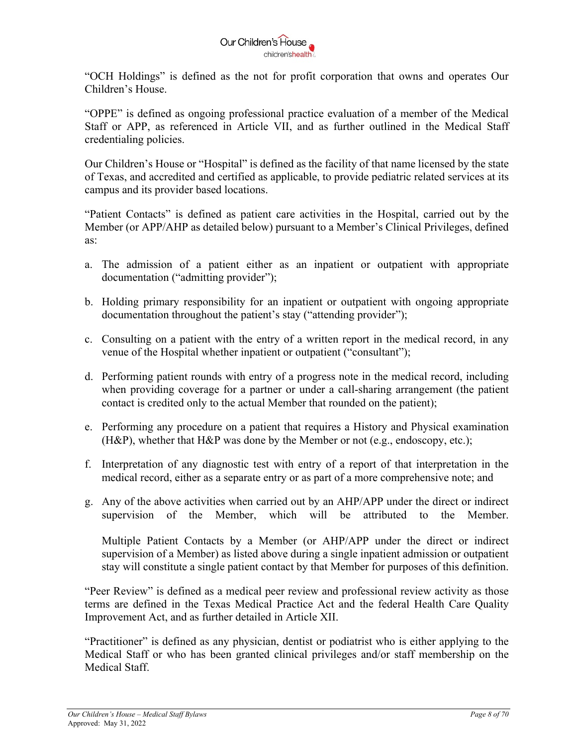"OCH Holdings" is defined as the not for profit corporation that owns and operates Our Children's House.

"OPPE" is defined as ongoing professional practice evaluation of a member of the Medical Staff or APP, as referenced in Article VII, and as further outlined in the Medical Staff credentialing policies.

Our Children's House or "Hospital" is defined as the facility of that name licensed by the state of Texas, and accredited and certified as applicable, to provide pediatric related services at its campus and its provider based locations.

"Patient Contacts" is defined as patient care activities in the Hospital, carried out by the Member (or APP/AHP as detailed below) pursuant to a Member's Clinical Privileges, defined as:

a. The admission of a patient either as an inpatient or outpatient with appropriate documentation ("admitting provider");

b. Holding primary responsibility for an inpatient or outpatient with ongoing appropriate documentation throughout the patient's stay ("attending provider");

c. Consulting on a patient with the entry of a written report in the medical record, in any venue of the Hospital whether inpatient or outpatient ("consultant");

d. Performing patient rounds with entry of a progress note in the medical record, including when providing coverage for a partner or under a call-sharing arrangement (the patient contact is credited only to the actual Member that rounded on the patient);

e. Performing any procedure on a patient that requires a History and Physical examination (H&P), whether that H&P was done by the Member or not (e.g., endoscopy, etc.);

f. Interpretation of any diagnostic test with entry of a report of that interpretation in the medical record, either as a separate entry or as part of a more comprehensive note; and

g. Any of the above activities when carried out by an AHP/APP under the direct or indirect supervision of the Member, which will be attributed to the Member.

   Multiple Patient Contacts by a Member (or AHP/APP under the direct or indirect supervision of a Member) as listed above during a single inpatient admission or outpatient stay will constitute a single patient contact by that Member for purposes of this definition.

"Peer Review" is defined as a medical peer review and professional review activity as those terms are defined in the Texas Medical Practice Act and the federal Health Care Quality Improvement Act, and as further detailed in Article XII.

"Practitioner" is defined as any physician, dentist or podiatrist who is either applying to the Medical Staff or who has been granted clinical privileges and/or staff membership on the Medical Staff.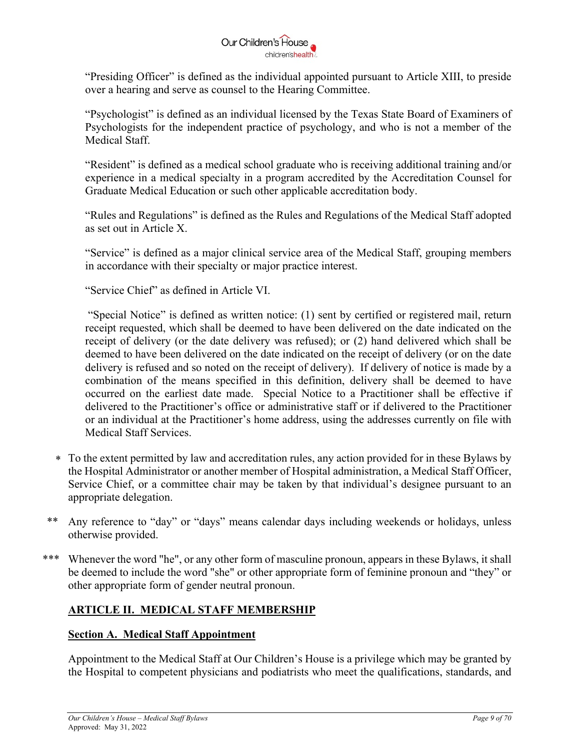"Presiding Officer" is defined as the individual appointed pursuant to Article XIII, to preside over a hearing and serve as counsel to the Hearing Committee.

"Psychologist" is defined as an individual licensed by the Texas State Board of Examiners of Psychologists for the independent practice of psychology, and who is not a member of the Medical Staff.

"Resident" is defined as a medical school graduate who is receiving additional training and/or experience in a medical specialty in a program accredited by the Accreditation Counsel for Graduate Medical Education or such other applicable accreditation body.

"Rules and Regulations" is defined as the Rules and Regulations of the Medical Staff adopted as set out in Article X.

"Service" is defined as a major clinical service area of the Medical Staff, grouping members in accordance with their specialty or major practice interest.

"Service Chief" as defined in Article VI.

"Special Notice" is defined as written notice: (1) sent by certified or registered mail, return receipt requested, which shall be deemed to have been delivered on the date indicated on the receipt of delivery (or the date delivery was refused); or (2) hand delivered which shall be deemed to have been delivered on the date indicated on the receipt of delivery (or on the date delivery is refused and so noted on the receipt of delivery). If delivery of notice is made by a combination of the means specified in this definition, delivery shall be deemed to have occurred on the earliest date made. Special Notice to a Practitioner shall be effective if delivered to the Practitioner's office or administrative staff or if delivered to the Practitioner or an individual at the Practitioner's home address, using the addresses currently on file with Medical Staff Services.

\* To the extent permitted by law and accreditation rules, any action provided for in these Bylaws by the Hospital Administrator or another member of Hospital administration, a Medical Staff Officer, Service Chief, or a committee chair may be taken by that individual's designee pursuant to an appropriate delegation.

\*\* Any reference to "day" or "days" means calendar days including weekends or holidays, unless otherwise provided.

\*\*\* Whenever the word "he", or any other form of masculine pronoun, appears in these Bylaws, it shall be deemed to include the word "she" or other appropriate form of feminine pronoun and "they" or other appropriate form of gender neutral pronoun.

## ARTICLE II. MEDICAL STAFF MEMBERSHIP

### Section A. Medical Staff Appointment

Appointment to the Medical Staff at Our Children's House is a privilege which may be granted by the Hospital to competent physicians and podiatrists who meet the qualifications, standards, and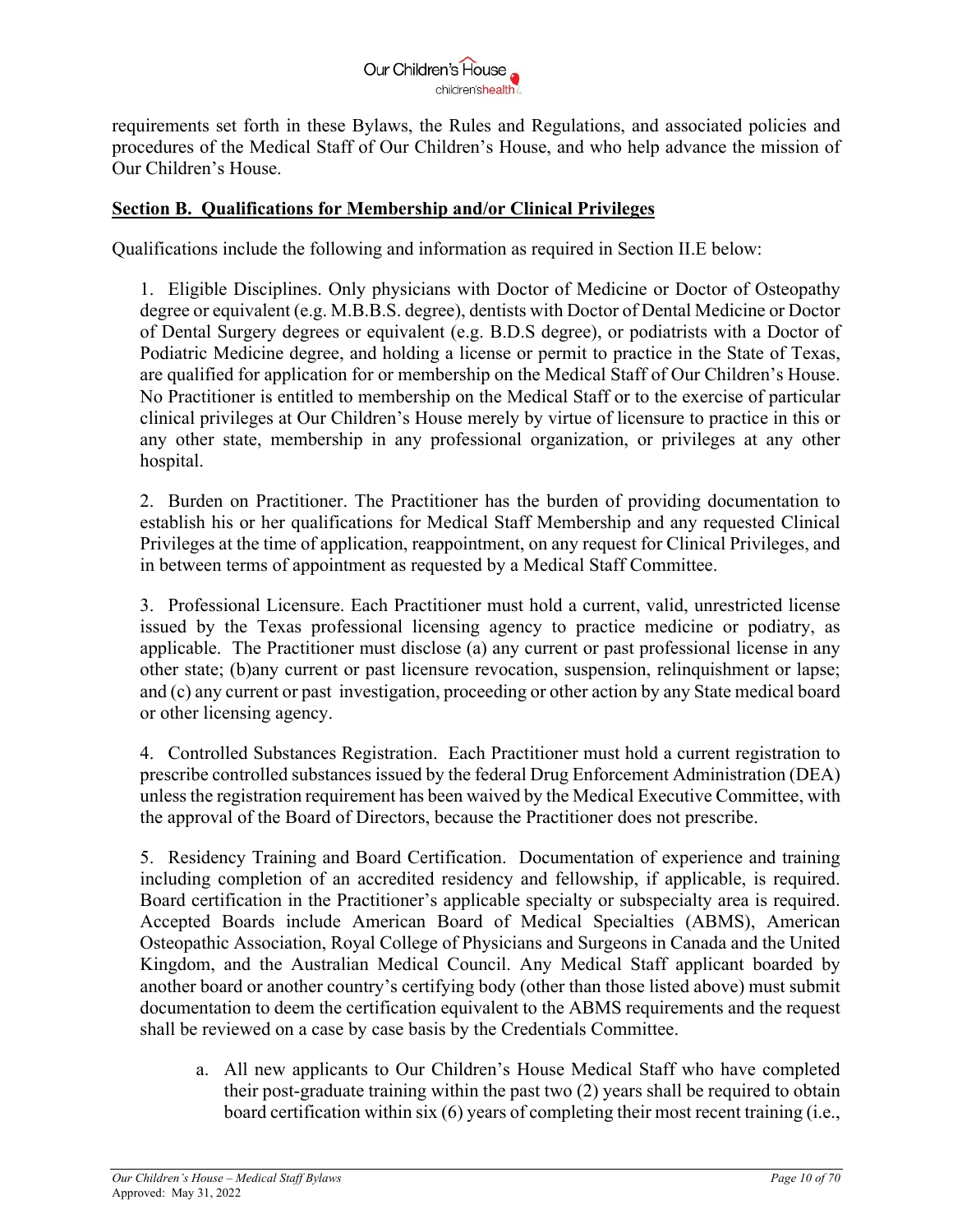requirements set forth in these Bylaws, the Rules and Regulations, and associated policies and procedures of the Medical Staff of Our Children's House, and who help advance the mission of Our Children's House.

## Section B. Qualifications for Membership and/or Clinical Privileges

Qualifications include the following and information as required in Section II.E below:

1. Eligible Disciplines. Only physicians with Doctor of Medicine or Doctor of Osteopathy degree or equivalent (e.g. M.B.B.S. degree), dentists with Doctor of Dental Medicine or Doctor of Dental Surgery degrees or equivalent (e.g. B.D.S degree), or podiatrists with a Doctor of Podiatric Medicine degree, and holding a license or permit to practice in the State of Texas, are qualified for application for or membership on the Medical Staff of Our Children's House. No Practitioner is entitled to membership on the Medical Staff or to the exercise of particular clinical privileges at Our Children's House merely by virtue of licensure to practice in this or any other state, membership in any professional organization, or privileges at any other hospital.

2. Burden on Practitioner. The Practitioner has the burden of providing documentation to establish his or her qualifications for Medical Staff Membership and any requested Clinical Privileges at the time of application, reappointment, on any request for Clinical Privileges, and in between terms of appointment as requested by a Medical Staff Committee.

3. Professional Licensure. Each Practitioner must hold a current, valid, unrestricted license issued by the Texas professional licensing agency to practice medicine or podiatry, as applicable. The Practitioner must disclose (a) any current or past professional license in any other state; (b)any current or past licensure revocation, suspension, relinquishment or lapse; and (c) any current or past investigation, proceeding or other action by any State medical board or other licensing agency.

4. Controlled Substances Registration. Each Practitioner must hold a current registration to prescribe controlled substances issued by the federal Drug Enforcement Administration (DEA) unless the registration requirement has been waived by the Medical Executive Committee, with the approval of the Board of Directors, because the Practitioner does not prescribe.

5. Residency Training and Board Certification. Documentation of experience and training including completion of an accredited residency and fellowship, if applicable, is required. Board certification in the Practitioner's applicable specialty or subspecialty area is required. Accepted Boards include American Board of Medical Specialties (ABMS), American Osteopathic Association, Royal College of Physicians and Surgeons in Canada and the United Kingdom, and the Australian Medical Council. Any Medical Staff applicant boarded by another board or another country's certifying body (other than those listed above) must submit documentation to deem the certification equivalent to the ABMS requirements and the request shall be reviewed on a case by case basis by the Credentials Committee.

   a. All new applicants to Our Children's House Medical Staff who have completed their post-graduate training within the past two (2) years shall be required to obtain board certification within six (6) years of completing their most recent training (i.e.,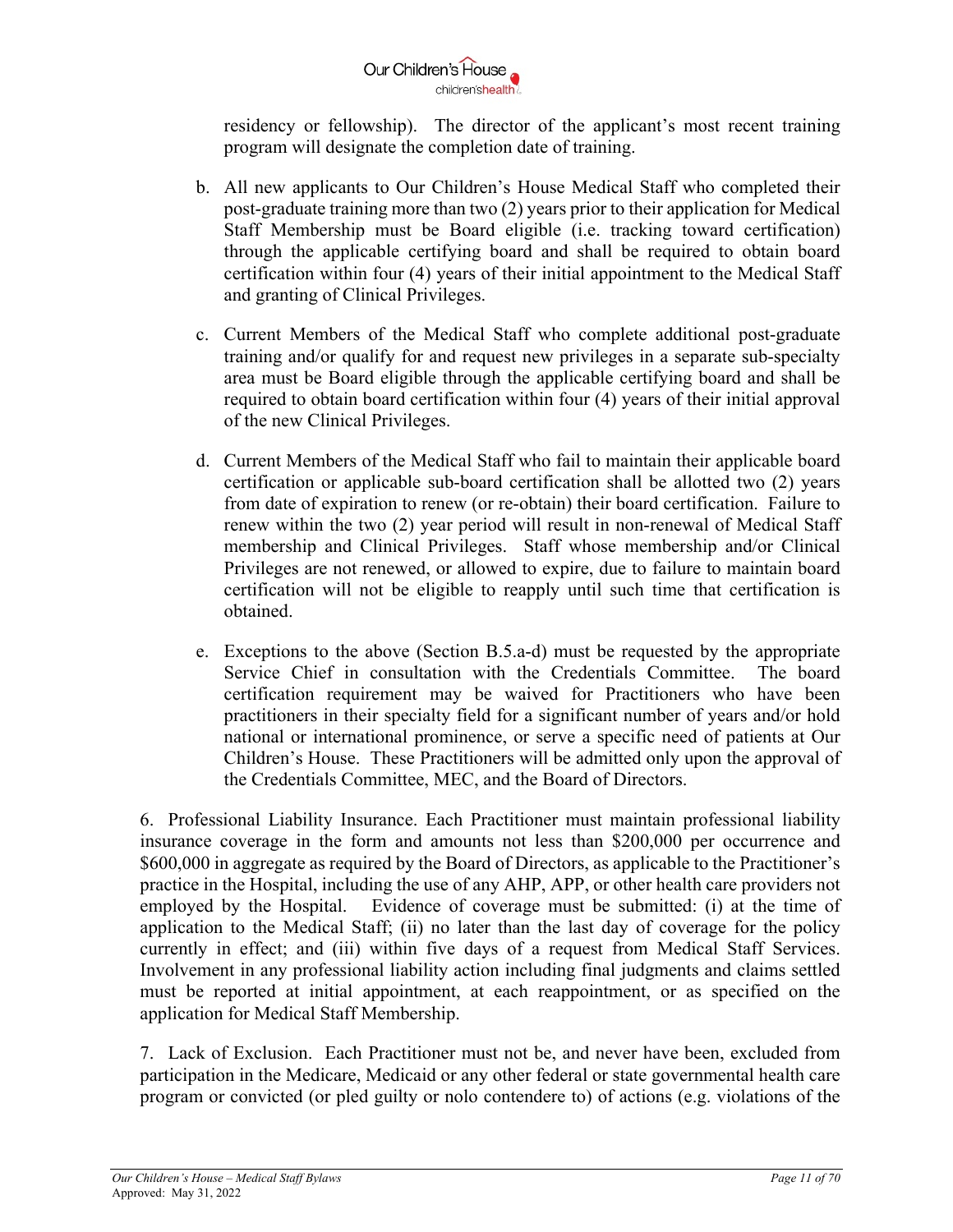residency or fellowship). The director of the applicant's most recent training program will designate the completion date of training.

b. All new applicants to Our Children's House Medical Staff who completed their post-graduate training more than two (2) years prior to their application for Medical Staff Membership must be Board eligible (i.e. tracking toward certification) through the applicable certifying board and shall be required to obtain board certification within four (4) years of their initial appointment to the Medical Staff and granting of Clinical Privileges.

c. Current Members of the Medical Staff who complete additional post-graduate training and/or qualify for and request new privileges in a separate sub-specialty area must be Board eligible through the applicable certifying board and shall be required to obtain board certification within four (4) years of their initial approval of the new Clinical Privileges.

d. Current Members of the Medical Staff who fail to maintain their applicable board certification or applicable sub-board certification shall be allotted two (2) years from date of expiration to renew (or re-obtain) their board certification. Failure to renew within the two (2) year period will result in non-renewal of Medical Staff membership and Clinical Privileges. Staff whose membership and/or Clinical Privileges are not renewed, or allowed to expire, due to failure to maintain board certification will not be eligible to reapply until such time that certification is obtained.

e. Exceptions to the above (Section B.5.a-d) must be requested by the appropriate Service Chief in consultation with the Credentials Committee. The board certification requirement may be waived for Practitioners who have been practitioners in their specialty field for a significant number of years and/or hold national or international prominence, or serve a specific need of patients at Our Children's House. These Practitioners will be admitted only upon the approval of the Credentials Committee, MEC, and the Board of Directors.

6. Professional Liability Insurance. Each Practitioner must maintain professional liability insurance coverage in the form and amounts not less than $200,000 per occurrence and $600,000 in aggregate as required by the Board of Directors, as applicable to the Practitioner's practice in the Hospital, including the use of any AHP, APP, or other health care providers not employed by the Hospital. Evidence of coverage must be submitted: (i) at the time of application to the Medical Staff; (ii) no later than the last day of coverage for the policy currently in effect; and (iii) within five days of a request from Medical Staff Services. Involvement in any professional liability action including final judgments and claims settled must be reported at initial appointment, at each reappointment, or as specified on the application for Medical Staff Membership.

7. Lack of Exclusion. Each Practitioner must not be, and never have been, excluded from participation in the Medicare, Medicaid or any other federal or state governmental health care program or convicted (or pled guilty or nolo contendere to) of actions (e.g. violations of the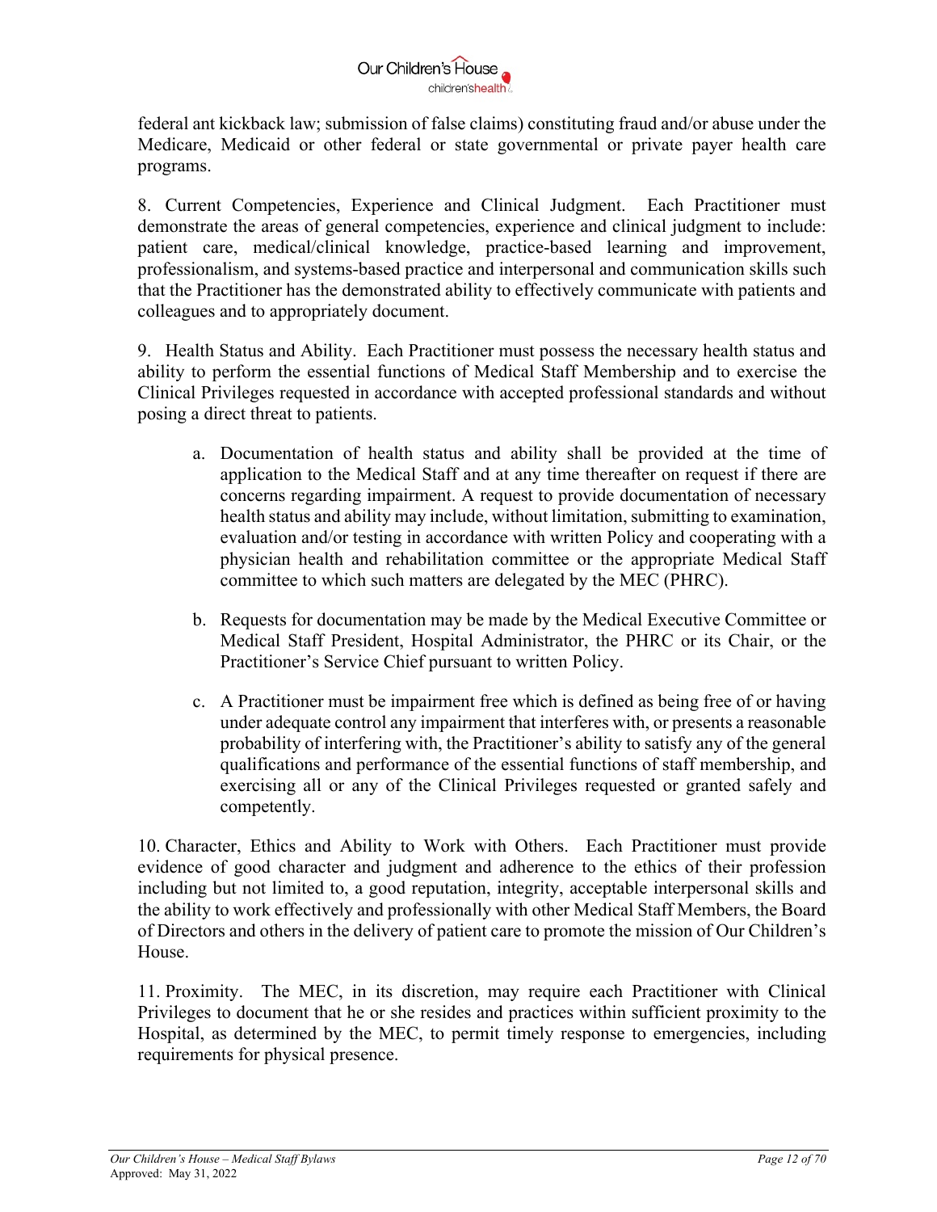federal ant kickback law; submission of false claims) constituting fraud and/or abuse under the Medicare, Medicaid or other federal or state governmental or private payer health care programs.

8. Current Competencies, Experience and Clinical Judgment. Each Practitioner must demonstrate the areas of general competencies, experience and clinical judgment to include: patient care, medical/clinical knowledge, practice-based learning and improvement, professionalism, and systems-based practice and interpersonal and communication skills such that the Practitioner has the demonstrated ability to effectively communicate with patients and colleagues and to appropriately document.

9. Health Status and Ability. Each Practitioner must possess the necessary health status and ability to perform the essential functions of Medical Staff Membership and to exercise the Clinical Privileges requested in accordance with accepted professional standards and without posing a direct threat to patients.

a. Documentation of health status and ability shall be provided at the time of application to the Medical Staff and at any time thereafter on request if there are concerns regarding impairment. A request to provide documentation of necessary health status and ability may include, without limitation, submitting to examination, evaluation and/or testing in accordance with written Policy and cooperating with a physician health and rehabilitation committee or the appropriate Medical Staff committee to which such matters are delegated by the MEC (PHRC).

b. Requests for documentation may be made by the Medical Executive Committee or Medical Staff President, Hospital Administrator, the PHRC or its Chair, or the Practitioner's Service Chief pursuant to written Policy.

c. A Practitioner must be impairment free which is defined as being free of or having under adequate control any impairment that interferes with, or presents a reasonable probability of interfering with, the Practitioner's ability to satisfy any of the general qualifications and performance of the essential functions of staff membership, and exercising all or any of the Clinical Privileges requested or granted safely and competently.

10. Character, Ethics and Ability to Work with Others. Each Practitioner must provide evidence of good character and judgment and adherence to the ethics of their profession including but not limited to, a good reputation, integrity, acceptable interpersonal skills and the ability to work effectively and professionally with other Medical Staff Members, the Board of Directors and others in the delivery of patient care to promote the mission of Our Children's House.

11. Proximity. The MEC, in its discretion, may require each Practitioner with Clinical Privileges to document that he or she resides and practices within sufficient proximity to the Hospital, as determined by the MEC, to permit timely response to emergencies, including requirements for physical presence.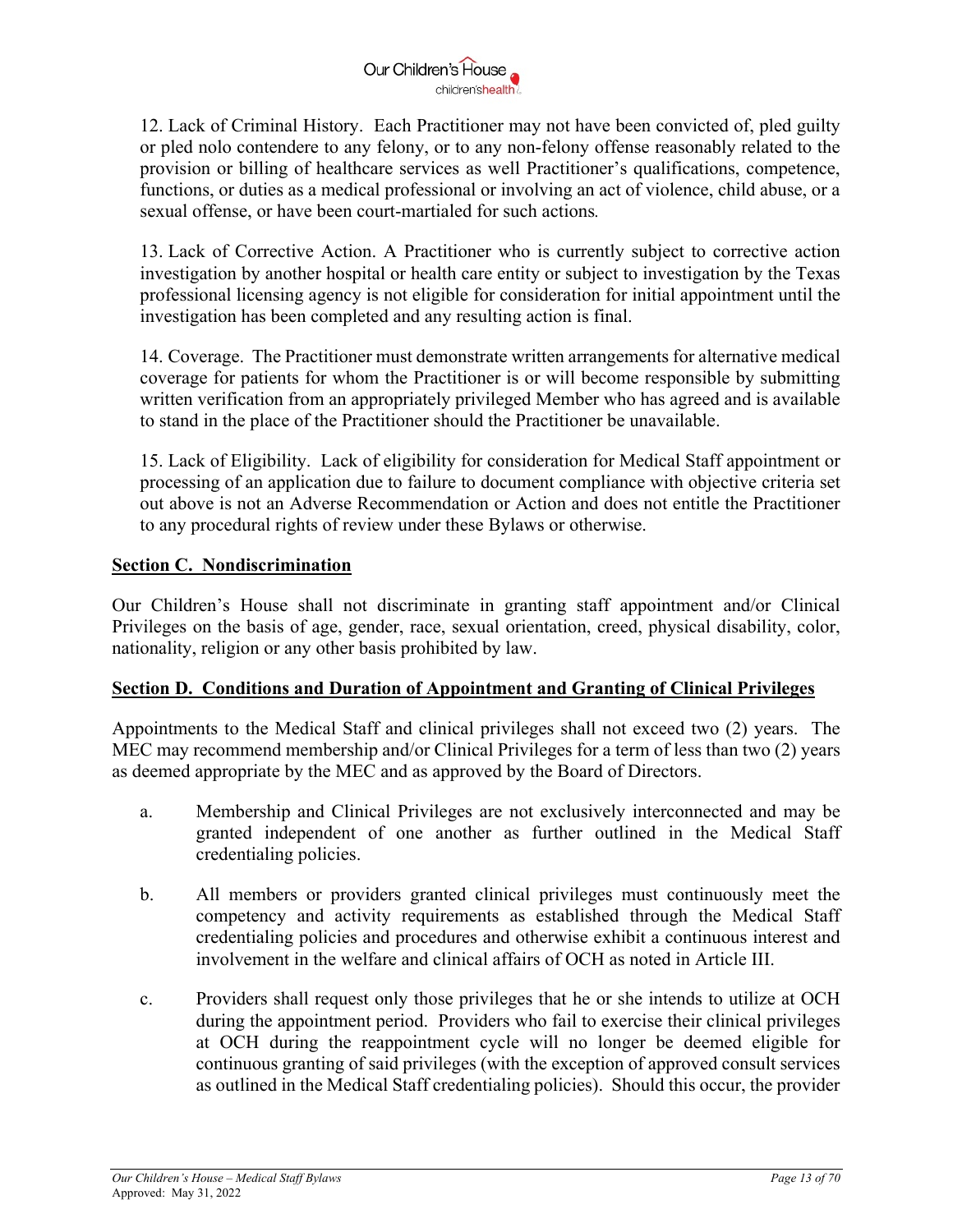12. Lack of Criminal History. Each Practitioner may not have been convicted of, pled guilty or pled nolo contendere to any felony, or to any non-felony offense reasonably related to the provision or billing of healthcare services as well Practitioner's qualifications, competence, functions, or duties as a medical professional or involving an act of violence, child abuse, or a sexual offense, or have been court-martialed for such actions.

13. Lack of Corrective Action. A Practitioner who is currently subject to corrective action investigation by another hospital or health care entity or subject to investigation by the Texas professional licensing agency is not eligible for consideration for initial appointment until the investigation has been completed and any resulting action is final.

14. Coverage. The Practitioner must demonstrate written arrangements for alternative medical coverage for patients for whom the Practitioner is or will become responsible by submitting written verification from an appropriately privileged Member who has agreed and is available to stand in the place of the Practitioner should the Practitioner be unavailable.

15. Lack of Eligibility. Lack of eligibility for consideration for Medical Staff appointment or processing of an application due to failure to document compliance with objective criteria set out above is not an Adverse Recommendation or Action and does not entitle the Practitioner to any procedural rights of review under these Bylaws or otherwise.

## Section C. Nondiscrimination

Our Children's House shall not discriminate in granting staff appointment and/or Clinical Privileges on the basis of age, gender, race, sexual orientation, creed, physical disability, color, nationality, religion or any other basis prohibited by law.

## Section D. Conditions and Duration of Appointment and Granting of Clinical Privileges

Appointments to the Medical Staff and clinical privileges shall not exceed two (2) years. The MEC may recommend membership and/or Clinical Privileges for a term of less than two (2) years as deemed appropriate by the MEC and as approved by the Board of Directors.

a. Membership and Clinical Privileges are not exclusively interconnected and may be granted independent of one another as further outlined in the Medical Staff credentialing policies.

b. All members or providers granted clinical privileges must continuously meet the competency and activity requirements as established through the Medical Staff credentialing policies and procedures and otherwise exhibit a continuous interest and involvement in the welfare and clinical affairs of OCH as noted in Article III.

c. Providers shall request only those privileges that he or she intends to utilize at OCH during the appointment period. Providers who fail to exercise their clinical privileges at OCH during the reappointment cycle will no longer be deemed eligible for continuous granting of said privileges (with the exception of approved consult services as outlined in the Medical Staff credentialing policies). Should this occur, the provider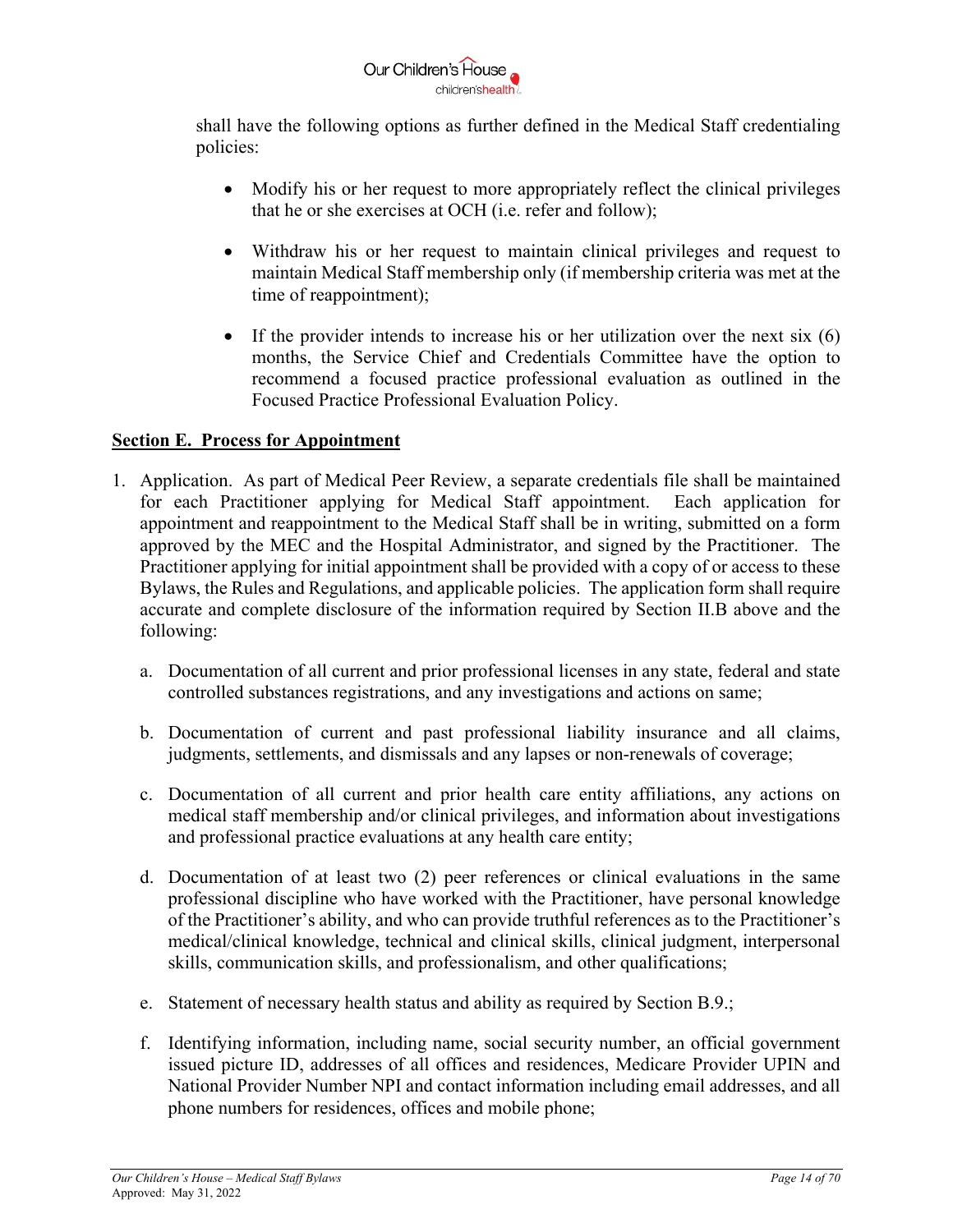shall have the following options as further defined in the Medical Staff credentialing policies:

- Modify his or her request to more appropriately reflect the clinical privileges that he or she exercises at OCH (i.e. refer and follow);
- Withdraw his or her request to maintain clinical privileges and request to maintain Medical Staff membership only (if membership criteria was met at the time of reappointment);
- If the provider intends to increase his or her utilization over the next six (6) months, the Service Chief and Credentials Committee have the option to recommend a focused practice professional evaluation as outlined in the Focused Practice Professional Evaluation Policy.

**Section E. Process for Appointment**

1. Application. As part of Medical Peer Review, a separate credentials file shall be maintained for each Practitioner applying for Medical Staff appointment. Each application for appointment and reappointment to the Medical Staff shall be in writing, submitted on a form approved by the MEC and the Hospital Administrator, and signed by the Practitioner. The Practitioner applying for initial appointment shall be provided with a copy of or access to these Bylaws, the Rules and Regulations, and applicable policies. The application form shall require accurate and complete disclosure of the information required by Section II.B above and the following:

   a. Documentation of all current and prior professional licenses in any state, federal and state controlled substances registrations, and any investigations and actions on same;

   b. Documentation of current and past professional liability insurance and all claims, judgments, settlements, and dismissals and any lapses or non-renewals of coverage;

   c. Documentation of all current and prior health care entity affiliations, any actions on medical staff membership and/or clinical privileges, and information about investigations and professional practice evaluations at any health care entity;

   d. Documentation of at least two (2) peer references or clinical evaluations in the same professional discipline who have worked with the Practitioner, have personal knowledge of the Practitioner's ability, and who can provide truthful references as to the Practitioner's medical/clinical knowledge, technical and clinical skills, clinical judgment, interpersonal skills, communication skills, and professionalism, and other qualifications;

   e. Statement of necessary health status and ability as required by Section B.9.;

   f. Identifying information, including name, social security number, an official government issued picture ID, addresses of all offices and residences, Medicare Provider UPIN and National Provider Number NPI and contact information including email addresses, and all phone numbers for residences, offices and mobile phone;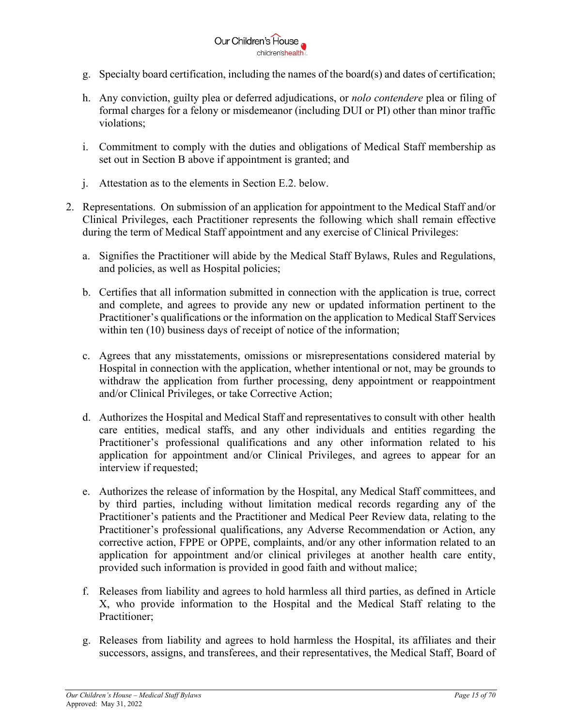g. Specialty board certification, including the names of the board(s) and dates of certification;

h. Any conviction, guilty plea or deferred adjudications, or *nolo contendere* plea or filing of formal charges for a felony or misdemeanor (including DUI or PI) other than minor traffic violations;

i. Commitment to comply with the duties and obligations of Medical Staff membership as set out in Section B above if appointment is granted; and

j. Attestation as to the elements in Section E.2. below.

2. Representations. On submission of an application for appointment to the Medical Staff and/or Clinical Privileges, each Practitioner represents the following which shall remain effective during the term of Medical Staff appointment and any exercise of Clinical Privileges:

   a. Signifies the Practitioner will abide by the Medical Staff Bylaws, Rules and Regulations, and policies, as well as Hospital policies;

   b. Certifies that all information submitted in connection with the application is true, correct and complete, and agrees to provide any new or updated information pertinent to the Practitioner's qualifications or the information on the application to Medical Staff Services within ten (10) business days of receipt of notice of the information;

   c. Agrees that any misstatements, omissions or misrepresentations considered material by Hospital in connection with the application, whether intentional or not, may be grounds to withdraw the application from further processing, deny appointment or reappointment and/or Clinical Privileges, or take Corrective Action;

   d. Authorizes the Hospital and Medical Staff and representatives to consult with other health care entities, medical staffs, and any other individuals and entities regarding the Practitioner's professional qualifications and any other information related to his application for appointment and/or Clinical Privileges, and agrees to appear for an interview if requested;

   e. Authorizes the release of information by the Hospital, any Medical Staff committees, and by third parties, including without limitation medical records regarding any of the Practitioner's patients and the Practitioner and Medical Peer Review data, relating to the Practitioner's professional qualifications, any Adverse Recommendation or Action, any corrective action, FPPE or OPPE, complaints, and/or any other information related to an application for appointment and/or clinical privileges at another health care entity, provided such information is provided in good faith and without malice;

   f. Releases from liability and agrees to hold harmless all third parties, as defined in Article X, who provide information to the Hospital and the Medical Staff relating to the Practitioner;

   g. Releases from liability and agrees to hold harmless the Hospital, its affiliates and their successors, assigns, and transferees, and their representatives, the Medical Staff, Board of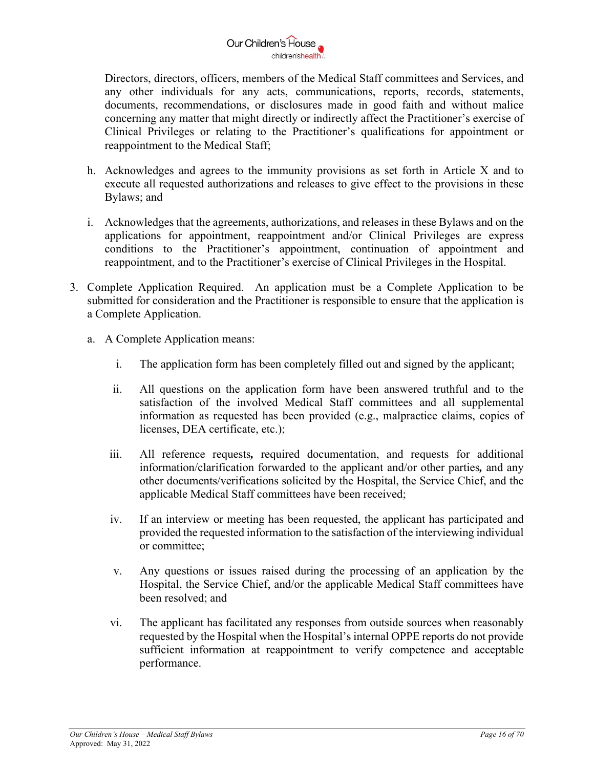Directors, directors, officers, members of the Medical Staff committees and Services, and any other individuals for any acts, communications, reports, records, statements, documents, recommendations, or disclosures made in good faith and without malice concerning any matter that might directly or indirectly affect the Practitioner's exercise of Clinical Privileges or relating to the Practitioner's qualifications for appointment or reappointment to the Medical Staff;

h. Acknowledges and agrees to the immunity provisions as set forth in Article X and to execute all requested authorizations and releases to give effect to the provisions in these Bylaws; and

i. Acknowledges that the agreements, authorizations, and releases in these Bylaws and on the applications for appointment, reappointment and/or Clinical Privileges are express conditions to the Practitioner's appointment, continuation of appointment and reappointment, and to the Practitioner's exercise of Clinical Privileges in the Hospital.

3. Complete Application Required. An application must be a Complete Application to be submitted for consideration and the Practitioner is responsible to ensure that the application is a Complete Application.

   a. A Complete Application means:

      i. The application form has been completely filled out and signed by the applicant;

      ii. All questions on the application form have been answered truthful and to the satisfaction of the involved Medical Staff committees and all supplemental information as requested has been provided (e.g., malpractice claims, copies of licenses, DEA certificate, etc.);

      iii. All reference requests**,** required documentation, and requests for additional information/clarification forwarded to the applicant and/or other parties**,** and any other documents/verifications solicited by the Hospital, the Service Chief, and the applicable Medical Staff committees have been received;

      iv. If an interview or meeting has been requested, the applicant has participated and provided the requested information to the satisfaction of the interviewing individual or committee;

      v. Any questions or issues raised during the processing of an application by the Hospital, the Service Chief, and/or the applicable Medical Staff committees have been resolved; and

      vi. The applicant has facilitated any responses from outside sources when reasonably requested by the Hospital when the Hospital's internal OPPE reports do not provide sufficient information at reappointment to verify competence and acceptable performance.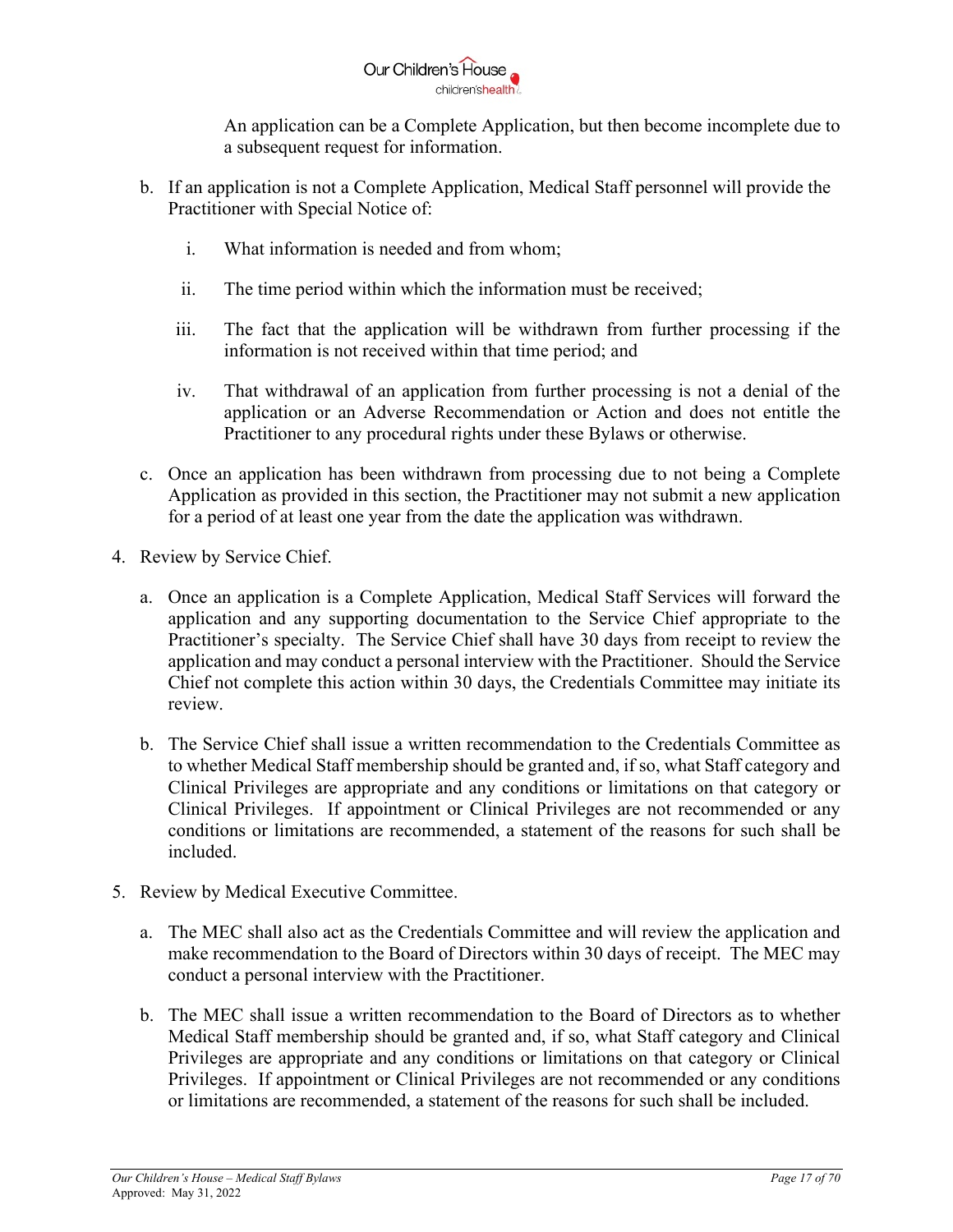An application can be a Complete Application, but then become incomplete due to a subsequent request for information.

b. If an application is not a Complete Application, Medical Staff personnel will provide the Practitioner with Special Notice of:

   i. What information is needed and from whom;

   ii. The time period within which the information must be received;

   iii. The fact that the application will be withdrawn from further processing if the information is not received within that time period; and

   iv. That withdrawal of an application from further processing is not a denial of the application or an Adverse Recommendation or Action and does not entitle the Practitioner to any procedural rights under these Bylaws or otherwise.

c. Once an application has been withdrawn from processing due to not being a Complete Application as provided in this section, the Practitioner may not submit a new application for a period of at least one year from the date the application was withdrawn.

4. Review by Service Chief.

   a. Once an application is a Complete Application, Medical Staff Services will forward the application and any supporting documentation to the Service Chief appropriate to the Practitioner's specialty. The Service Chief shall have 30 days from receipt to review the application and may conduct a personal interview with the Practitioner. Should the Service Chief not complete this action within 30 days, the Credentials Committee may initiate its review.

   b. The Service Chief shall issue a written recommendation to the Credentials Committee as to whether Medical Staff membership should be granted and, if so, what Staff category and Clinical Privileges are appropriate and any conditions or limitations on that category or Clinical Privileges. If appointment or Clinical Privileges are not recommended or any conditions or limitations are recommended, a statement of the reasons for such shall be included.

5. Review by Medical Executive Committee.

   a. The MEC shall also act as the Credentials Committee and will review the application and make recommendation to the Board of Directors within 30 days of receipt. The MEC may conduct a personal interview with the Practitioner.

   b. The MEC shall issue a written recommendation to the Board of Directors as to whether Medical Staff membership should be granted and, if so, what Staff category and Clinical Privileges are appropriate and any conditions or limitations on that category or Clinical Privileges. If appointment or Clinical Privileges are not recommended or any conditions or limitations are recommended, a statement of the reasons for such shall be included.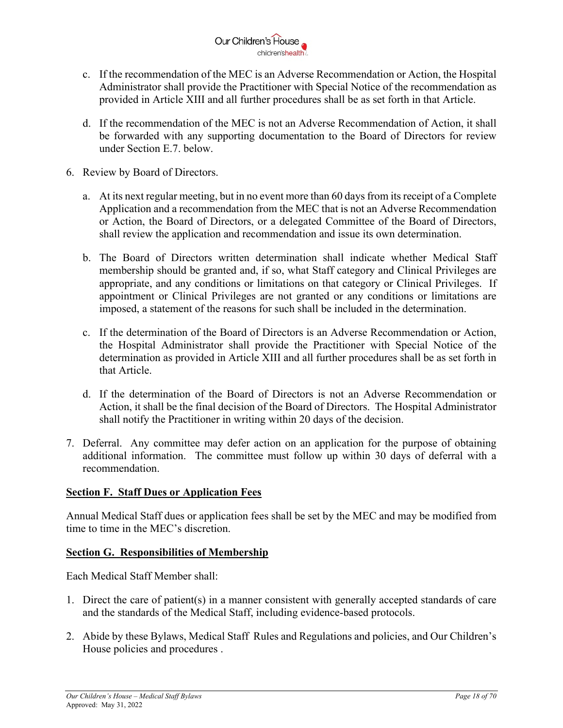c. If the recommendation of the MEC is an Adverse Recommendation or Action, the Hospital Administrator shall provide the Practitioner with Special Notice of the recommendation as provided in Article XIII and all further procedures shall be as set forth in that Article.

d. If the recommendation of the MEC is not an Adverse Recommendation of Action, it shall be forwarded with any supporting documentation to the Board of Directors for review under Section E.7. below.

6. Review by Board of Directors.

   a. At its next regular meeting, but in no event more than 60 days from its receipt of a Complete Application and a recommendation from the MEC that is not an Adverse Recommendation or Action, the Board of Directors, or a delegated Committee of the Board of Directors, shall review the application and recommendation and issue its own determination.

   b. The Board of Directors written determination shall indicate whether Medical Staff membership should be granted and, if so, what Staff category and Clinical Privileges are appropriate, and any conditions or limitations on that category or Clinical Privileges. If appointment or Clinical Privileges are not granted or any conditions or limitations are imposed, a statement of the reasons for such shall be included in the determination.

   c. If the determination of the Board of Directors is an Adverse Recommendation or Action, the Hospital Administrator shall provide the Practitioner with Special Notice of the determination as provided in Article XIII and all further procedures shall be as set forth in that Article.

   d. If the determination of the Board of Directors is not an Adverse Recommendation or Action, it shall be the final decision of the Board of Directors. The Hospital Administrator shall notify the Practitioner in writing within 20 days of the decision.

7. Deferral. Any committee may defer action on an application for the purpose of obtaining additional information. The committee must follow up within 30 days of deferral with a recommendation.

**Section F. Staff Dues or Application Fees**

Annual Medical Staff dues or application fees shall be set by the MEC and may be modified from time to time in the MEC's discretion.

**Section G. Responsibilities of Membership**

Each Medical Staff Member shall:

1. Direct the care of patient(s) in a manner consistent with generally accepted standards of care and the standards of the Medical Staff, including evidence-based protocols.

2. Abide by these Bylaws, Medical Staff Rules and Regulations and policies, and Our Children's House policies and procedures .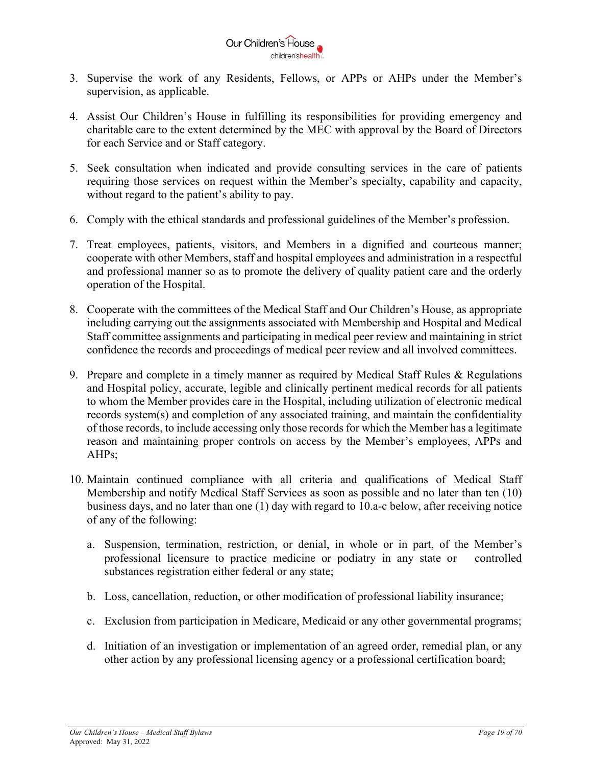3. Supervise the work of any Residents, Fellows, or APPs or AHPs under the Member's supervision, as applicable.

4. Assist Our Children's House in fulfilling its responsibilities for providing emergency and charitable care to the extent determined by the MEC with approval by the Board of Directors for each Service and or Staff category.

5. Seek consultation when indicated and provide consulting services in the care of patients requiring those services on request within the Member's specialty, capability and capacity, without regard to the patient's ability to pay.

6. Comply with the ethical standards and professional guidelines of the Member's profession.

7. Treat employees, patients, visitors, and Members in a dignified and courteous manner; cooperate with other Members, staff and hospital employees and administration in a respectful and professional manner so as to promote the delivery of quality patient care and the orderly operation of the Hospital.

8. Cooperate with the committees of the Medical Staff and Our Children's House, as appropriate including carrying out the assignments associated with Membership and Hospital and Medical Staff committee assignments and participating in medical peer review and maintaining in strict confidence the records and proceedings of medical peer review and all involved committees.

9. Prepare and complete in a timely manner as required by Medical Staff Rules & Regulations and Hospital policy, accurate, legible and clinically pertinent medical records for all patients to whom the Member provides care in the Hospital, including utilization of electronic medical records system(s) and completion of any associated training, and maintain the confidentiality of those records, to include accessing only those records for which the Member has a legitimate reason and maintaining proper controls on access by the Member's employees, APPs and AHPs;

10. Maintain continued compliance with all criteria and qualifications of Medical Staff Membership and notify Medical Staff Services as soon as possible and no later than ten (10) business days, and no later than one (1) day with regard to 10.a-c below, after receiving notice of any of the following:

    a. Suspension, termination, restriction, or denial, in whole or in part, of the Member's professional licensure to practice medicine or podiatry in any state or controlled substances registration either federal or any state;

    b. Loss, cancellation, reduction, or other modification of professional liability insurance;

    c. Exclusion from participation in Medicare, Medicaid or any other governmental programs;

    d. Initiation of an investigation or implementation of an agreed order, remedial plan, or any other action by any professional licensing agency or a professional certification board;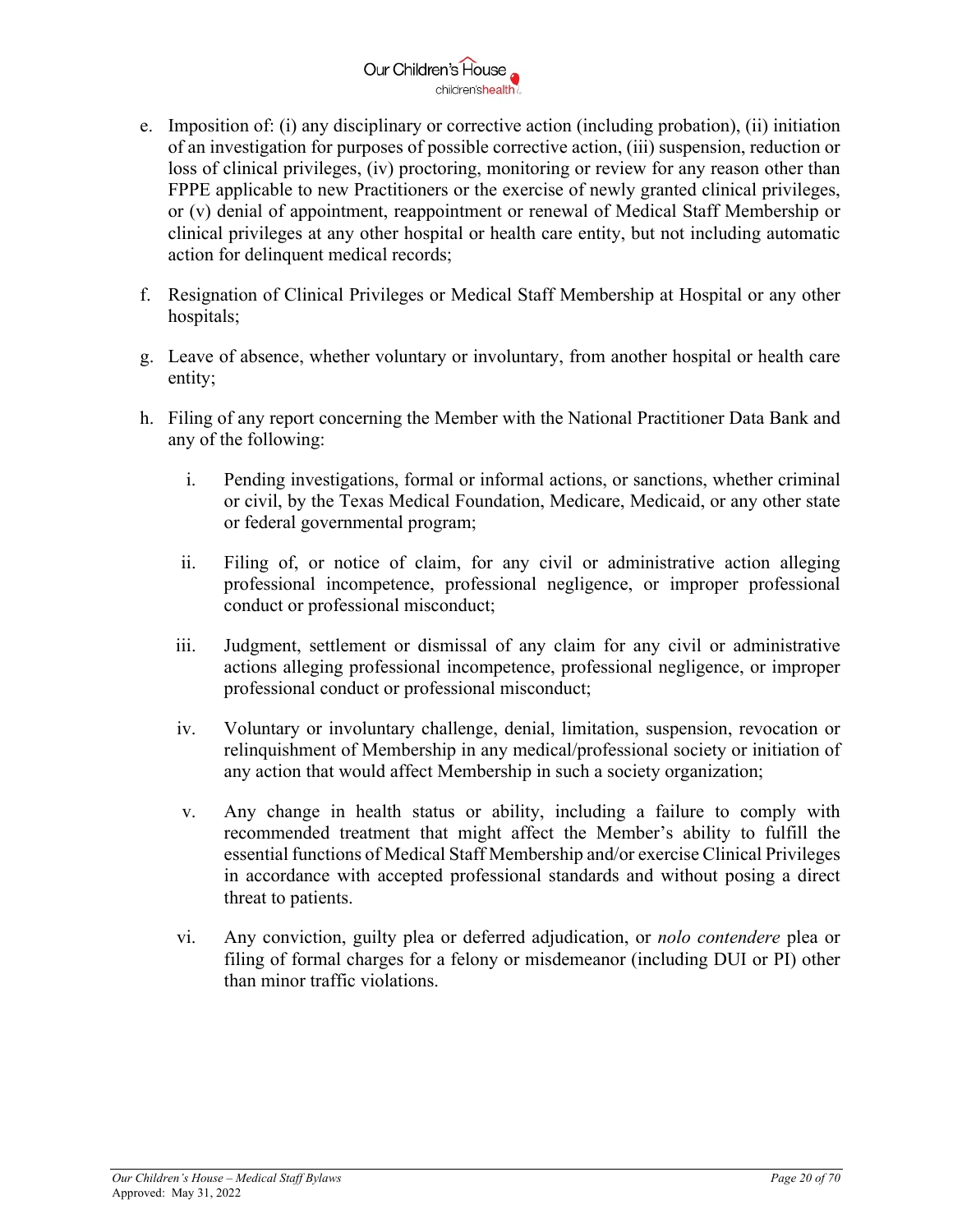e. Imposition of: (i) any disciplinary or corrective action (including probation), (ii) initiation of an investigation for purposes of possible corrective action, (iii) suspension, reduction or loss of clinical privileges, (iv) proctoring, monitoring or review for any reason other than FPPE applicable to new Practitioners or the exercise of newly granted clinical privileges, or (v) denial of appointment, reappointment or renewal of Medical Staff Membership or clinical privileges at any other hospital or health care entity, but not including automatic action for delinquent medical records;

f. Resignation of Clinical Privileges or Medical Staff Membership at Hospital or any other hospitals;

g. Leave of absence, whether voluntary or involuntary, from another hospital or health care entity;

h. Filing of any report concerning the Member with the National Practitioner Data Bank and any of the following:

   i. Pending investigations, formal or informal actions, or sanctions, whether criminal or civil, by the Texas Medical Foundation, Medicare, Medicaid, or any other state or federal governmental program;

   ii. Filing of, or notice of claim, for any civil or administrative action alleging professional incompetence, professional negligence, or improper professional conduct or professional misconduct;

   iii. Judgment, settlement or dismissal of any claim for any civil or administrative actions alleging professional incompetence, professional negligence, or improper professional conduct or professional misconduct;

   iv. Voluntary or involuntary challenge, denial, limitation, suspension, revocation or relinquishment of Membership in any medical/professional society or initiation of any action that would affect Membership in such a society organization;

   v. Any change in health status or ability, including a failure to comply with recommended treatment that might affect the Member's ability to fulfill the essential functions of Medical Staff Membership and/or exercise Clinical Privileges in accordance with accepted professional standards and without posing a direct threat to patients.

   vi. Any conviction, guilty plea or deferred adjudication, or *nolo contendere* plea or filing of formal charges for a felony or misdemeanor (including DUI or PI) other than minor traffic violations.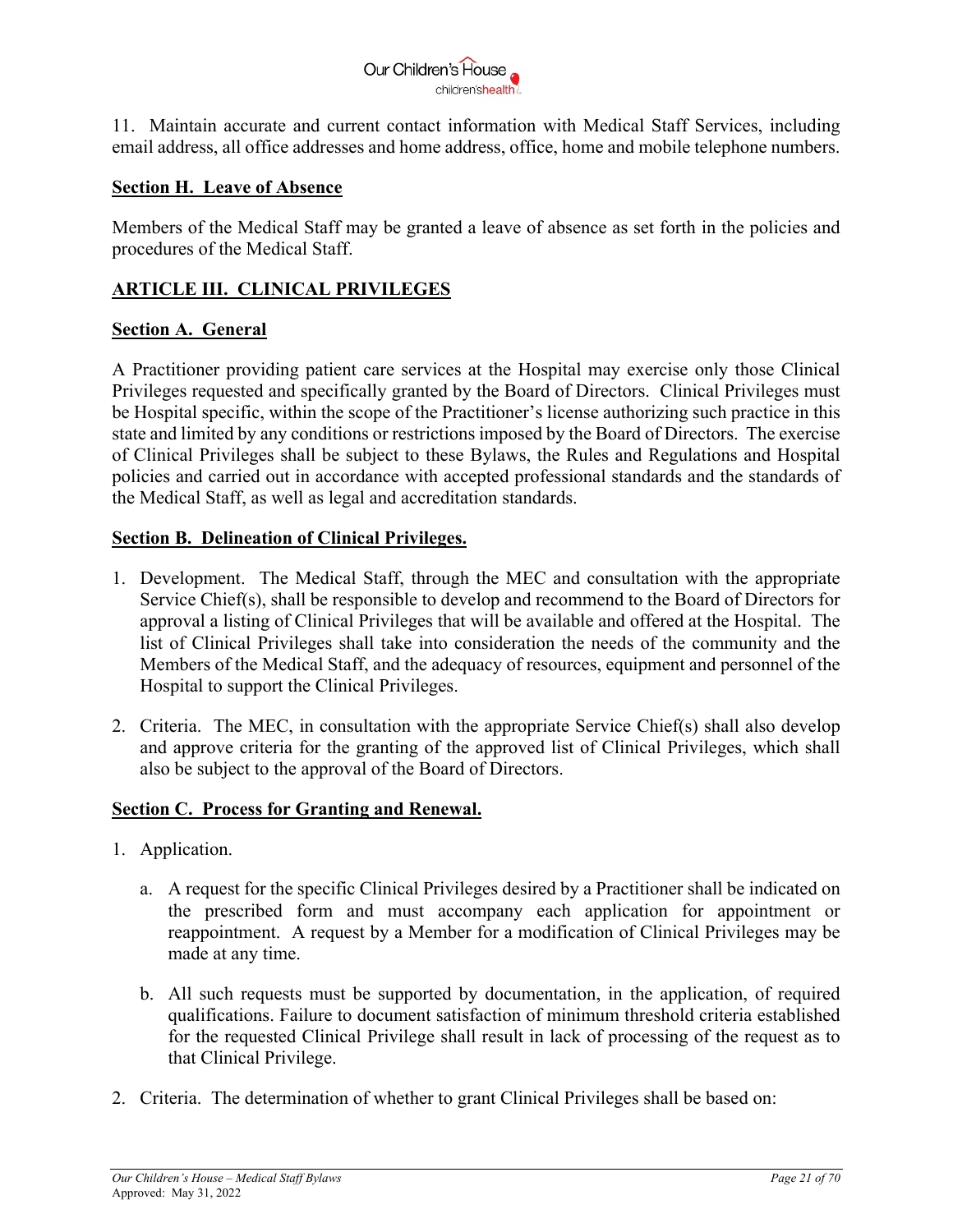11. Maintain accurate and current contact information with Medical Staff Services, including email address, all office addresses and home address, office, home and mobile telephone numbers.

### Section H. Leave of Absence

Members of the Medical Staff may be granted a leave of absence as set forth in the policies and procedures of the Medical Staff.

## ARTICLE III. CLINICAL PRIVILEGES

### Section A. General

A Practitioner providing patient care services at the Hospital may exercise only those Clinical Privileges requested and specifically granted by the Board of Directors. Clinical Privileges must be Hospital specific, within the scope of the Practitioner's license authorizing such practice in this state and limited by any conditions or restrictions imposed by the Board of Directors. The exercise of Clinical Privileges shall be subject to these Bylaws, the Rules and Regulations and Hospital policies and carried out in accordance with accepted professional standards and the standards of the Medical Staff, as well as legal and accreditation standards.

### Section B. Delineation of Clinical Privileges.

1. Development. The Medical Staff, through the MEC and consultation with the appropriate Service Chief(s), shall be responsible to develop and recommend to the Board of Directors for approval a listing of Clinical Privileges that will be available and offered at the Hospital. The list of Clinical Privileges shall take into consideration the needs of the community and the Members of the Medical Staff, and the adequacy of resources, equipment and personnel of the Hospital to support the Clinical Privileges.

2. Criteria. The MEC, in consultation with the appropriate Service Chief(s) shall also develop and approve criteria for the granting of the approved list of Clinical Privileges, which shall also be subject to the approval of the Board of Directors.

### Section C. Process for Granting and Renewal.

1. Application.

   a. A request for the specific Clinical Privileges desired by a Practitioner shall be indicated on the prescribed form and must accompany each application for appointment or reappointment. A request by a Member for a modification of Clinical Privileges may be made at any time.

   b. All such requests must be supported by documentation, in the application, of required qualifications. Failure to document satisfaction of minimum threshold criteria established for the requested Clinical Privilege shall result in lack of processing of the request as to that Clinical Privilege.

2. Criteria. The determination of whether to grant Clinical Privileges shall be based on: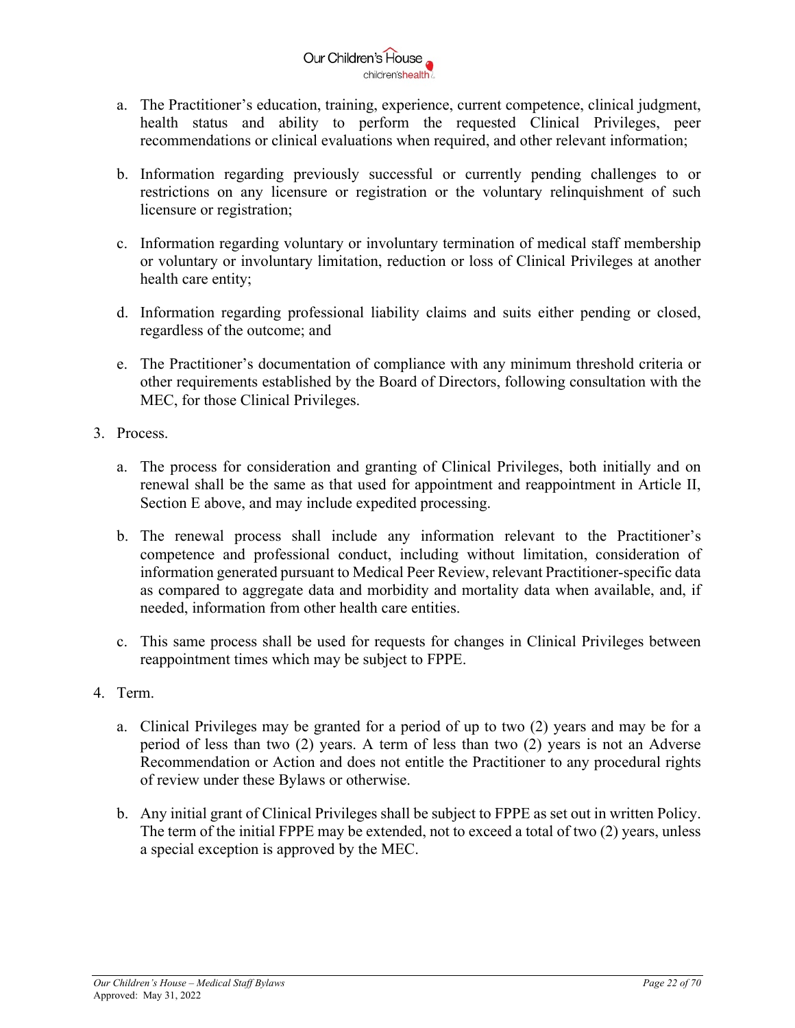a. The Practitioner's education, training, experience, current competence, clinical judgment, health status and ability to perform the requested Clinical Privileges, peer recommendations or clinical evaluations when required, and other relevant information;

b. Information regarding previously successful or currently pending challenges to or restrictions on any licensure or registration or the voluntary relinquishment of such licensure or registration;

c. Information regarding voluntary or involuntary termination of medical staff membership or voluntary or involuntary limitation, reduction or loss of Clinical Privileges at another health care entity;

d. Information regarding professional liability claims and suits either pending or closed, regardless of the outcome; and

e. The Practitioner's documentation of compliance with any minimum threshold criteria or other requirements established by the Board of Directors, following consultation with the MEC, for those Clinical Privileges.

3. Process.

   a. The process for consideration and granting of Clinical Privileges, both initially and on renewal shall be the same as that used for appointment and reappointment in Article II, Section E above, and may include expedited processing.

   b. The renewal process shall include any information relevant to the Practitioner's competence and professional conduct, including without limitation, consideration of information generated pursuant to Medical Peer Review, relevant Practitioner-specific data as compared to aggregate data and morbidity and mortality data when available, and, if needed, information from other health care entities.

   c. This same process shall be used for requests for changes in Clinical Privileges between reappointment times which may be subject to FPPE.

4. Term.

   a. Clinical Privileges may be granted for a period of up to two (2) years and may be for a period of less than two (2) years. A term of less than two (2) years is not an Adverse Recommendation or Action and does not entitle the Practitioner to any procedural rights of review under these Bylaws or otherwise.

   b. Any initial grant of Clinical Privileges shall be subject to FPPE as set out in written Policy. The term of the initial FPPE may be extended, not to exceed a total of two (2) years, unless a special exception is approved by the MEC.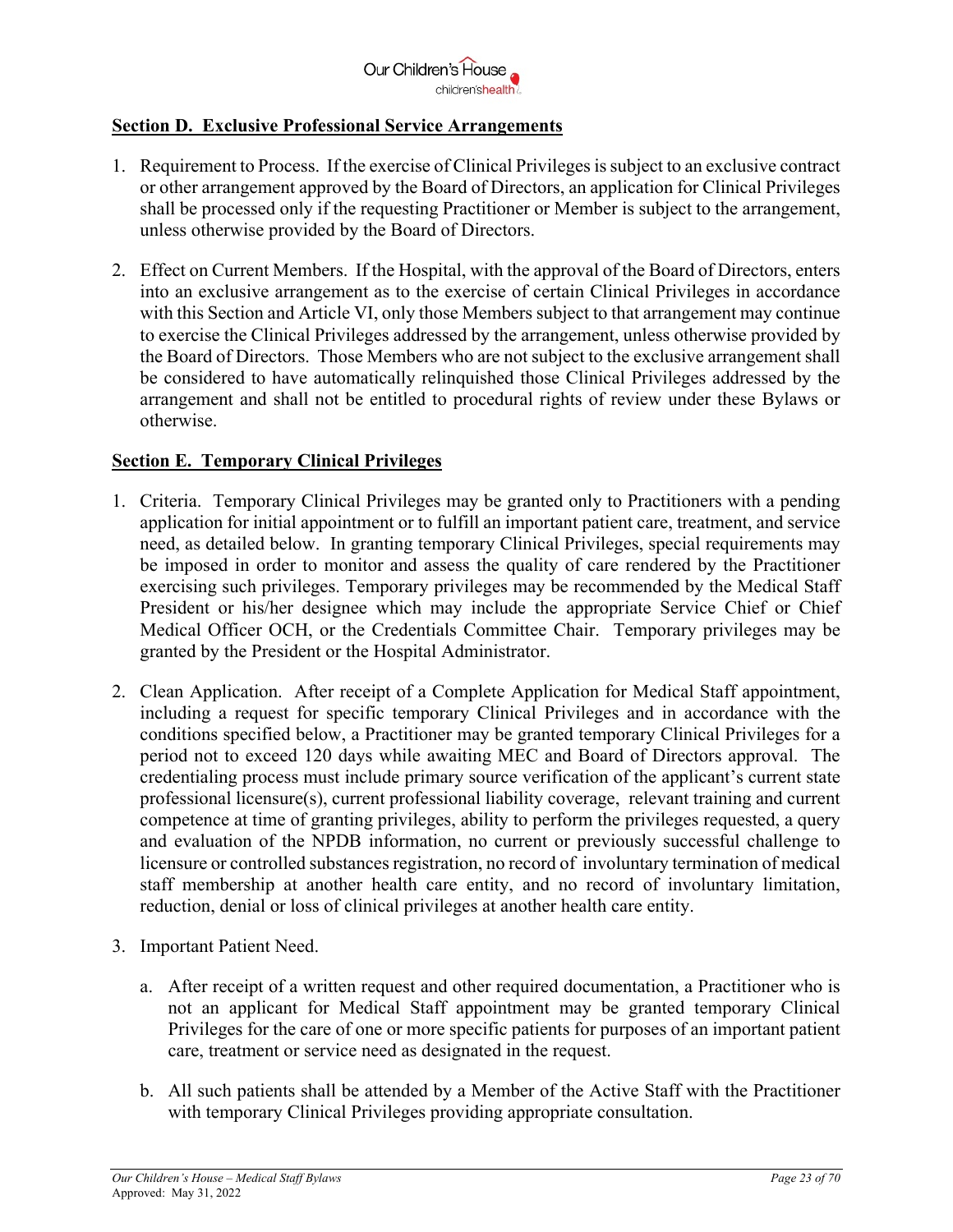**Section D. Exclusive Professional Service Arrangements**

1. Requirement to Process. If the exercise of Clinical Privileges is subject to an exclusive contract or other arrangement approved by the Board of Directors, an application for Clinical Privileges shall be processed only if the requesting Practitioner or Member is subject to the arrangement, unless otherwise provided by the Board of Directors.

2. Effect on Current Members. If the Hospital, with the approval of the Board of Directors, enters into an exclusive arrangement as to the exercise of certain Clinical Privileges in accordance with this Section and Article VI, only those Members subject to that arrangement may continue to exercise the Clinical Privileges addressed by the arrangement, unless otherwise provided by the Board of Directors. Those Members who are not subject to the exclusive arrangement shall be considered to have automatically relinquished those Clinical Privileges addressed by the arrangement and shall not be entitled to procedural rights of review under these Bylaws or otherwise.

**Section E. Temporary Clinical Privileges**

1. Criteria. Temporary Clinical Privileges may be granted only to Practitioners with a pending application for initial appointment or to fulfill an important patient care, treatment, and service need, as detailed below. In granting temporary Clinical Privileges, special requirements may be imposed in order to monitor and assess the quality of care rendered by the Practitioner exercising such privileges. Temporary privileges may be recommended by the Medical Staff President or his/her designee which may include the appropriate Service Chief or Chief Medical Officer OCH, or the Credentials Committee Chair. Temporary privileges may be granted by the President or the Hospital Administrator.

2. Clean Application. After receipt of a Complete Application for Medical Staff appointment, including a request for specific temporary Clinical Privileges and in accordance with the conditions specified below, a Practitioner may be granted temporary Clinical Privileges for a period not to exceed 120 days while awaiting MEC and Board of Directors approval. The credentialing process must include primary source verification of the applicant's current state professional licensure(s), current professional liability coverage, relevant training and current competence at time of granting privileges, ability to perform the privileges requested, a query and evaluation of the NPDB information, no current or previously successful challenge to licensure or controlled substances registration, no record of involuntary termination of medical staff membership at another health care entity, and no record of involuntary limitation, reduction, denial or loss of clinical privileges at another health care entity.

3. Important Patient Need.

   a. After receipt of a written request and other required documentation, a Practitioner who is not an applicant for Medical Staff appointment may be granted temporary Clinical Privileges for the care of one or more specific patients for purposes of an important patient care, treatment or service need as designated in the request.

   b. All such patients shall be attended by a Member of the Active Staff with the Practitioner with temporary Clinical Privileges providing appropriate consultation.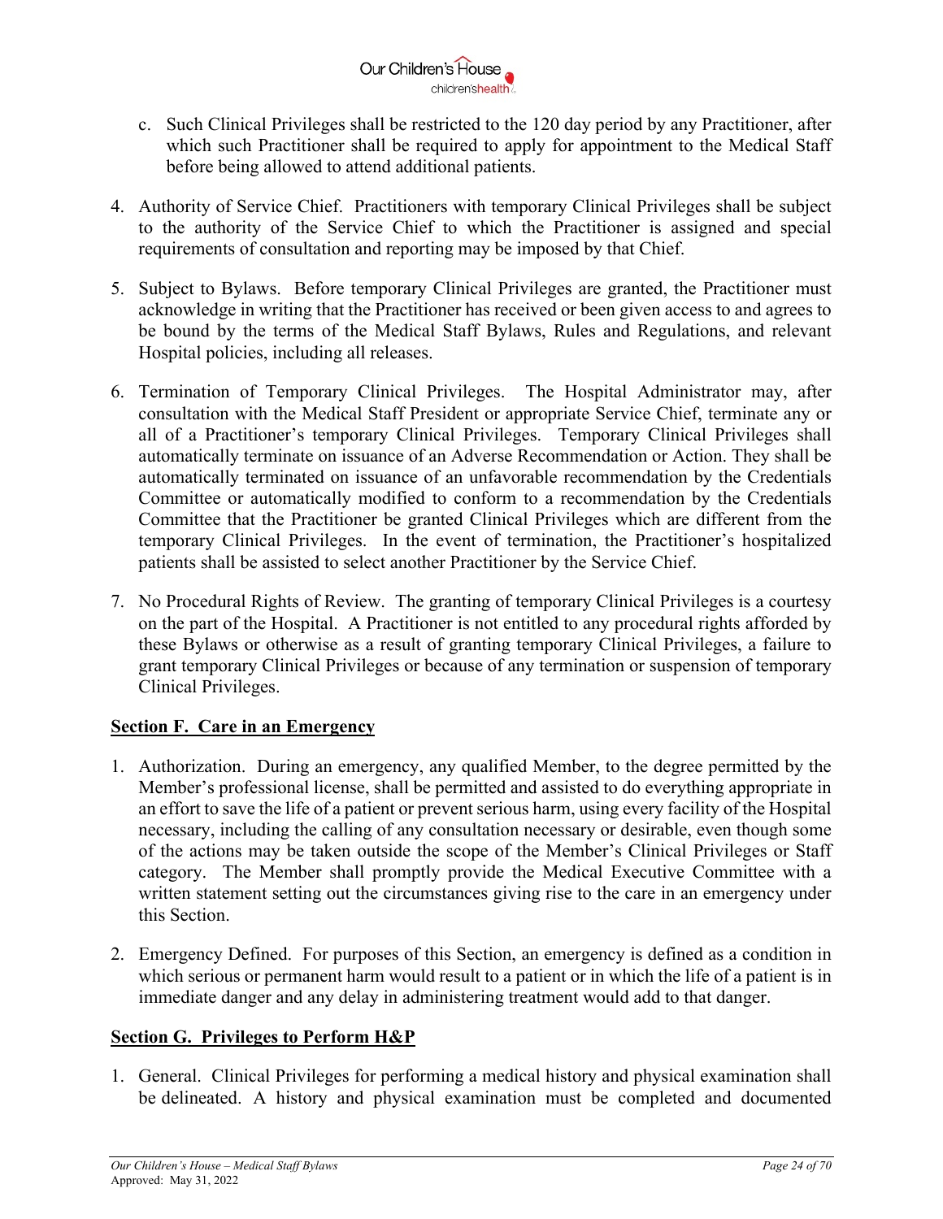c. Such Clinical Privileges shall be restricted to the 120 day period by any Practitioner, after which such Practitioner shall be required to apply for appointment to the Medical Staff before being allowed to attend additional patients.

4. Authority of Service Chief. Practitioners with temporary Clinical Privileges shall be subject to the authority of the Service Chief to which the Practitioner is assigned and special requirements of consultation and reporting may be imposed by that Chief.

5. Subject to Bylaws. Before temporary Clinical Privileges are granted, the Practitioner must acknowledge in writing that the Practitioner has received or been given access to and agrees to be bound by the terms of the Medical Staff Bylaws, Rules and Regulations, and relevant Hospital policies, including all releases.

6. Termination of Temporary Clinical Privileges. The Hospital Administrator may, after consultation with the Medical Staff President or appropriate Service Chief, terminate any or all of a Practitioner's temporary Clinical Privileges. Temporary Clinical Privileges shall automatically terminate on issuance of an Adverse Recommendation or Action. They shall be automatically terminated on issuance of an unfavorable recommendation by the Credentials Committee or automatically modified to conform to a recommendation by the Credentials Committee that the Practitioner be granted Clinical Privileges which are different from the temporary Clinical Privileges. In the event of termination, the Practitioner's hospitalized patients shall be assisted to select another Practitioner by the Service Chief.

7. No Procedural Rights of Review. The granting of temporary Clinical Privileges is a courtesy on the part of the Hospital. A Practitioner is not entitled to any procedural rights afforded by these Bylaws or otherwise as a result of granting temporary Clinical Privileges, a failure to grant temporary Clinical Privileges or because of any termination or suspension of temporary Clinical Privileges.

## Section F. Care in an Emergency

1. Authorization. During an emergency, any qualified Member, to the degree permitted by the Member's professional license, shall be permitted and assisted to do everything appropriate in an effort to save the life of a patient or prevent serious harm, using every facility of the Hospital necessary, including the calling of any consultation necessary or desirable, even though some of the actions may be taken outside the scope of the Member's Clinical Privileges or Staff category. The Member shall promptly provide the Medical Executive Committee with a written statement setting out the circumstances giving rise to the care in an emergency under this Section.

2. Emergency Defined. For purposes of this Section, an emergency is defined as a condition in which serious or permanent harm would result to a patient or in which the life of a patient is in immediate danger and any delay in administering treatment would add to that danger.

## Section G. Privileges to Perform H&P

1. General. Clinical Privileges for performing a medical history and physical examination shall be delineated. A history and physical examination must be completed and documented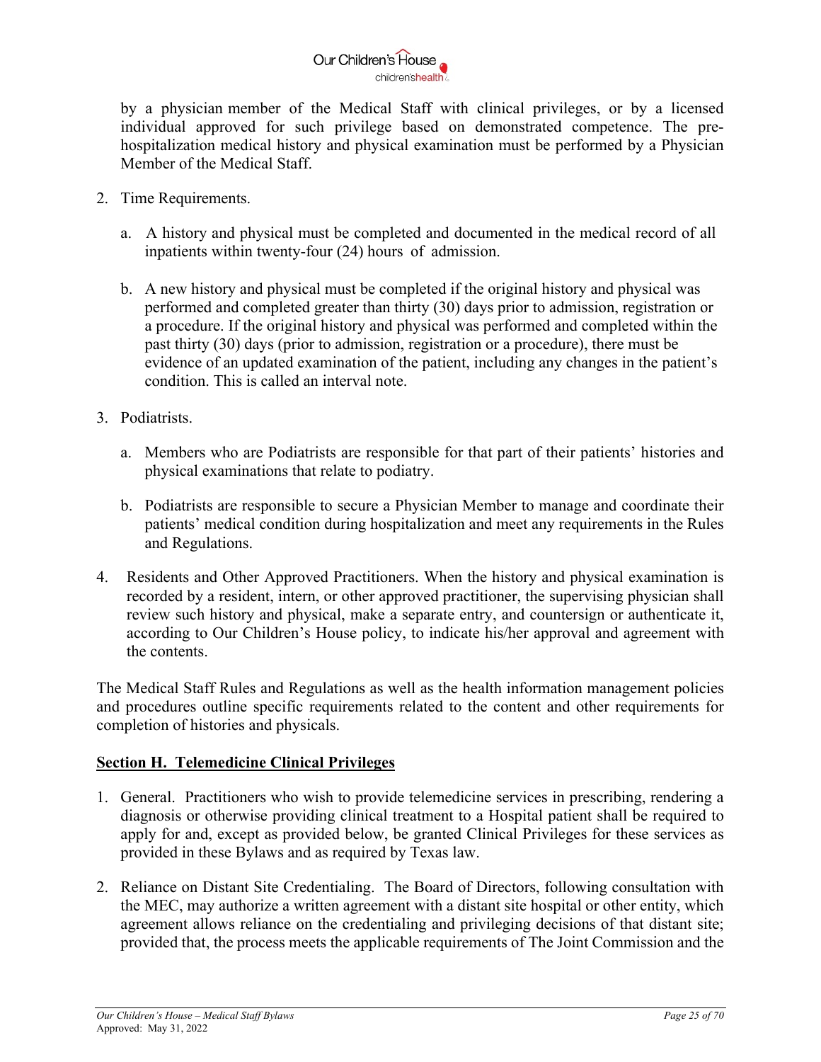by a physician member of the Medical Staff with clinical privileges, or by a licensed individual approved for such privilege based on demonstrated competence. The pre-hospitalization medical history and physical examination must be performed by a Physician Member of the Medical Staff.

2. Time Requirements.

   a. A history and physical must be completed and documented in the medical record of all inpatients within twenty-four (24) hours of admission.

   b. A new history and physical must be completed if the original history and physical was performed and completed greater than thirty (30) days prior to admission, registration or a procedure. If the original history and physical was performed and completed within the past thirty (30) days (prior to admission, registration or a procedure), there must be evidence of an updated examination of the patient, including any changes in the patient's condition. This is called an interval note.

3. Podiatrists.

   a. Members who are Podiatrists are responsible for that part of their patients' histories and physical examinations that relate to podiatry.

   b. Podiatrists are responsible to secure a Physician Member to manage and coordinate their patients' medical condition during hospitalization and meet any requirements in the Rules and Regulations.

4. Residents and Other Approved Practitioners. When the history and physical examination is recorded by a resident, intern, or other approved practitioner, the supervising physician shall review such history and physical, make a separate entry, and countersign or authenticate it, according to Our Children's House policy, to indicate his/her approval and agreement with the contents.

The Medical Staff Rules and Regulations as well as the health information management policies and procedures outline specific requirements related to the content and other requirements for completion of histories and physicals.

**Section H. Telemedicine Clinical Privileges**

1. General. Practitioners who wish to provide telemedicine services in prescribing, rendering a diagnosis or otherwise providing clinical treatment to a Hospital patient shall be required to apply for and, except as provided below, be granted Clinical Privileges for these services as provided in these Bylaws and as required by Texas law.

2. Reliance on Distant Site Credentialing. The Board of Directors, following consultation with the MEC, may authorize a written agreement with a distant site hospital or other entity, which agreement allows reliance on the credentialing and privileging decisions of that distant site; provided that, the process meets the applicable requirements of The Joint Commission and the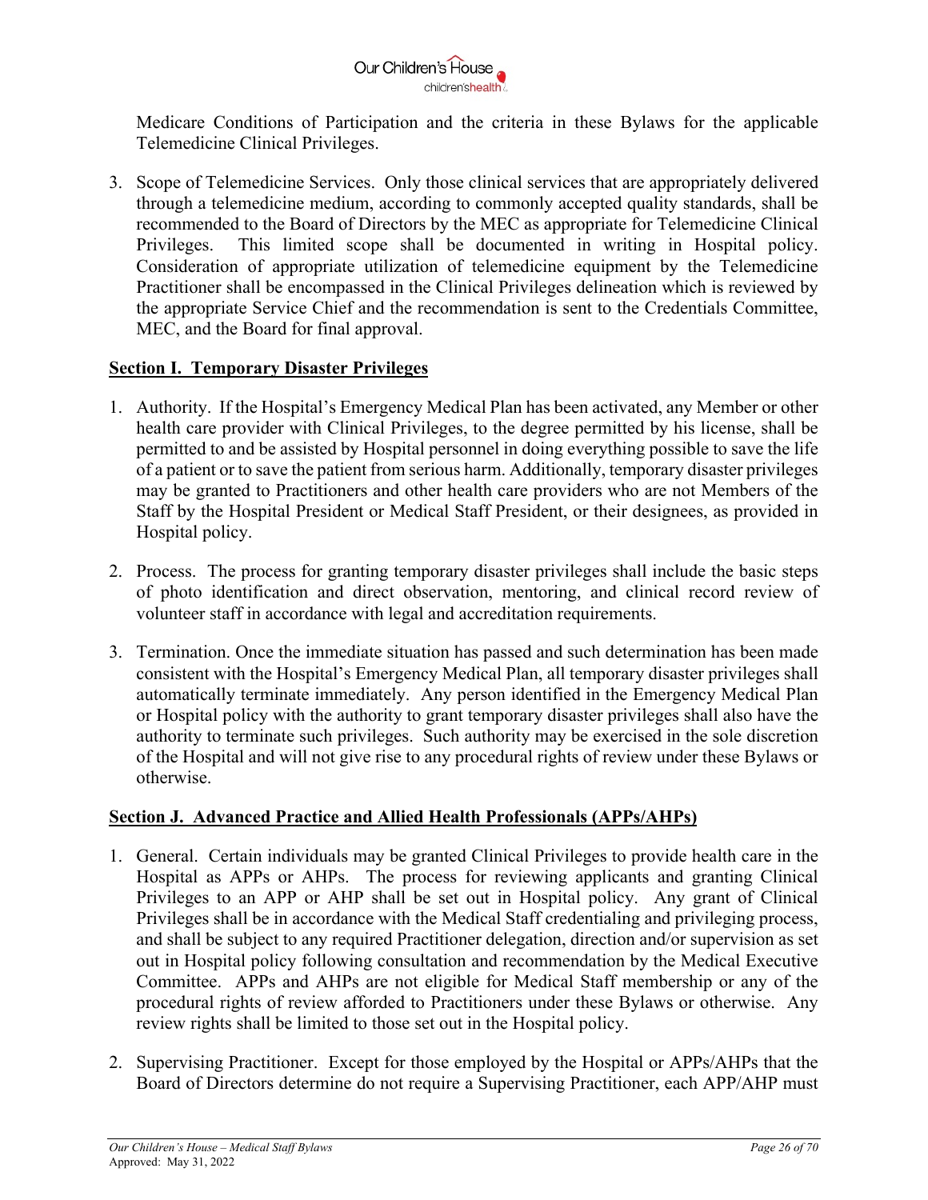Medicare Conditions of Participation and the criteria in these Bylaws for the applicable Telemedicine Clinical Privileges.

3. Scope of Telemedicine Services. Only those clinical services that are appropriately delivered through a telemedicine medium, according to commonly accepted quality standards, shall be recommended to the Board of Directors by the MEC as appropriate for Telemedicine Clinical Privileges. This limited scope shall be documented in writing in Hospital policy. Consideration of appropriate utilization of telemedicine equipment by the Telemedicine Practitioner shall be encompassed in the Clinical Privileges delineation which is reviewed by the appropriate Service Chief and the recommendation is sent to the Credentials Committee, MEC, and the Board for final approval.

**Section I. Temporary Disaster Privileges**

1. Authority. If the Hospital's Emergency Medical Plan has been activated, any Member or other health care provider with Clinical Privileges, to the degree permitted by his license, shall be permitted to and be assisted by Hospital personnel in doing everything possible to save the life of a patient or to save the patient from serious harm. Additionally, temporary disaster privileges may be granted to Practitioners and other health care providers who are not Members of the Staff by the Hospital President or Medical Staff President, or their designees, as provided in Hospital policy.

2. Process. The process for granting temporary disaster privileges shall include the basic steps of photo identification and direct observation, mentoring, and clinical record review of volunteer staff in accordance with legal and accreditation requirements.

3. Termination. Once the immediate situation has passed and such determination has been made consistent with the Hospital's Emergency Medical Plan, all temporary disaster privileges shall automatically terminate immediately. Any person identified in the Emergency Medical Plan or Hospital policy with the authority to grant temporary disaster privileges shall also have the authority to terminate such privileges. Such authority may be exercised in the sole discretion of the Hospital and will not give rise to any procedural rights of review under these Bylaws or otherwise.

**Section J. Advanced Practice and Allied Health Professionals (APPs/AHPs)**

1. General. Certain individuals may be granted Clinical Privileges to provide health care in the Hospital as APPs or AHPs. The process for reviewing applicants and granting Clinical Privileges to an APP or AHP shall be set out in Hospital policy. Any grant of Clinical Privileges shall be in accordance with the Medical Staff credentialing and privileging process, and shall be subject to any required Practitioner delegation, direction and/or supervision as set out in Hospital policy following consultation and recommendation by the Medical Executive Committee. APPs and AHPs are not eligible for Medical Staff membership or any of the procedural rights of review afforded to Practitioners under these Bylaws or otherwise. Any review rights shall be limited to those set out in the Hospital policy.

2. Supervising Practitioner. Except for those employed by the Hospital or APPs/AHPs that the Board of Directors determine do not require a Supervising Practitioner, each APP/AHP must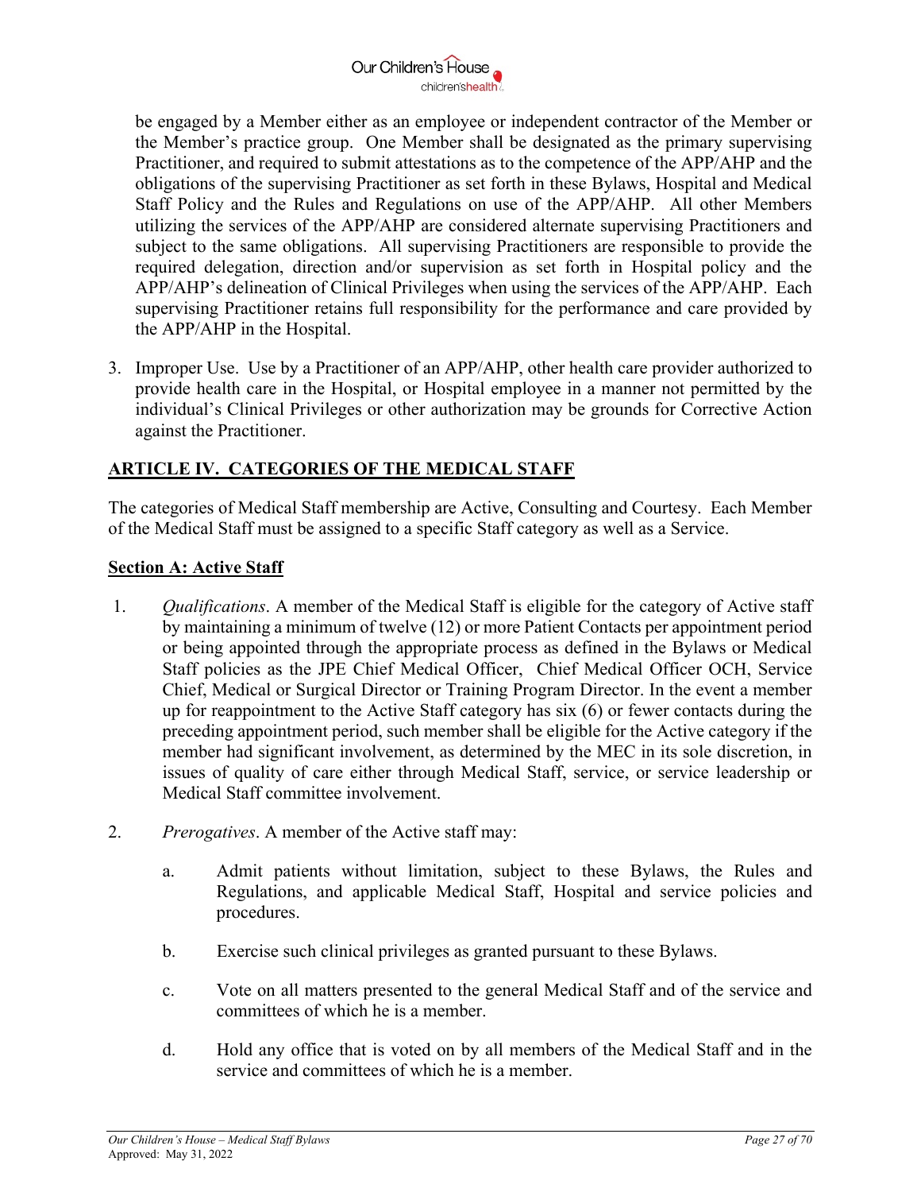be engaged by a Member either as an employee or independent contractor of the Member or the Member's practice group. One Member shall be designated as the primary supervising Practitioner, and required to submit attestations as to the competence of the APP/AHP and the obligations of the supervising Practitioner as set forth in these Bylaws, Hospital and Medical Staff Policy and the Rules and Regulations on use of the APP/AHP. All other Members utilizing the services of the APP/AHP are considered alternate supervising Practitioners and subject to the same obligations. All supervising Practitioners are responsible to provide the required delegation, direction and/or supervision as set forth in Hospital policy and the APP/AHP's delineation of Clinical Privileges when using the services of the APP/AHP. Each supervising Practitioner retains full responsibility for the performance and care provided by the APP/AHP in the Hospital.

3. Improper Use. Use by a Practitioner of an APP/AHP, other health care provider authorized to provide health care in the Hospital, or Hospital employee in a manner not permitted by the individual's Clinical Privileges or other authorization may be grounds for Corrective Action against the Practitioner.

## ARTICLE IV. CATEGORIES OF THE MEDICAL STAFF

The categories of Medical Staff membership are Active, Consulting and Courtesy. Each Member of the Medical Staff must be assigned to a specific Staff category as well as a Service.

### Section A: Active Staff

1. *Qualifications*. A member of the Medical Staff is eligible for the category of Active staff by maintaining a minimum of twelve (12) or more Patient Contacts per appointment period or being appointed through the appropriate process as defined in the Bylaws or Medical Staff policies as the JPE Chief Medical Officer, Chief Medical Officer OCH, Service Chief, Medical or Surgical Director or Training Program Director. In the event a member up for reappointment to the Active Staff category has six (6) or fewer contacts during the preceding appointment period, such member shall be eligible for the Active category if the member had significant involvement, as determined by the MEC in its sole discretion, in issues of quality of care either through Medical Staff, service, or service leadership or Medical Staff committee involvement.

2. *Prerogatives*. A member of the Active staff may:

   a. Admit patients without limitation, subject to these Bylaws, the Rules and Regulations, and applicable Medical Staff, Hospital and service policies and procedures.

   b. Exercise such clinical privileges as granted pursuant to these Bylaws.

   c. Vote on all matters presented to the general Medical Staff and of the service and committees of which he is a member.

   d. Hold any office that is voted on by all members of the Medical Staff and in the service and committees of which he is a member.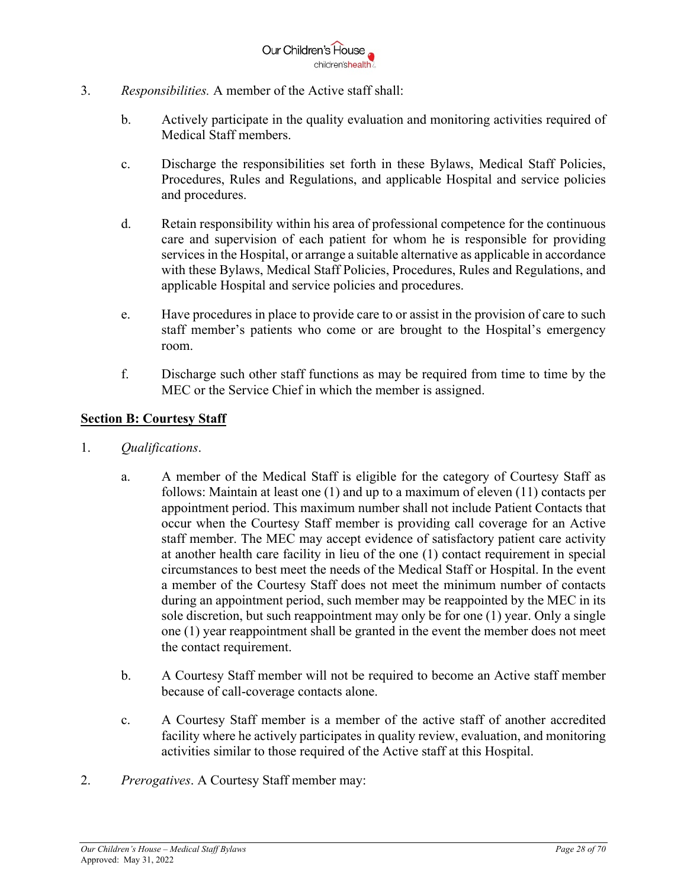3. *Responsibilities.* A member of the Active staff shall:

   b. Actively participate in the quality evaluation and monitoring activities required of Medical Staff members.

   c. Discharge the responsibilities set forth in these Bylaws, Medical Staff Policies, Procedures, Rules and Regulations, and applicable Hospital and service policies and procedures.

   d. Retain responsibility within his area of professional competence for the continuous care and supervision of each patient for whom he is responsible for providing services in the Hospital, or arrange a suitable alternative as applicable in accordance with these Bylaws, Medical Staff Policies, Procedures, Rules and Regulations, and applicable Hospital and service policies and procedures.

   e. Have procedures in place to provide care to or assist in the provision of care to such staff member's patients who come or are brought to the Hospital's emergency room.

   f. Discharge such other staff functions as may be required from time to time by the MEC or the Service Chief in which the member is assigned.

**Section B: Courtesy Staff**

1. *Qualifications*.

   a. A member of the Medical Staff is eligible for the category of Courtesy Staff as follows: Maintain at least one (1) and up to a maximum of eleven (11) contacts per appointment period. This maximum number shall not include Patient Contacts that occur when the Courtesy Staff member is providing call coverage for an Active staff member. The MEC may accept evidence of satisfactory patient care activity at another health care facility in lieu of the one (1) contact requirement in special circumstances to best meet the needs of the Medical Staff or Hospital. In the event a member of the Courtesy Staff does not meet the minimum number of contacts during an appointment period, such member may be reappointed by the MEC in its sole discretion, but such reappointment may only be for one (1) year. Only a single one (1) year reappointment shall be granted in the event the member does not meet the contact requirement.

   b. A Courtesy Staff member will not be required to become an Active staff member because of call-coverage contacts alone.

   c. A Courtesy Staff member is a member of the active staff of another accredited facility where he actively participates in quality review, evaluation, and monitoring activities similar to those required of the Active staff at this Hospital.

2. *Prerogatives*. A Courtesy Staff member may: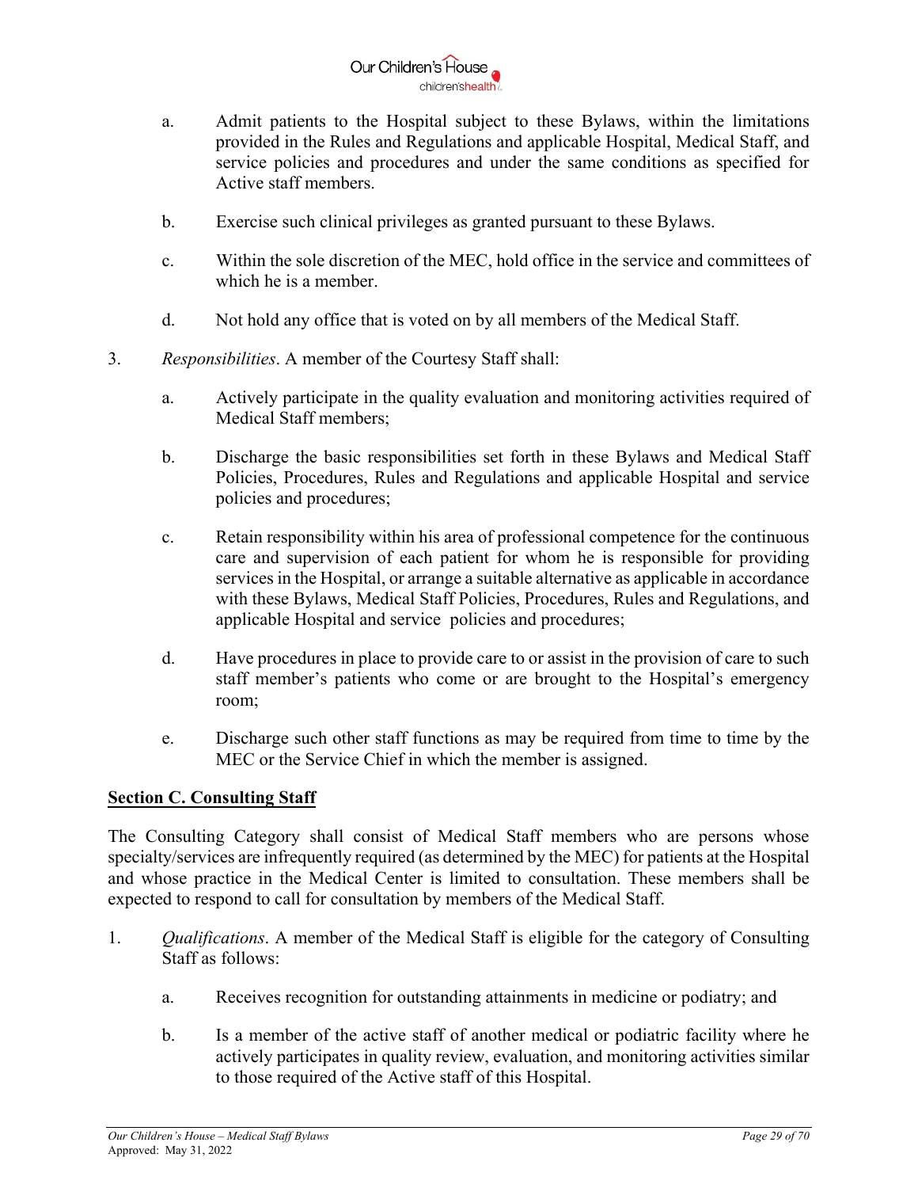a. Admit patients to the Hospital subject to these Bylaws, within the limitations provided in the Rules and Regulations and applicable Hospital, Medical Staff, and service policies and procedures and under the same conditions as specified for Active staff members.

b. Exercise such clinical privileges as granted pursuant to these Bylaws.

c. Within the sole discretion of the MEC, hold office in the service and committees of which he is a member.

d. Not hold any office that is voted on by all members of the Medical Staff.

3. *Responsibilities*. A member of the Courtesy Staff shall:

   a. Actively participate in the quality evaluation and monitoring activities required of Medical Staff members;

   b. Discharge the basic responsibilities set forth in these Bylaws and Medical Staff Policies, Procedures, Rules and Regulations and applicable Hospital and service policies and procedures;

   c. Retain responsibility within his area of professional competence for the continuous care and supervision of each patient for whom he is responsible for providing services in the Hospital, or arrange a suitable alternative as applicable in accordance with these Bylaws, Medical Staff Policies, Procedures, Rules and Regulations, and applicable Hospital and service policies and procedures;

   d. Have procedures in place to provide care to or assist in the provision of care to such staff member's patients who come or are brought to the Hospital's emergency room;

   e. Discharge such other staff functions as may be required from time to time by the MEC or the Service Chief in which the member is assigned.

**Section C. Consulting Staff**

The Consulting Category shall consist of Medical Staff members who are persons whose specialty/services are infrequently required (as determined by the MEC) for patients at the Hospital and whose practice in the Medical Center is limited to consultation. These members shall be expected to respond to call for consultation by members of the Medical Staff.

1. *Qualifications*. A member of the Medical Staff is eligible for the category of Consulting Staff as follows:

   a. Receives recognition for outstanding attainments in medicine or podiatry; and

   b. Is a member of the active staff of another medical or podiatric facility where he actively participates in quality review, evaluation, and monitoring activities similar to those required of the Active staff of this Hospital.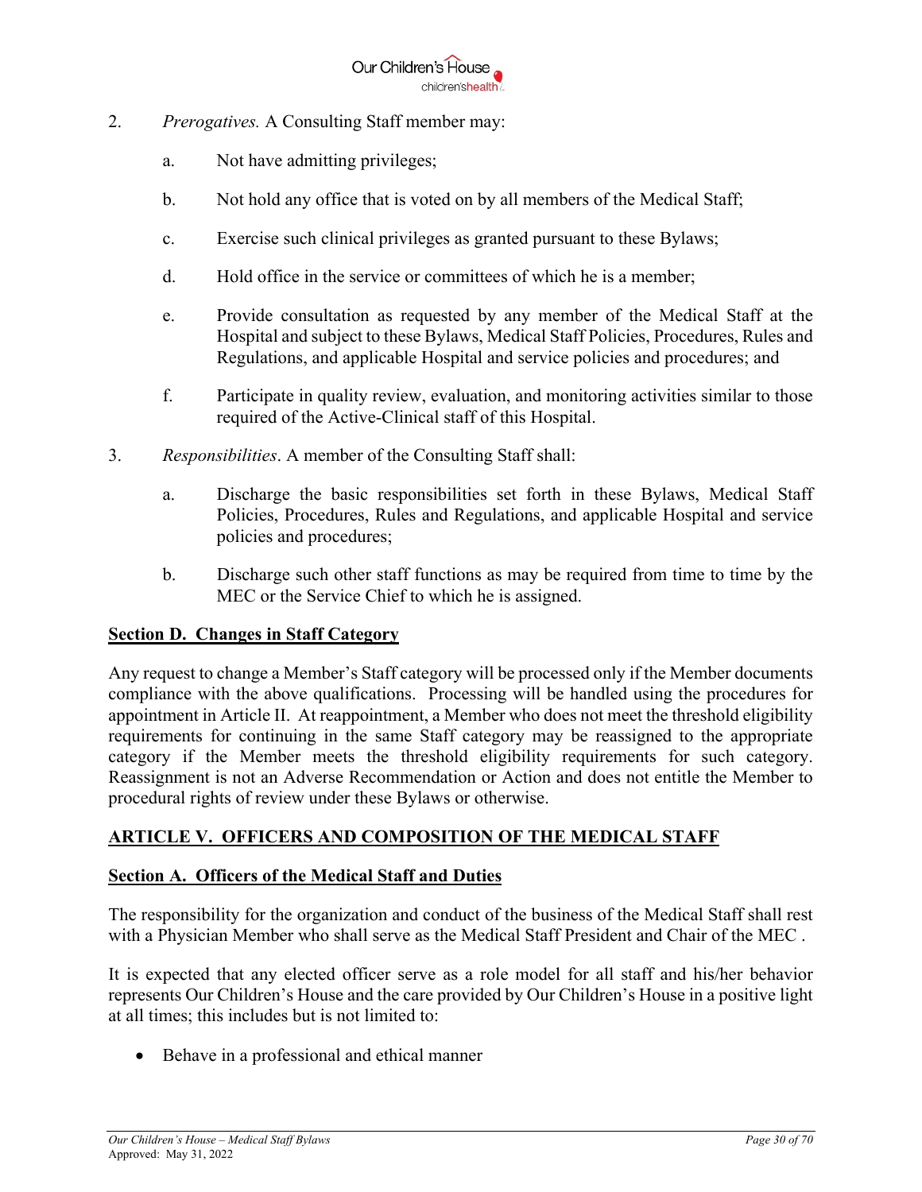2. *Prerogatives.* A Consulting Staff member may:

   a. Not have admitting privileges;

   b. Not hold any office that is voted on by all members of the Medical Staff;

   c. Exercise such clinical privileges as granted pursuant to these Bylaws;

   d. Hold office in the service or committees of which he is a member;

   e. Provide consultation as requested by any member of the Medical Staff at the Hospital and subject to these Bylaws, Medical Staff Policies, Procedures, Rules and Regulations, and applicable Hospital and service policies and procedures; and

   f. Participate in quality review, evaluation, and monitoring activities similar to those required of the Active-Clinical staff of this Hospital.

3. *Responsibilities*. A member of the Consulting Staff shall:

   a. Discharge the basic responsibilities set forth in these Bylaws, Medical Staff Policies, Procedures, Rules and Regulations, and applicable Hospital and service policies and procedures;

   b. Discharge such other staff functions as may be required from time to time by the MEC or the Service Chief to which he is assigned.

**Section D. Changes in Staff Category**

Any request to change a Member's Staff category will be processed only if the Member documents compliance with the above qualifications. Processing will be handled using the procedures for appointment in Article II. At reappointment, a Member who does not meet the threshold eligibility requirements for continuing in the same Staff category may be reassigned to the appropriate category if the Member meets the threshold eligibility requirements for such category. Reassignment is not an Adverse Recommendation or Action and does not entitle the Member to procedural rights of review under these Bylaws or otherwise.

## ARTICLE V. OFFICERS AND COMPOSITION OF THE MEDICAL STAFF

**Section A. Officers of the Medical Staff and Duties**

The responsibility for the organization and conduct of the business of the Medical Staff shall rest with a Physician Member who shall serve as the Medical Staff President and Chair of the MEC .

It is expected that any elected officer serve as a role model for all staff and his/her behavior represents Our Children's House and the care provided by Our Children's House in a positive light at all times; this includes but is not limited to:

- Behave in a professional and ethical manner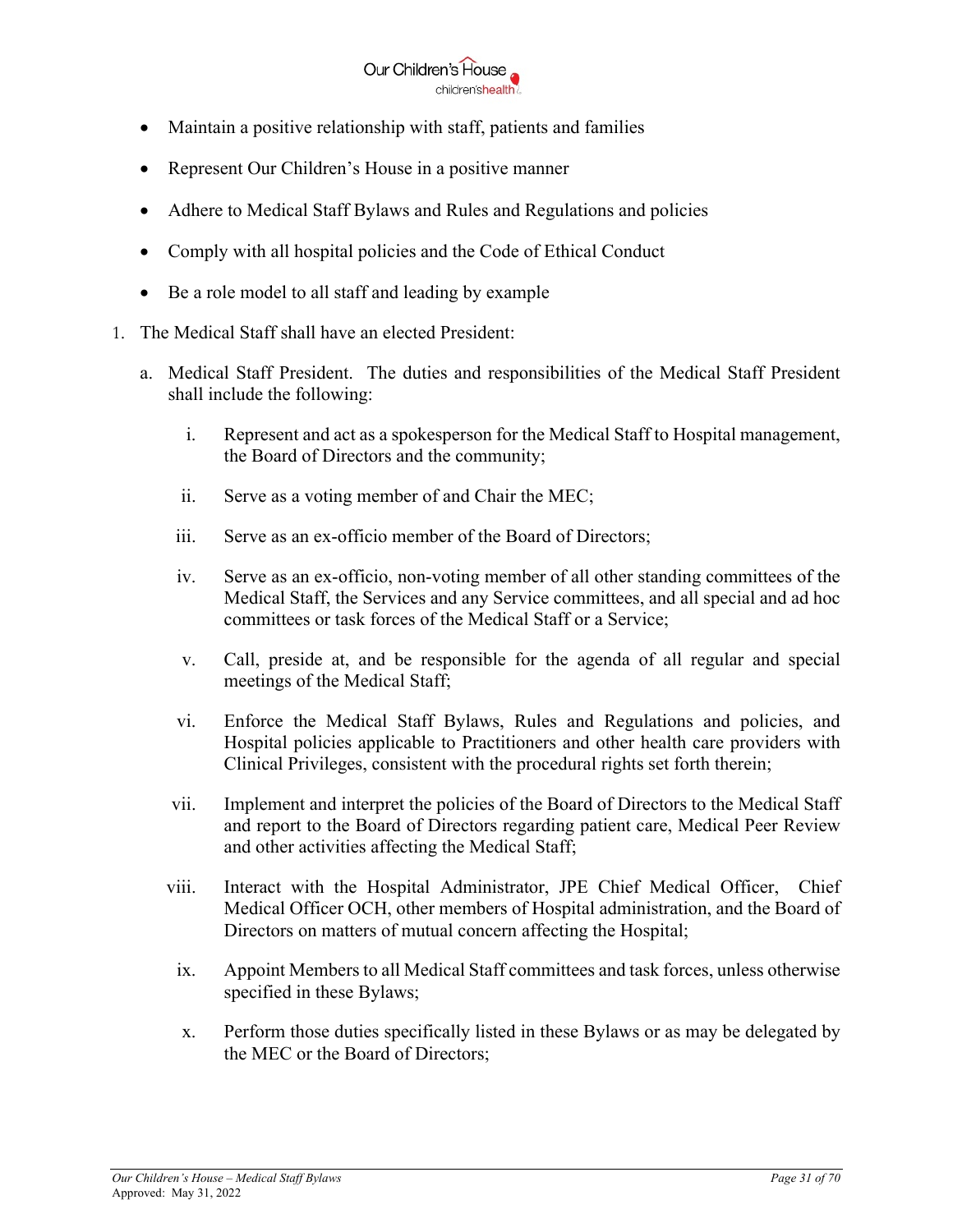- Maintain a positive relationship with staff, patients and families
- Represent Our Children's House in a positive manner
- Adhere to Medical Staff Bylaws and Rules and Regulations and policies
- Comply with all hospital policies and the Code of Ethical Conduct
- Be a role model to all staff and leading by example

1. The Medical Staff shall have an elected President:

   a. Medical Staff President. The duties and responsibilities of the Medical Staff President shall include the following:

      i. Represent and act as a spokesperson for the Medical Staff to Hospital management, the Board of Directors and the community;

      ii. Serve as a voting member of and Chair the MEC;

      iii. Serve as an ex-officio member of the Board of Directors;

      iv. Serve as an ex-officio, non-voting member of all other standing committees of the Medical Staff, the Services and any Service committees, and all special and ad hoc committees or task forces of the Medical Staff or a Service;

      v. Call, preside at, and be responsible for the agenda of all regular and special meetings of the Medical Staff;

      vi. Enforce the Medical Staff Bylaws, Rules and Regulations and policies, and Hospital policies applicable to Practitioners and other health care providers with Clinical Privileges, consistent with the procedural rights set forth therein;

      vii. Implement and interpret the policies of the Board of Directors to the Medical Staff and report to the Board of Directors regarding patient care, Medical Peer Review and other activities affecting the Medical Staff;

      viii. Interact with the Hospital Administrator, JPE Chief Medical Officer, Chief Medical Officer OCH, other members of Hospital administration, and the Board of Directors on matters of mutual concern affecting the Hospital;

      ix. Appoint Members to all Medical Staff committees and task forces, unless otherwise specified in these Bylaws;

      x. Perform those duties specifically listed in these Bylaws or as may be delegated by the MEC or the Board of Directors;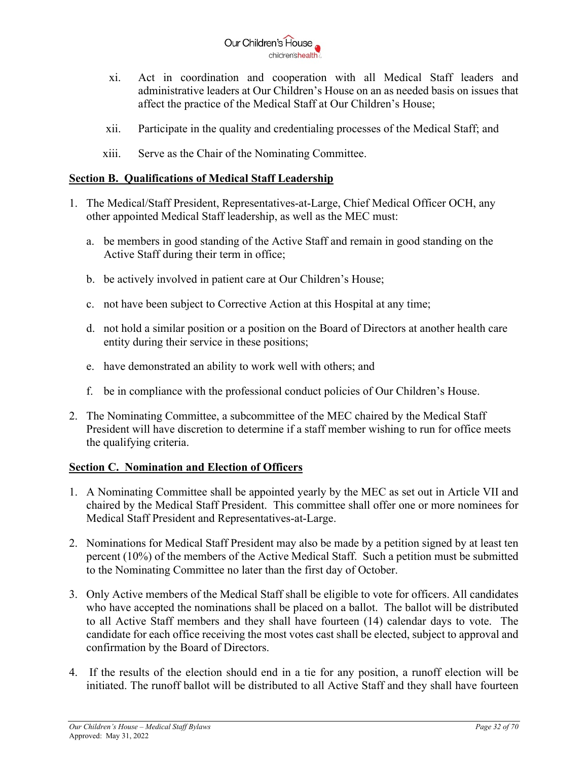xi. Act in coordination and cooperation with all Medical Staff leaders and administrative leaders at Our Children's House on an as needed basis on issues that affect the practice of the Medical Staff at Our Children's House;

xii. Participate in the quality and credentialing processes of the Medical Staff; and

xiii. Serve as the Chair of the Nominating Committee.

**Section B. Qualifications of Medical Staff Leadership**

1. The Medical/Staff President, Representatives-at-Large, Chief Medical Officer OCH, any other appointed Medical Staff leadership, as well as the MEC must:

   a. be members in good standing of the Active Staff and remain in good standing on the Active Staff during their term in office;

   b. be actively involved in patient care at Our Children's House;

   c. not have been subject to Corrective Action at this Hospital at any time;

   d. not hold a similar position or a position on the Board of Directors at another health care entity during their service in these positions;

   e. have demonstrated an ability to work well with others; and

   f. be in compliance with the professional conduct policies of Our Children's House.

2. The Nominating Committee, a subcommittee of the MEC chaired by the Medical Staff President will have discretion to determine if a staff member wishing to run for office meets the qualifying criteria.

**Section C. Nomination and Election of Officers**

1. A Nominating Committee shall be appointed yearly by the MEC as set out in Article VII and chaired by the Medical Staff President. This committee shall offer one or more nominees for Medical Staff President and Representatives-at-Large.

2. Nominations for Medical Staff President may also be made by a petition signed by at least ten percent (10%) of the members of the Active Medical Staff. Such a petition must be submitted to the Nominating Committee no later than the first day of October.

3. Only Active members of the Medical Staff shall be eligible to vote for officers. All candidates who have accepted the nominations shall be placed on a ballot. The ballot will be distributed to all Active Staff members and they shall have fourteen (14) calendar days to vote. The candidate for each office receiving the most votes cast shall be elected, subject to approval and confirmation by the Board of Directors.

4. If the results of the election should end in a tie for any position, a runoff election will be initiated. The runoff ballot will be distributed to all Active Staff and they shall have fourteen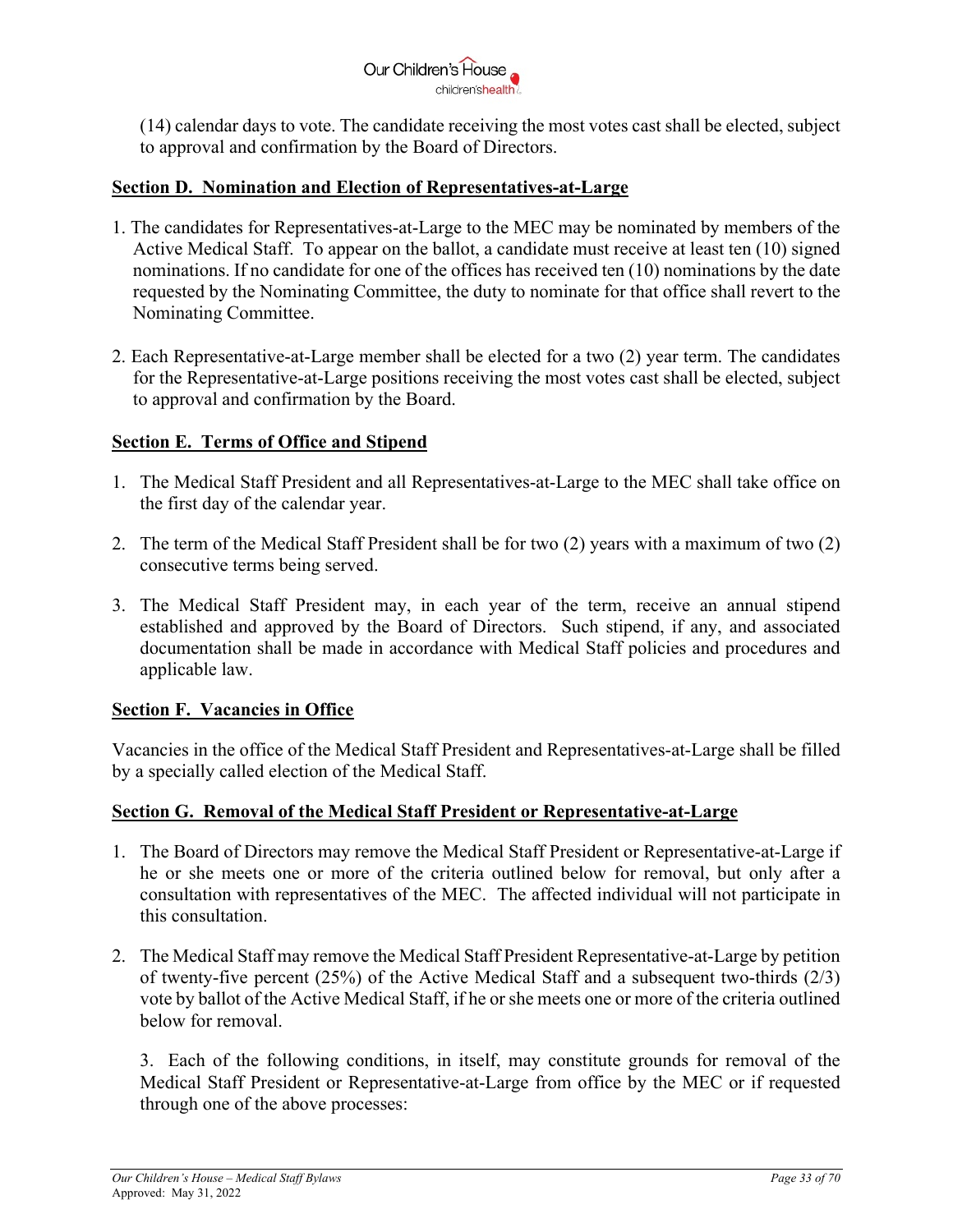(14) calendar days to vote. The candidate receiving the most votes cast shall be elected, subject to approval and confirmation by the Board of Directors.

## Section D. Nomination and Election of Representatives-at-Large

1. The candidates for Representatives-at-Large to the MEC may be nominated by members of the Active Medical Staff. To appear on the ballot, a candidate must receive at least ten (10) signed nominations. If no candidate for one of the offices has received ten (10) nominations by the date requested by the Nominating Committee, the duty to nominate for that office shall revert to the Nominating Committee.

2. Each Representative-at-Large member shall be elected for a two (2) year term. The candidates for the Representative-at-Large positions receiving the most votes cast shall be elected, subject to approval and confirmation by the Board.

## Section E. Terms of Office and Stipend

1. The Medical Staff President and all Representatives-at-Large to the MEC shall take office on the first day of the calendar year.

2. The term of the Medical Staff President shall be for two (2) years with a maximum of two (2) consecutive terms being served.

3. The Medical Staff President may, in each year of the term, receive an annual stipend established and approved by the Board of Directors. Such stipend, if any, and associated documentation shall be made in accordance with Medical Staff policies and procedures and applicable law.

## Section F. Vacancies in Office

Vacancies in the office of the Medical Staff President and Representatives-at-Large shall be filled by a specially called election of the Medical Staff.

## Section G. Removal of the Medical Staff President or Representative-at-Large

1. The Board of Directors may remove the Medical Staff President or Representative-at-Large if he or she meets one or more of the criteria outlined below for removal, but only after a consultation with representatives of the MEC. The affected individual will not participate in this consultation.

2. The Medical Staff may remove the Medical Staff President Representative-at-Large by petition of twenty-five percent (25%) of the Active Medical Staff and a subsequent two-thirds (2/3) vote by ballot of the Active Medical Staff, if he or she meets one or more of the criteria outlined below for removal.

   3. Each of the following conditions, in itself, may constitute grounds for removal of the Medical Staff President or Representative-at-Large from office by the MEC or if requested through one of the above processes: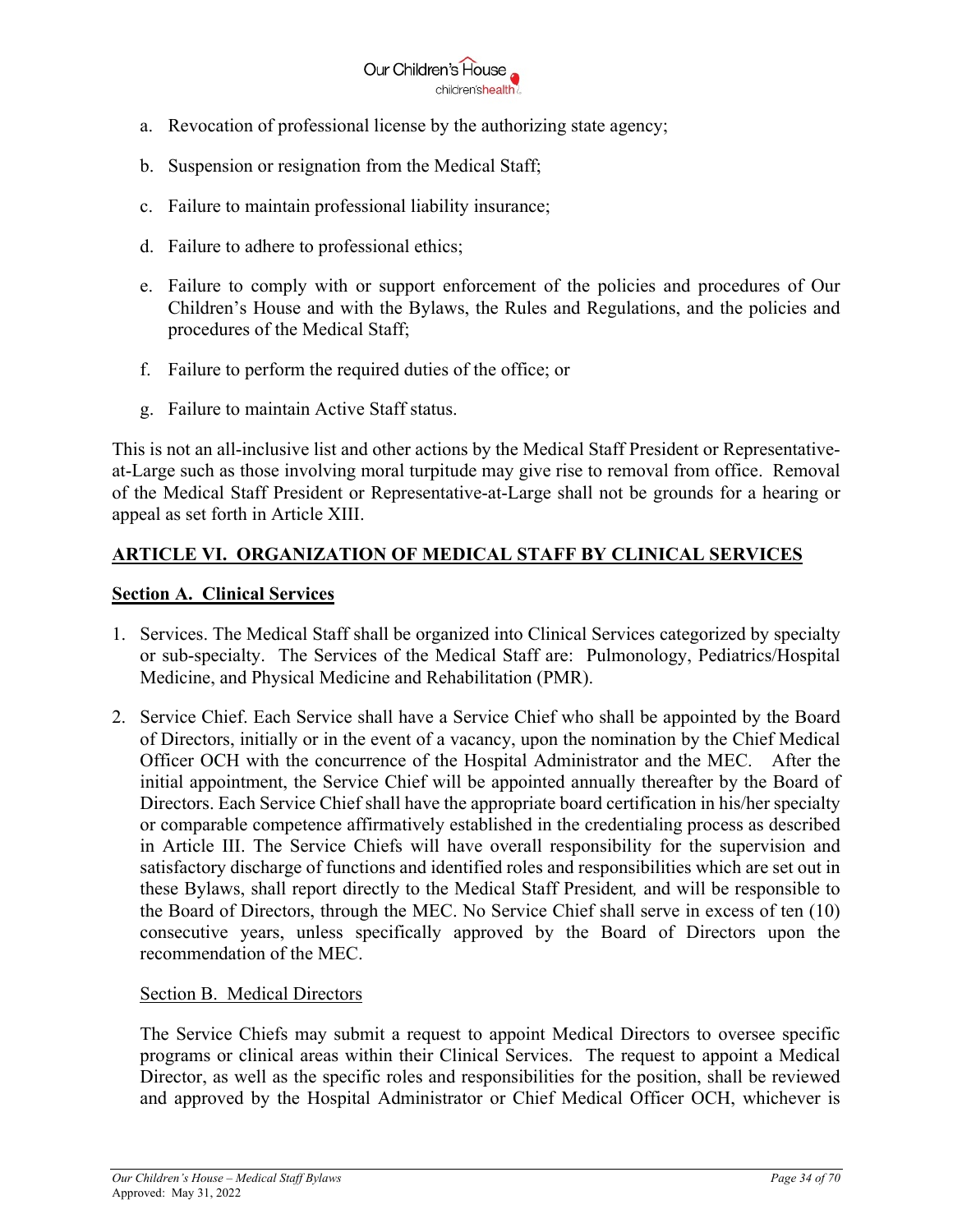a. Revocation of professional license by the authorizing state agency;

b. Suspension or resignation from the Medical Staff;

c. Failure to maintain professional liability insurance;

d. Failure to adhere to professional ethics;

e. Failure to comply with or support enforcement of the policies and procedures of Our Children's House and with the Bylaws, the Rules and Regulations, and the policies and procedures of the Medical Staff;

f. Failure to perform the required duties of the office; or

g. Failure to maintain Active Staff status.

This is not an all-inclusive list and other actions by the Medical Staff President or Representative-at-Large such as those involving moral turpitude may give rise to removal from office. Removal of the Medical Staff President or Representative-at-Large shall not be grounds for a hearing or appeal as set forth in Article XIII.

## ARTICLE VI. ORGANIZATION OF MEDICAL STAFF BY CLINICAL SERVICES

### Section A. Clinical Services

1. Services. The Medical Staff shall be organized into Clinical Services categorized by specialty or sub-specialty. The Services of the Medical Staff are: Pulmonology, Pediatrics/Hospital Medicine, and Physical Medicine and Rehabilitation (PMR).

2. Service Chief. Each Service shall have a Service Chief who shall be appointed by the Board of Directors, initially or in the event of a vacancy, upon the nomination by the Chief Medical Officer OCH with the concurrence of the Hospital Administrator and the MEC. After the initial appointment, the Service Chief will be appointed annually thereafter by the Board of Directors. Each Service Chief shall have the appropriate board certification in his/her specialty or comparable competence affirmatively established in the credentialing process as described in Article III. The Service Chiefs will have overall responsibility for the supervision and satisfactory discharge of functions and identified roles and responsibilities which are set out in these Bylaws, shall report directly to the Medical Staff President*,* and will be responsible to the Board of Directors, through the MEC. No Service Chief shall serve in excess of ten (10) consecutive years, unless specifically approved by the Board of Directors upon the recommendation of the MEC.

### Section B. Medical Directors

The Service Chiefs may submit a request to appoint Medical Directors to oversee specific programs or clinical areas within their Clinical Services. The request to appoint a Medical Director, as well as the specific roles and responsibilities for the position, shall be reviewed and approved by the Hospital Administrator or Chief Medical Officer OCH, whichever is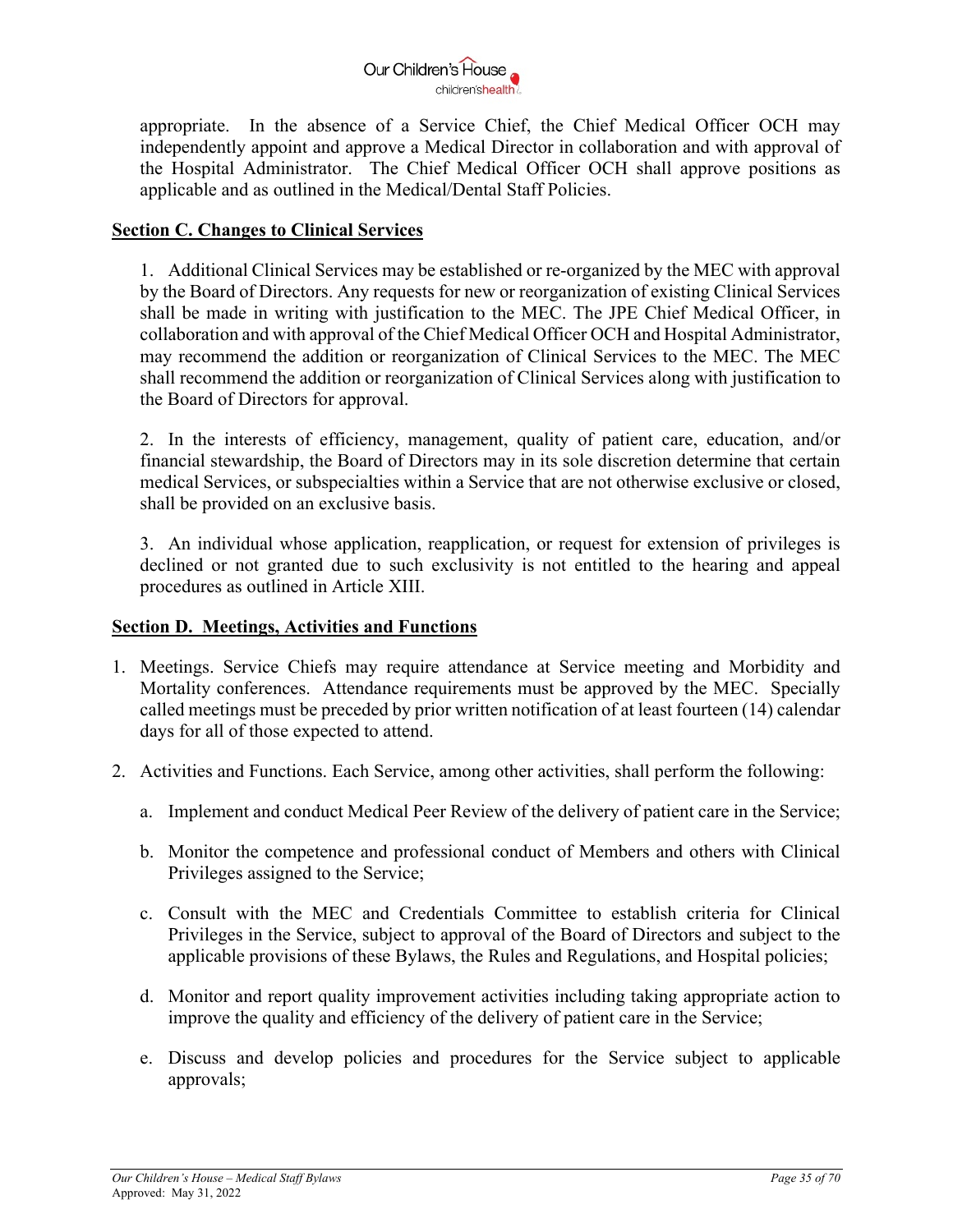appropriate. In the absence of a Service Chief, the Chief Medical Officer OCH may independently appoint and approve a Medical Director in collaboration and with approval of the Hospital Administrator. The Chief Medical Officer OCH shall approve positions as applicable and as outlined in the Medical/Dental Staff Policies.

**Section C. Changes to Clinical Services**

1. Additional Clinical Services may be established or re-organized by the MEC with approval by the Board of Directors. Any requests for new or reorganization of existing Clinical Services shall be made in writing with justification to the MEC. The JPE Chief Medical Officer, in collaboration and with approval of the Chief Medical Officer OCH and Hospital Administrator, may recommend the addition or reorganization of Clinical Services to the MEC. The MEC shall recommend the addition or reorganization of Clinical Services along with justification to the Board of Directors for approval.

2. In the interests of efficiency, management, quality of patient care, education, and/or financial stewardship, the Board of Directors may in its sole discretion determine that certain medical Services, or subspecialties within a Service that are not otherwise exclusive or closed, shall be provided on an exclusive basis.

3. An individual whose application, reapplication, or request for extension of privileges is declined or not granted due to such exclusivity is not entitled to the hearing and appeal procedures as outlined in Article XIII.

**Section D. Meetings, Activities and Functions**

1. Meetings. Service Chiefs may require attendance at Service meeting and Morbidity and Mortality conferences. Attendance requirements must be approved by the MEC. Specially called meetings must be preceded by prior written notification of at least fourteen (14) calendar days for all of those expected to attend.

2. Activities and Functions. Each Service, among other activities, shall perform the following:

   a. Implement and conduct Medical Peer Review of the delivery of patient care in the Service;

   b. Monitor the competence and professional conduct of Members and others with Clinical Privileges assigned to the Service;

   c. Consult with the MEC and Credentials Committee to establish criteria for Clinical Privileges in the Service, subject to approval of the Board of Directors and subject to the applicable provisions of these Bylaws, the Rules and Regulations, and Hospital policies;

   d. Monitor and report quality improvement activities including taking appropriate action to improve the quality and efficiency of the delivery of patient care in the Service;

   e. Discuss and develop policies and procedures for the Service subject to applicable approvals;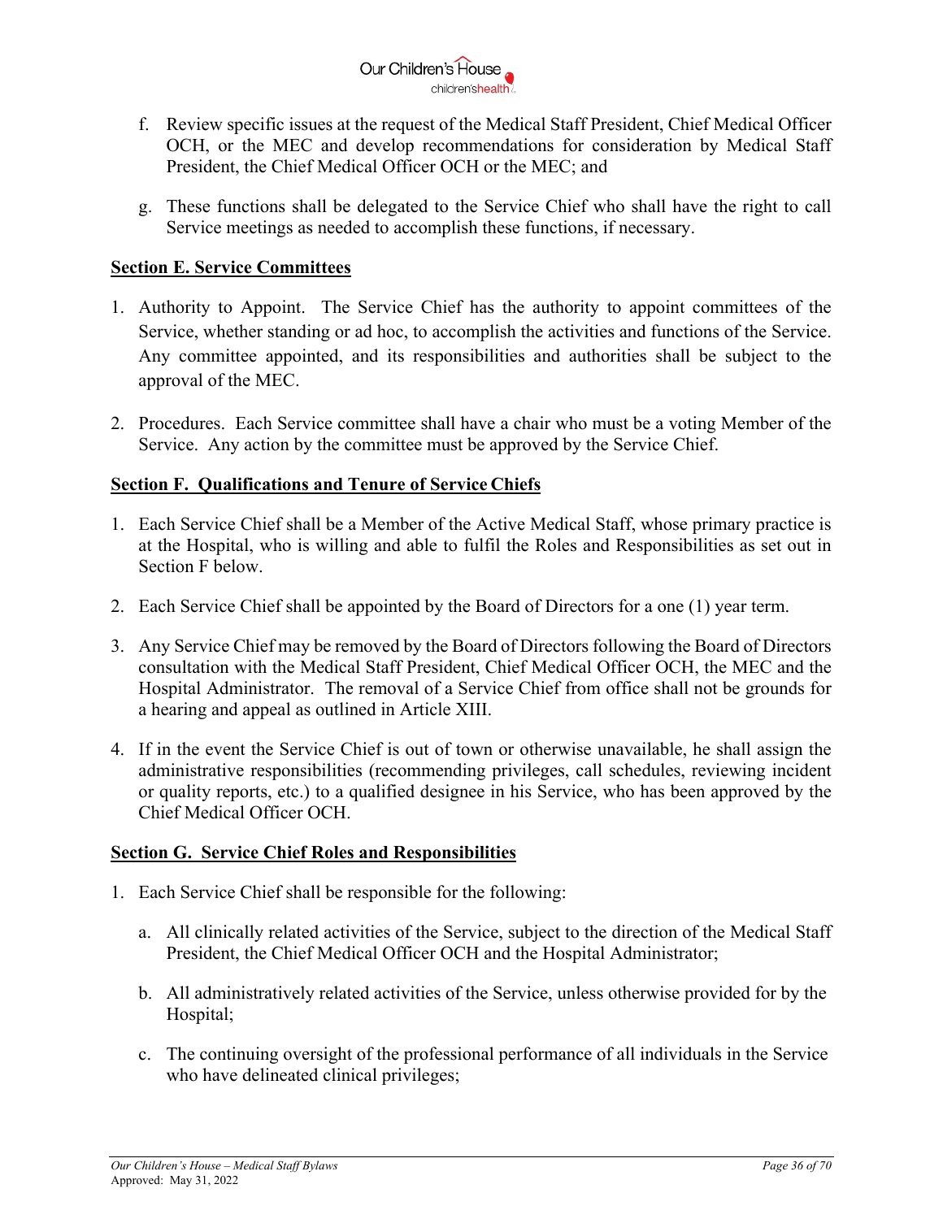f. Review specific issues at the request of the Medical Staff President, Chief Medical Officer OCH, or the MEC and develop recommendations for consideration by Medical Staff President, the Chief Medical Officer OCH or the MEC; and

g. These functions shall be delegated to the Service Chief who shall have the right to call Service meetings as needed to accomplish these functions, if necessary.

**Section E. Service Committees**

1. Authority to Appoint. The Service Chief has the authority to appoint committees of the Service, whether standing or ad hoc, to accomplish the activities and functions of the Service. Any committee appointed, and its responsibilities and authorities shall be subject to the approval of the MEC.

2. Procedures. Each Service committee shall have a chair who must be a voting Member of the Service. Any action by the committee must be approved by the Service Chief.

**Section F. Qualifications and Tenure of Service Chiefs**

1. Each Service Chief shall be a Member of the Active Medical Staff, whose primary practice is at the Hospital, who is willing and able to fulfil the Roles and Responsibilities as set out in Section F below.

2. Each Service Chief shall be appointed by the Board of Directors for a one (1) year term.

3. Any Service Chief may be removed by the Board of Directors following the Board of Directors consultation with the Medical Staff President, Chief Medical Officer OCH, the MEC and the Hospital Administrator. The removal of a Service Chief from office shall not be grounds for a hearing and appeal as outlined in Article XIII.

4. If in the event the Service Chief is out of town or otherwise unavailable, he shall assign the administrative responsibilities (recommending privileges, call schedules, reviewing incident or quality reports, etc.) to a qualified designee in his Service, who has been approved by the Chief Medical Officer OCH.

**Section G. Service Chief Roles and Responsibilities**

1. Each Service Chief shall be responsible for the following:

   a. All clinically related activities of the Service, subject to the direction of the Medical Staff President, the Chief Medical Officer OCH and the Hospital Administrator;

   b. All administratively related activities of the Service, unless otherwise provided for by the Hospital;

   c. The continuing oversight of the professional performance of all individuals in the Service who have delineated clinical privileges;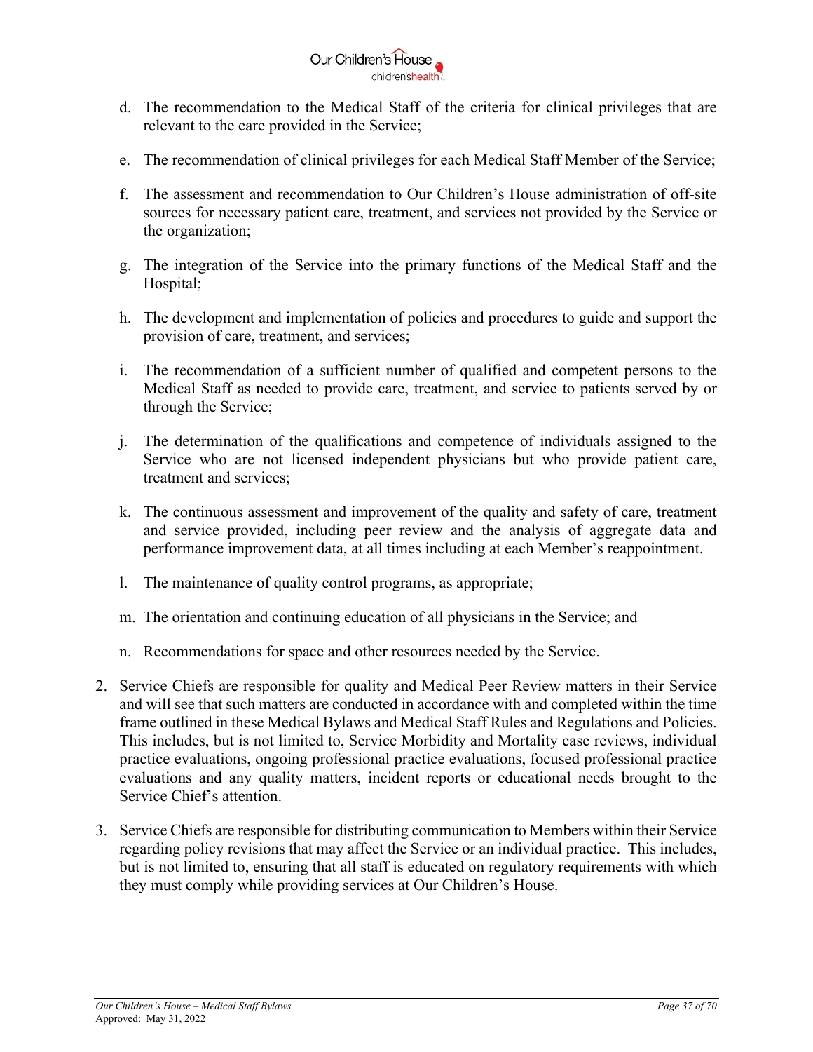d. The recommendation to the Medical Staff of the criteria for clinical privileges that are relevant to the care provided in the Service;

e. The recommendation of clinical privileges for each Medical Staff Member of the Service;

f. The assessment and recommendation to Our Children's House administration of off-site sources for necessary patient care, treatment, and services not provided by the Service or the organization;

g. The integration of the Service into the primary functions of the Medical Staff and the Hospital;

h. The development and implementation of policies and procedures to guide and support the provision of care, treatment, and services;

i. The recommendation of a sufficient number of qualified and competent persons to the Medical Staff as needed to provide care, treatment, and service to patients served by or through the Service;

j. The determination of the qualifications and competence of individuals assigned to the Service who are not licensed independent physicians but who provide patient care, treatment and services;

k. The continuous assessment and improvement of the quality and safety of care, treatment and service provided, including peer review and the analysis of aggregate data and performance improvement data, at all times including at each Member's reappointment.

l. The maintenance of quality control programs, as appropriate;

m. The orientation and continuing education of all physicians in the Service; and

n. Recommendations for space and other resources needed by the Service.

2. Service Chiefs are responsible for quality and Medical Peer Review matters in their Service and will see that such matters are conducted in accordance with and completed within the time frame outlined in these Medical Bylaws and Medical Staff Rules and Regulations and Policies. This includes, but is not limited to, Service Morbidity and Mortality case reviews, individual practice evaluations, ongoing professional practice evaluations, focused professional practice evaluations and any quality matters, incident reports or educational needs brought to the Service Chief's attention.

3. Service Chiefs are responsible for distributing communication to Members within their Service regarding policy revisions that may affect the Service or an individual practice. This includes, but is not limited to, ensuring that all staff is educated on regulatory requirements with which they must comply while providing services at Our Children's House.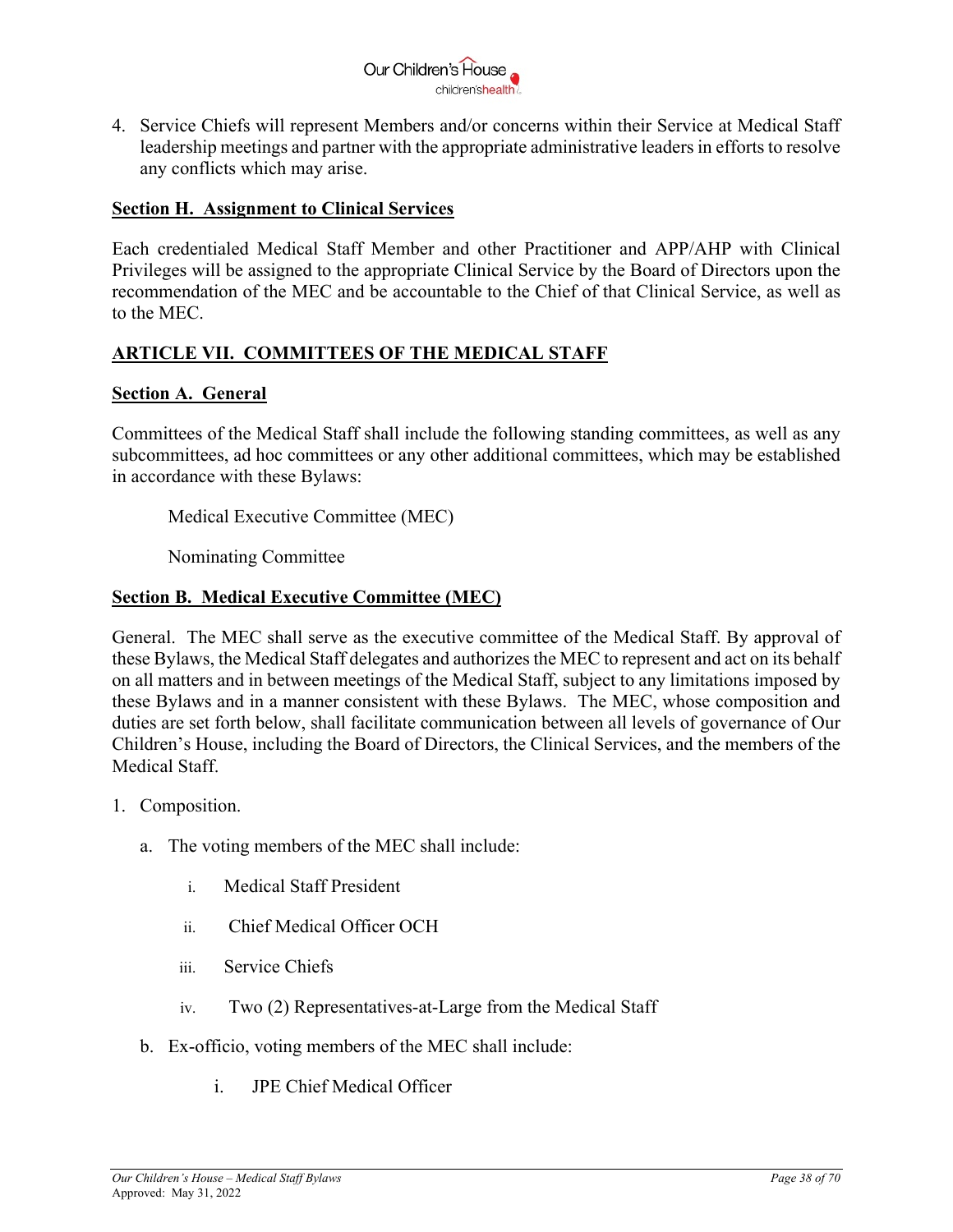4. Service Chiefs will represent Members and/or concerns within their Service at Medical Staff leadership meetings and partner with the appropriate administrative leaders in efforts to resolve any conflicts which may arise.

**Section H. Assignment to Clinical Services**

Each credentialed Medical Staff Member and other Practitioner and APP/AHP with Clinical Privileges will be assigned to the appropriate Clinical Service by the Board of Directors upon the recommendation of the MEC and be accountable to the Chief of that Clinical Service, as well as to the MEC.

## ARTICLE VII. COMMITTEES OF THE MEDICAL STAFF

**Section A. General**

Committees of the Medical Staff shall include the following standing committees, as well as any subcommittees, ad hoc committees or any other additional committees, which may be established in accordance with these Bylaws:

Medical Executive Committee (MEC)

Nominating Committee

**Section B. Medical Executive Committee (MEC)**

General. The MEC shall serve as the executive committee of the Medical Staff. By approval of these Bylaws, the Medical Staff delegates and authorizes the MEC to represent and act on its behalf on all matters and in between meetings of the Medical Staff, subject to any limitations imposed by these Bylaws and in a manner consistent with these Bylaws. The MEC, whose composition and duties are set forth below, shall facilitate communication between all levels of governance of Our Children's House, including the Board of Directors, the Clinical Services, and the members of the Medical Staff.

1. Composition.

   a. The voting members of the MEC shall include:

      i. Medical Staff President

      ii. Chief Medical Officer OCH

      iii. Service Chiefs

      iv. Two (2) Representatives-at-Large from the Medical Staff

   b. Ex-officio, voting members of the MEC shall include:

      i. JPE Chief Medical Officer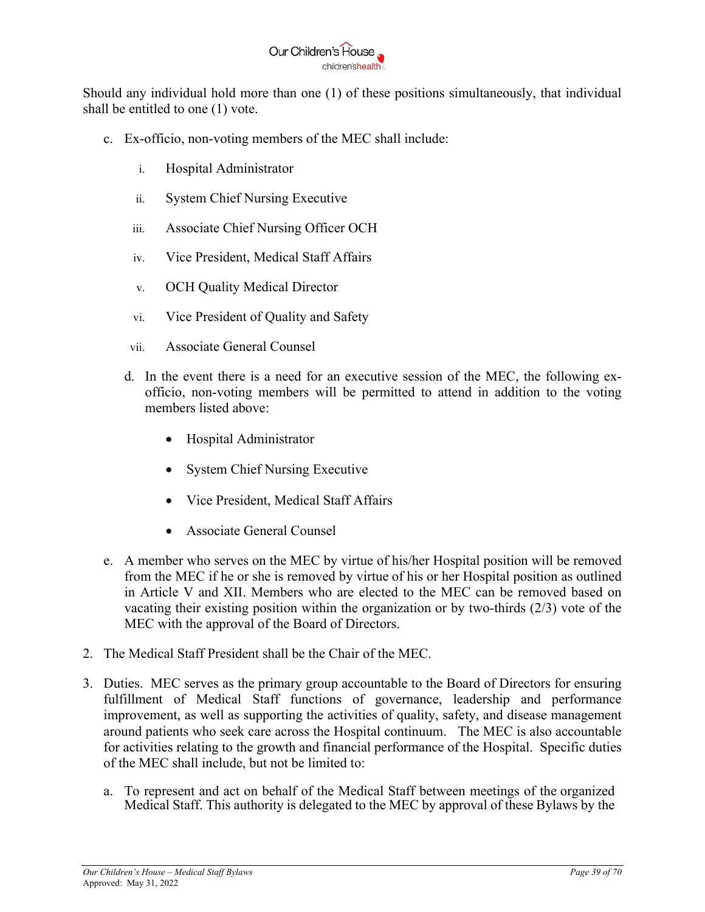Should any individual hold more than one (1) of these positions simultaneously, that individual shall be entitled to one (1) vote.

c. Ex-officio, non-voting members of the MEC shall include:

   i. Hospital Administrator

   ii. System Chief Nursing Executive

   iii. Associate Chief Nursing Officer OCH

   iv. Vice President, Medical Staff Affairs

   v. OCH Quality Medical Director

   vi. Vice President of Quality and Safety

   vii. Associate General Counsel

   d. In the event there is a need for an executive session of the MEC, the following ex-officio, non-voting members will be permitted to attend in addition to the voting members listed above:

      - Hospital Administrator
      - System Chief Nursing Executive
      - Vice President, Medical Staff Affairs
      - Associate General Counsel

e. A member who serves on the MEC by virtue of his/her Hospital position will be removed from the MEC if he or she is removed by virtue of his or her Hospital position as outlined in Article V and XII. Members who are elected to the MEC can be removed based on vacating their existing position within the organization or by two-thirds (2/3) vote of the MEC with the approval of the Board of Directors.

2. The Medical Staff President shall be the Chair of the MEC.

3. Duties. MEC serves as the primary group accountable to the Board of Directors for ensuring fulfillment of Medical Staff functions of governance, leadership and performance improvement, as well as supporting the activities of quality, safety, and disease management around patients who seek care across the Hospital continuum. The MEC is also accountable for activities relating to the growth and financial performance of the Hospital. Specific duties of the MEC shall include, but not be limited to:

   a. To represent and act on behalf of the Medical Staff between meetings of the organized Medical Staff. This authority is delegated to the MEC by approval of these Bylaws by the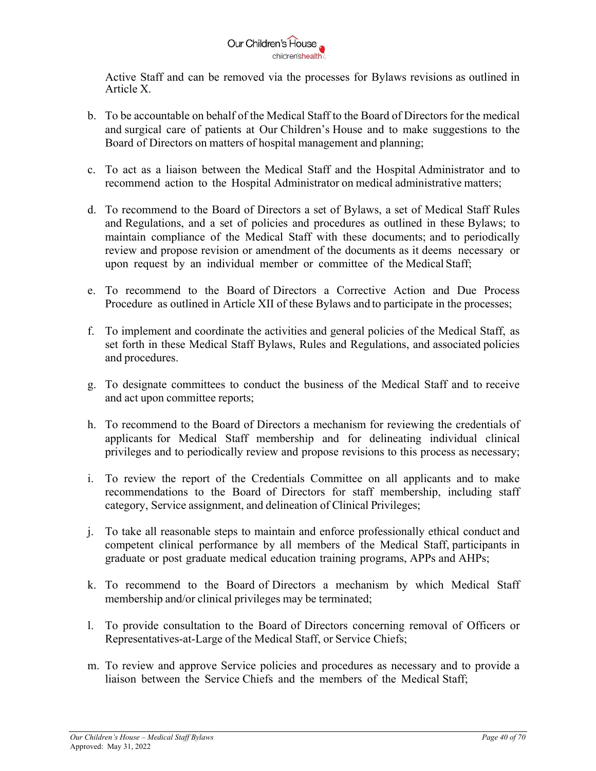Active Staff and can be removed via the processes for Bylaws revisions as outlined in Article X.

b. To be accountable on behalf of the Medical Staff to the Board of Directors for the medical and surgical care of patients at Our Children's House and to make suggestions to the Board of Directors on matters of hospital management and planning;

c. To act as a liaison between the Medical Staff and the Hospital Administrator and to recommend action to the Hospital Administrator on medical administrative matters;

d. To recommend to the Board of Directors a set of Bylaws, a set of Medical Staff Rules and Regulations, and a set of policies and procedures as outlined in these Bylaws; to maintain compliance of the Medical Staff with these documents; and to periodically review and propose revision or amendment of the documents as it deems necessary or upon request by an individual member or committee of the Medical Staff;

e. To recommend to the Board of Directors a Corrective Action and Due Process Procedure as outlined in Article XII of these Bylaws and to participate in the processes;

f. To implement and coordinate the activities and general policies of the Medical Staff, as set forth in these Medical Staff Bylaws, Rules and Regulations, and associated policies and procedures.

g. To designate committees to conduct the business of the Medical Staff and to receive and act upon committee reports;

h. To recommend to the Board of Directors a mechanism for reviewing the credentials of applicants for Medical Staff membership and for delineating individual clinical privileges and to periodically review and propose revisions to this process as necessary;

i. To review the report of the Credentials Committee on all applicants and to make recommendations to the Board of Directors for staff membership, including staff category, Service assignment, and delineation of Clinical Privileges;

j. To take all reasonable steps to maintain and enforce professionally ethical conduct and competent clinical performance by all members of the Medical Staff, participants in graduate or post graduate medical education training programs, APPs and AHPs;

k. To recommend to the Board of Directors a mechanism by which Medical Staff membership and/or clinical privileges may be terminated;

l. To provide consultation to the Board of Directors concerning removal of Officers or Representatives-at-Large of the Medical Staff, or Service Chiefs;

m. To review and approve Service policies and procedures as necessary and to provide a liaison between the Service Chiefs and the members of the Medical Staff;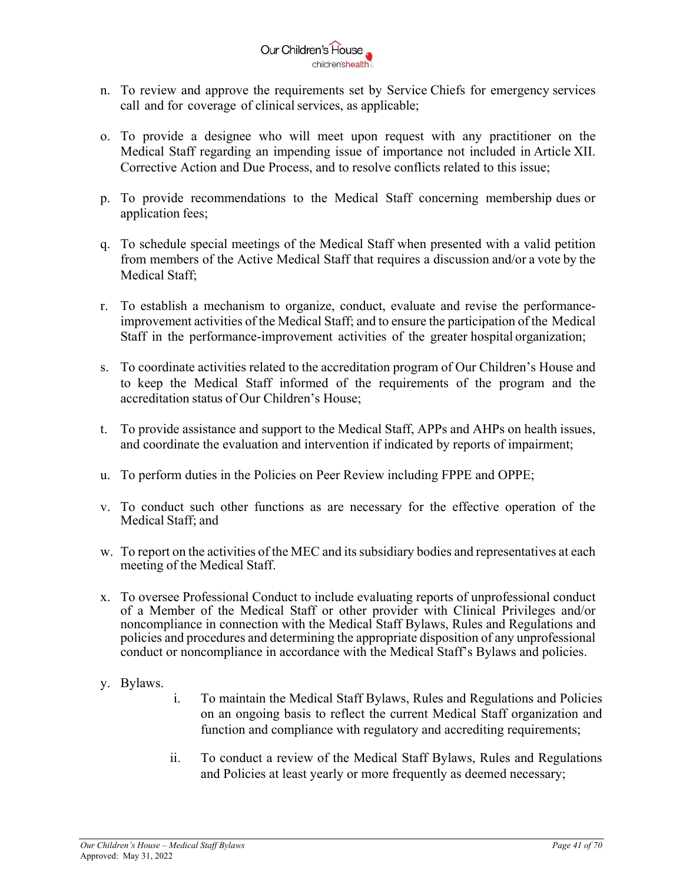n. To review and approve the requirements set by Service Chiefs for emergency services call and for coverage of clinical services, as applicable;

o. To provide a designee who will meet upon request with any practitioner on the Medical Staff regarding an impending issue of importance not included in Article XII. Corrective Action and Due Process, and to resolve conflicts related to this issue;

p. To provide recommendations to the Medical Staff concerning membership dues or application fees;

q. To schedule special meetings of the Medical Staff when presented with a valid petition from members of the Active Medical Staff that requires a discussion and/or a vote by the Medical Staff;

r. To establish a mechanism to organize, conduct, evaluate and revise the performance-improvement activities of the Medical Staff; and to ensure the participation of the Medical Staff in the performance-improvement activities of the greater hospital organization;

s. To coordinate activities related to the accreditation program of Our Children's House and to keep the Medical Staff informed of the requirements of the program and the accreditation status of Our Children's House;

t. To provide assistance and support to the Medical Staff, APPs and AHPs on health issues, and coordinate the evaluation and intervention if indicated by reports of impairment;

u. To perform duties in the Policies on Peer Review including FPPE and OPPE;

v. To conduct such other functions as are necessary for the effective operation of the Medical Staff; and

w. To report on the activities of the MEC and its subsidiary bodies and representatives at each meeting of the Medical Staff.

x. To oversee Professional Conduct to include evaluating reports of unprofessional conduct of a Member of the Medical Staff or other provider with Clinical Privileges and/or noncompliance in connection with the Medical Staff Bylaws, Rules and Regulations and policies and procedures and determining the appropriate disposition of any unprofessional conduct or noncompliance in accordance with the Medical Staff's Bylaws and policies.

y. Bylaws.

    i. To maintain the Medical Staff Bylaws, Rules and Regulations and Policies on an ongoing basis to reflect the current Medical Staff organization and function and compliance with regulatory and accrediting requirements;

    ii. To conduct a review of the Medical Staff Bylaws, Rules and Regulations and Policies at least yearly or more frequently as deemed necessary;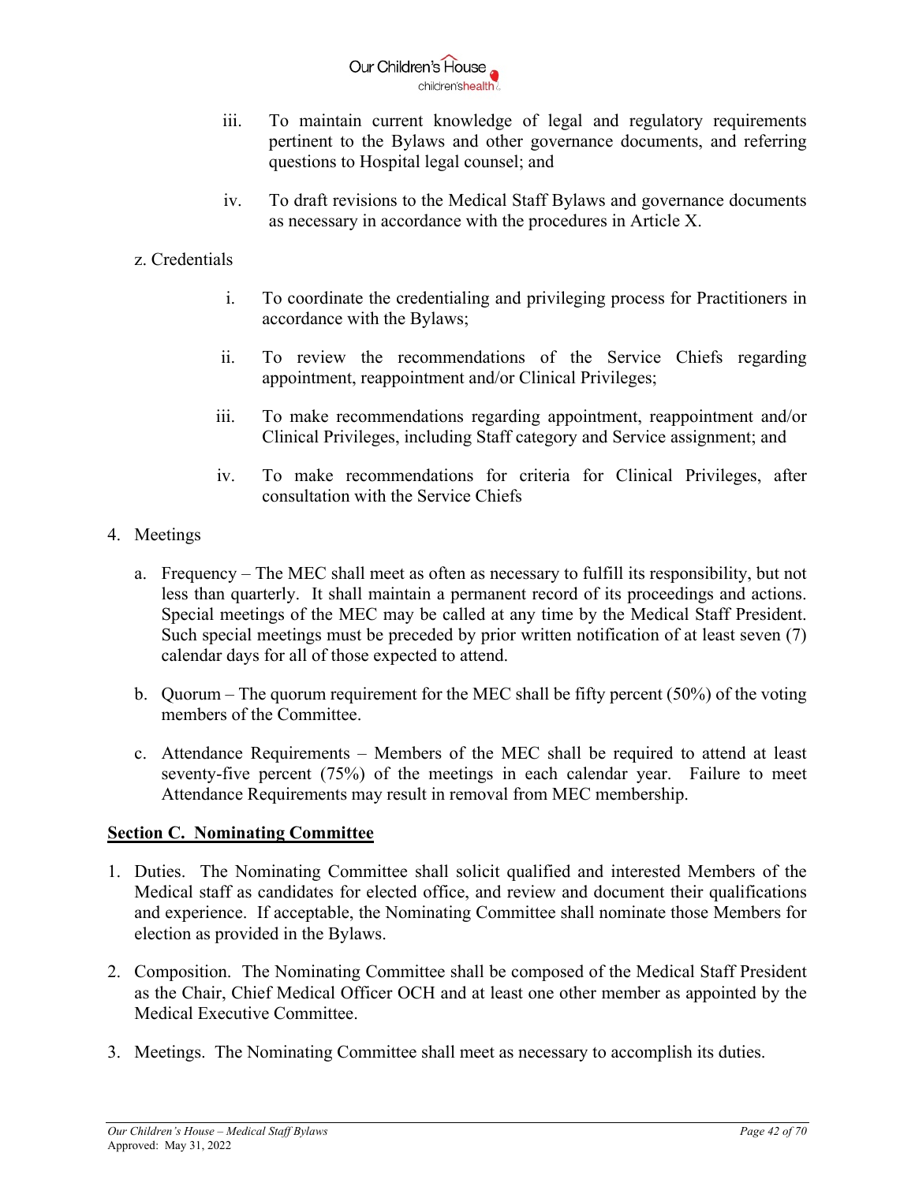iii. To maintain current knowledge of legal and regulatory requirements pertinent to the Bylaws and other governance documents, and referring questions to Hospital legal counsel; and

iv. To draft revisions to the Medical Staff Bylaws and governance documents as necessary in accordance with the procedures in Article X.

z. Credentials

i. To coordinate the credentialing and privileging process for Practitioners in accordance with the Bylaws;

ii. To review the recommendations of the Service Chiefs regarding appointment, reappointment and/or Clinical Privileges;

iii. To make recommendations regarding appointment, reappointment and/or Clinical Privileges, including Staff category and Service assignment; and

iv. To make recommendations for criteria for Clinical Privileges, after consultation with the Service Chiefs

4. Meetings

   a. Frequency – The MEC shall meet as often as necessary to fulfill its responsibility, but not less than quarterly. It shall maintain a permanent record of its proceedings and actions. Special meetings of the MEC may be called at any time by the Medical Staff President. Such special meetings must be preceded by prior written notification of at least seven (7) calendar days for all of those expected to attend.

   b. Quorum – The quorum requirement for the MEC shall be fifty percent (50%) of the voting members of the Committee.

   c. Attendance Requirements – Members of the MEC shall be required to attend at least seventy-five percent (75%) of the meetings in each calendar year. Failure to meet Attendance Requirements may result in removal from MEC membership.

**Section C. Nominating Committee**

1. Duties. The Nominating Committee shall solicit qualified and interested Members of the Medical staff as candidates for elected office, and review and document their qualifications and experience. If acceptable, the Nominating Committee shall nominate those Members for election as provided in the Bylaws.

2. Composition. The Nominating Committee shall be composed of the Medical Staff President as the Chair, Chief Medical Officer OCH and at least one other member as appointed by the Medical Executive Committee.

3. Meetings. The Nominating Committee shall meet as necessary to accomplish its duties.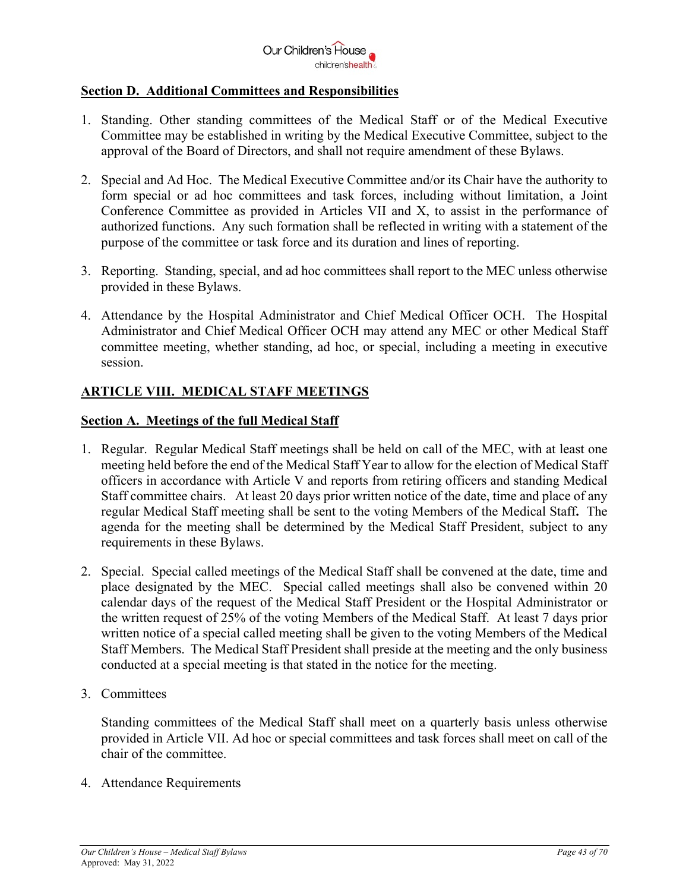## Section D. Additional Committees and Responsibilities

1. Standing. Other standing committees of the Medical Staff or of the Medical Executive Committee may be established in writing by the Medical Executive Committee, subject to the approval of the Board of Directors, and shall not require amendment of these Bylaws.

2. Special and Ad Hoc. The Medical Executive Committee and/or its Chair have the authority to form special or ad hoc committees and task forces, including without limitation, a Joint Conference Committee as provided in Articles VII and X, to assist in the performance of authorized functions. Any such formation shall be reflected in writing with a statement of the purpose of the committee or task force and its duration and lines of reporting.

3. Reporting. Standing, special, and ad hoc committees shall report to the MEC unless otherwise provided in these Bylaws.

4. Attendance by the Hospital Administrator and Chief Medical Officer OCH. The Hospital Administrator and Chief Medical Officer OCH may attend any MEC or other Medical Staff committee meeting, whether standing, ad hoc, or special, including a meeting in executive session.

## ARTICLE VIII. MEDICAL STAFF MEETINGS

## Section A. Meetings of the full Medical Staff

1. Regular. Regular Medical Staff meetings shall be held on call of the MEC, with at least one meeting held before the end of the Medical Staff Year to allow for the election of Medical Staff officers in accordance with Article V and reports from retiring officers and standing Medical Staff committee chairs. At least 20 days prior written notice of the date, time and place of any regular Medical Staff meeting shall be sent to the voting Members of the Medical Staff**.** The agenda for the meeting shall be determined by the Medical Staff President, subject to any requirements in these Bylaws.

2. Special. Special called meetings of the Medical Staff shall be convened at the date, time and place designated by the MEC. Special called meetings shall also be convened within 20 calendar days of the request of the Medical Staff President or the Hospital Administrator or the written request of 25% of the voting Members of the Medical Staff. At least 7 days prior written notice of a special called meeting shall be given to the voting Members of the Medical Staff Members. The Medical Staff President shall preside at the meeting and the only business conducted at a special meeting is that stated in the notice for the meeting.

3. Committees

   Standing committees of the Medical Staff shall meet on a quarterly basis unless otherwise provided in Article VII. Ad hoc or special committees and task forces shall meet on call of the chair of the committee.

4. Attendance Requirements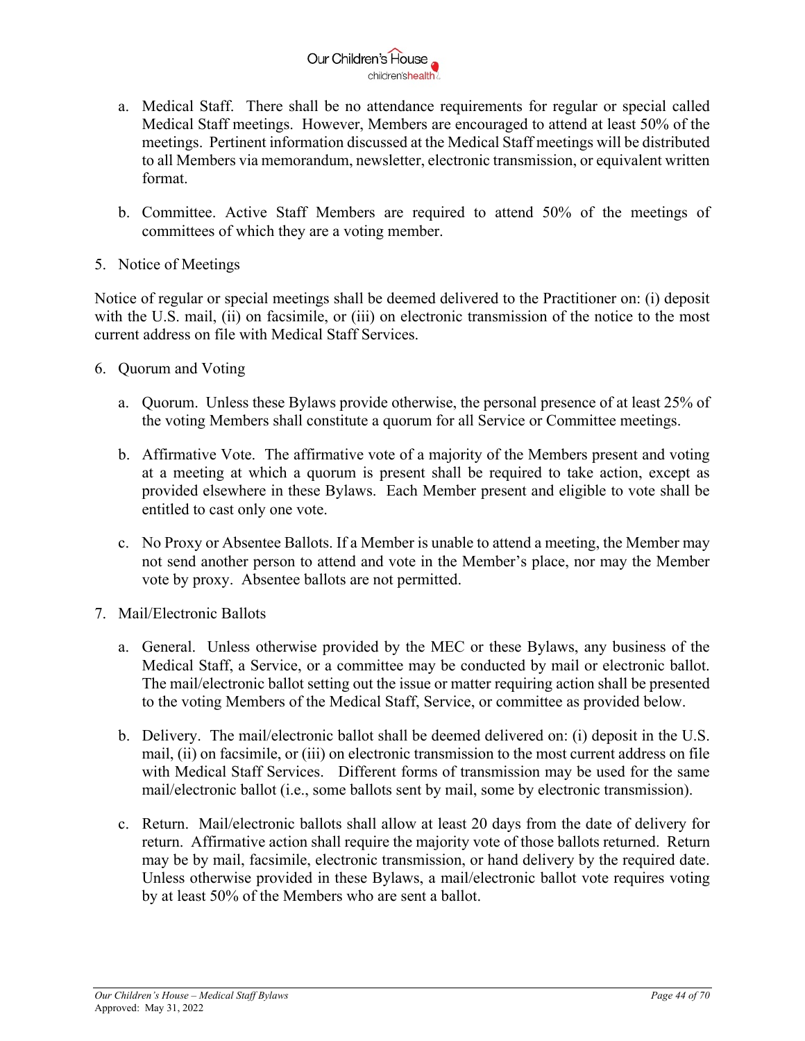a. Medical Staff. There shall be no attendance requirements for regular or special called Medical Staff meetings. However, Members are encouraged to attend at least 50% of the meetings. Pertinent information discussed at the Medical Staff meetings will be distributed to all Members via memorandum, newsletter, electronic transmission, or equivalent written format.

b. Committee. Active Staff Members are required to attend 50% of the meetings of committees of which they are a voting member.

5. Notice of Meetings

Notice of regular or special meetings shall be deemed delivered to the Practitioner on: (i) deposit with the U.S. mail, (ii) on facsimile, or (iii) on electronic transmission of the notice to the most current address on file with Medical Staff Services.

6. Quorum and Voting

a. Quorum. Unless these Bylaws provide otherwise, the personal presence of at least 25% of the voting Members shall constitute a quorum for all Service or Committee meetings.

b. Affirmative Vote. The affirmative vote of a majority of the Members present and voting at a meeting at which a quorum is present shall be required to take action, except as provided elsewhere in these Bylaws. Each Member present and eligible to vote shall be entitled to cast only one vote.

c. No Proxy or Absentee Ballots. If a Member is unable to attend a meeting, the Member may not send another person to attend and vote in the Member's place, nor may the Member vote by proxy. Absentee ballots are not permitted.

7. Mail/Electronic Ballots

a. General. Unless otherwise provided by the MEC or these Bylaws, any business of the Medical Staff, a Service, or a committee may be conducted by mail or electronic ballot. The mail/electronic ballot setting out the issue or matter requiring action shall be presented to the voting Members of the Medical Staff, Service, or committee as provided below.

b. Delivery. The mail/electronic ballot shall be deemed delivered on: (i) deposit in the U.S. mail, (ii) on facsimile, or (iii) on electronic transmission to the most current address on file with Medical Staff Services. Different forms of transmission may be used for the same mail/electronic ballot (i.e., some ballots sent by mail, some by electronic transmission).

c. Return. Mail/electronic ballots shall allow at least 20 days from the date of delivery for return. Affirmative action shall require the majority vote of those ballots returned. Return may be by mail, facsimile, electronic transmission, or hand delivery by the required date. Unless otherwise provided in these Bylaws, a mail/electronic ballot vote requires voting by at least 50% of the Members who are sent a ballot.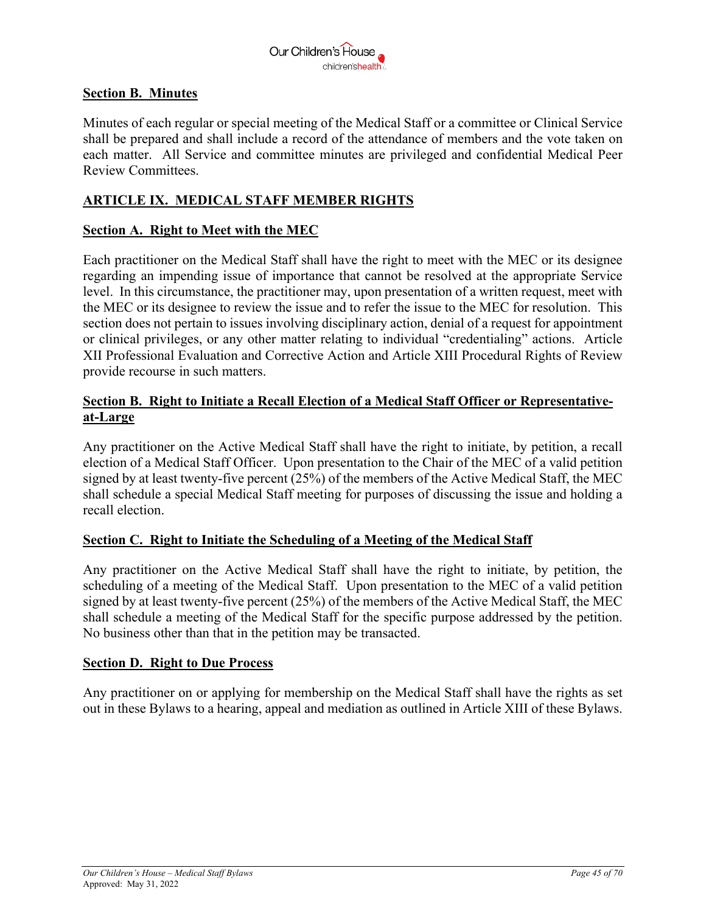## Section B. Minutes

Minutes of each regular or special meeting of the Medical Staff or a committee or Clinical Service shall be prepared and shall include a record of the attendance of members and the vote taken on each matter. All Service and committee minutes are privileged and confidential Medical Peer Review Committees.

# ARTICLE IX. MEDICAL STAFF MEMBER RIGHTS

## Section A. Right to Meet with the MEC

Each practitioner on the Medical Staff shall have the right to meet with the MEC or its designee regarding an impending issue of importance that cannot be resolved at the appropriate Service level. In this circumstance, the practitioner may, upon presentation of a written request, meet with the MEC or its designee to review the issue and to refer the issue to the MEC for resolution. This section does not pertain to issues involving disciplinary action, denial of a request for appointment or clinical privileges, or any other matter relating to individual "credentialing" actions. Article XII Professional Evaluation and Corrective Action and Article XIII Procedural Rights of Review provide recourse in such matters.

## Section B. Right to Initiate a Recall Election of a Medical Staff Officer or Representative-at-Large

Any practitioner on the Active Medical Staff shall have the right to initiate, by petition, a recall election of a Medical Staff Officer. Upon presentation to the Chair of the MEC of a valid petition signed by at least twenty-five percent (25%) of the members of the Active Medical Staff, the MEC shall schedule a special Medical Staff meeting for purposes of discussing the issue and holding a recall election.

## Section C. Right to Initiate the Scheduling of a Meeting of the Medical Staff

Any practitioner on the Active Medical Staff shall have the right to initiate, by petition, the scheduling of a meeting of the Medical Staff. Upon presentation to the MEC of a valid petition signed by at least twenty-five percent (25%) of the members of the Active Medical Staff, the MEC shall schedule a meeting of the Medical Staff for the specific purpose addressed by the petition. No business other than that in the petition may be transacted.

## Section D. Right to Due Process

Any practitioner on or applying for membership on the Medical Staff shall have the rights as set out in these Bylaws to a hearing, appeal and mediation as outlined in Article XIII of these Bylaws.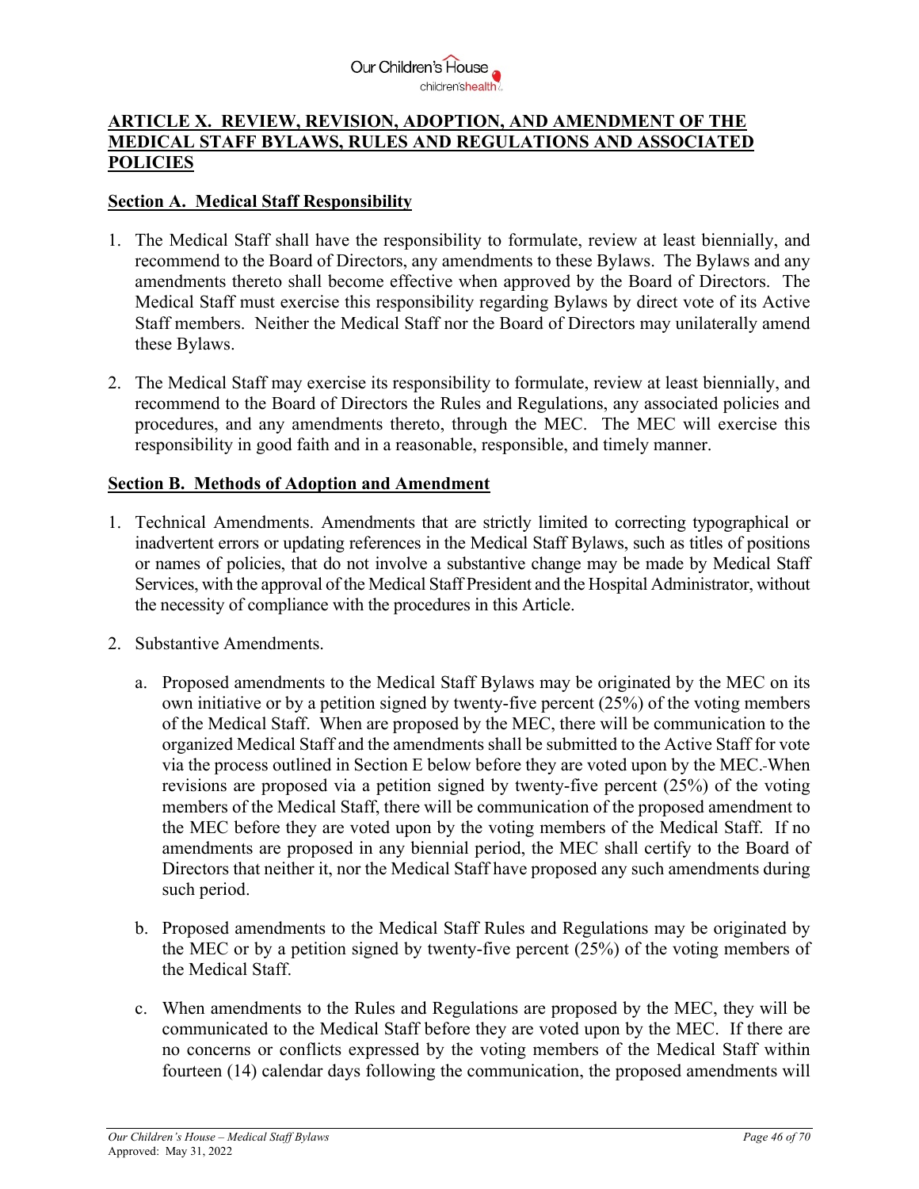## ARTICLE X. REVIEW, REVISION, ADOPTION, AND AMENDMENT OF THE MEDICAL STAFF BYLAWS, RULES AND REGULATIONS AND ASSOCIATED POLICIES

### Section A. Medical Staff Responsibility

1. The Medical Staff shall have the responsibility to formulate, review at least biennially, and recommend to the Board of Directors, any amendments to these Bylaws. The Bylaws and any amendments thereto shall become effective when approved by the Board of Directors. The Medical Staff must exercise this responsibility regarding Bylaws by direct vote of its Active Staff members. Neither the Medical Staff nor the Board of Directors may unilaterally amend these Bylaws.

2. The Medical Staff may exercise its responsibility to formulate, review at least biennially, and recommend to the Board of Directors the Rules and Regulations, any associated policies and procedures, and any amendments thereto, through the MEC. The MEC will exercise this responsibility in good faith and in a reasonable, responsible, and timely manner.

### Section B. Methods of Adoption and Amendment

1. Technical Amendments. Amendments that are strictly limited to correcting typographical or inadvertent errors or updating references in the Medical Staff Bylaws, such as titles of positions or names of policies, that do not involve a substantive change may be made by Medical Staff Services, with the approval of the Medical Staff President and the Hospital Administrator, without the necessity of compliance with the procedures in this Article.

2. Substantive Amendments.

   a. Proposed amendments to the Medical Staff Bylaws may be originated by the MEC on its own initiative or by a petition signed by twenty-five percent (25%) of the voting members of the Medical Staff. When are proposed by the MEC, there will be communication to the organized Medical Staff and the amendments shall be submitted to the Active Staff for vote via the process outlined in Section E below before they are voted upon by the MEC. When revisions are proposed via a petition signed by twenty-five percent (25%) of the voting members of the Medical Staff, there will be communication of the proposed amendment to the MEC before they are voted upon by the voting members of the Medical Staff. If no amendments are proposed in any biennial period, the MEC shall certify to the Board of Directors that neither it, nor the Medical Staff have proposed any such amendments during such period.

   b. Proposed amendments to the Medical Staff Rules and Regulations may be originated by the MEC or by a petition signed by twenty-five percent (25%) of the voting members of the Medical Staff.

   c. When amendments to the Rules and Regulations are proposed by the MEC, they will be communicated to the Medical Staff before they are voted upon by the MEC. If there are no concerns or conflicts expressed by the voting members of the Medical Staff within fourteen (14) calendar days following the communication, the proposed amendments will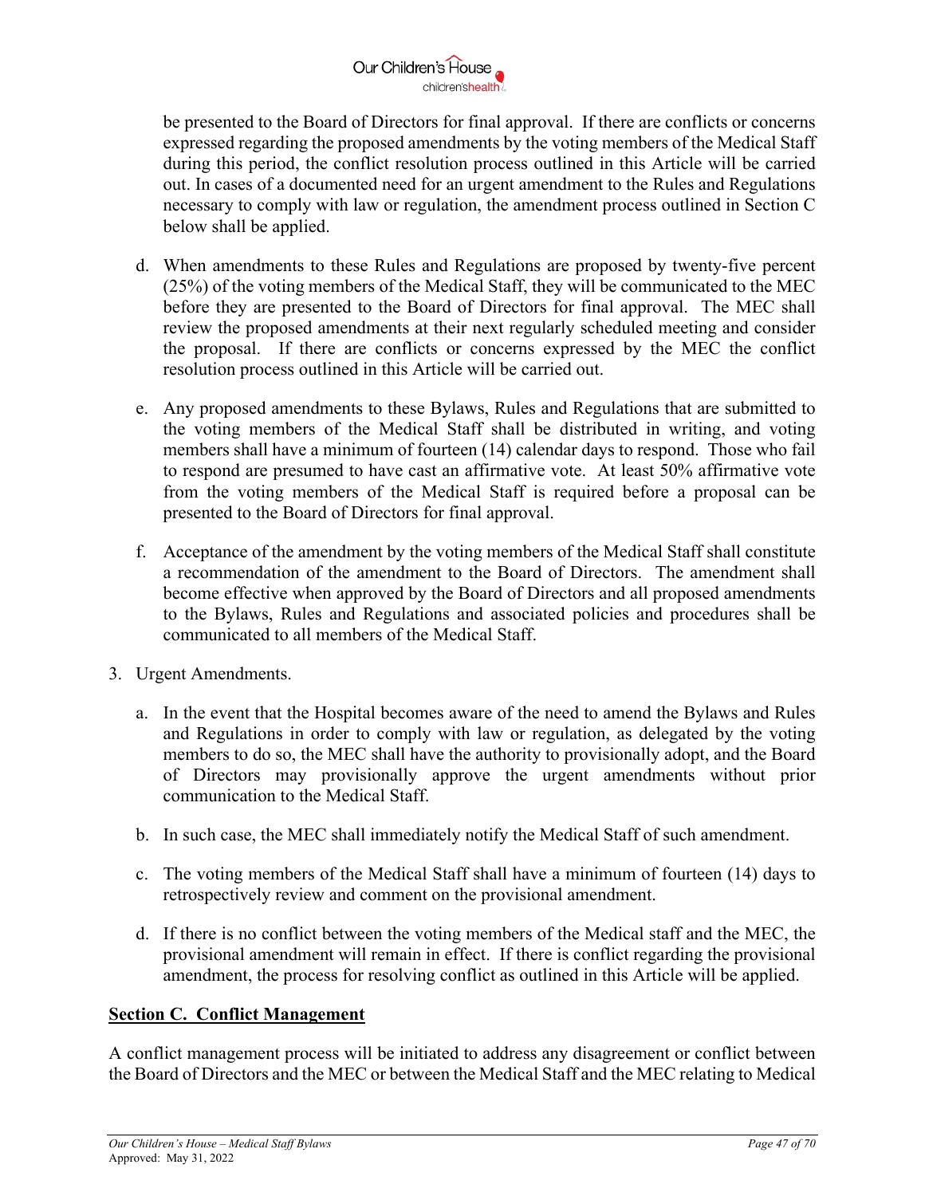be presented to the Board of Directors for final approval. If there are conflicts or concerns expressed regarding the proposed amendments by the voting members of the Medical Staff during this period, the conflict resolution process outlined in this Article will be carried out. In cases of a documented need for an urgent amendment to the Rules and Regulations necessary to comply with law or regulation, the amendment process outlined in Section C below shall be applied.

d. When amendments to these Rules and Regulations are proposed by twenty-five percent (25%) of the voting members of the Medical Staff, they will be communicated to the MEC before they are presented to the Board of Directors for final approval. The MEC shall review the proposed amendments at their next regularly scheduled meeting and consider the proposal. If there are conflicts or concerns expressed by the MEC the conflict resolution process outlined in this Article will be carried out.

e. Any proposed amendments to these Bylaws, Rules and Regulations that are submitted to the voting members of the Medical Staff shall be distributed in writing, and voting members shall have a minimum of fourteen (14) calendar days to respond. Those who fail to respond are presumed to have cast an affirmative vote. At least 50% affirmative vote from the voting members of the Medical Staff is required before a proposal can be presented to the Board of Directors for final approval.

f. Acceptance of the amendment by the voting members of the Medical Staff shall constitute a recommendation of the amendment to the Board of Directors. The amendment shall become effective when approved by the Board of Directors and all proposed amendments to the Bylaws, Rules and Regulations and associated policies and procedures shall be communicated to all members of the Medical Staff.

3. Urgent Amendments.

   a. In the event that the Hospital becomes aware of the need to amend the Bylaws and Rules and Regulations in order to comply with law or regulation, as delegated by the voting members to do so, the MEC shall have the authority to provisionally adopt, and the Board of Directors may provisionally approve the urgent amendments without prior communication to the Medical Staff.

   b. In such case, the MEC shall immediately notify the Medical Staff of such amendment.

   c. The voting members of the Medical Staff shall have a minimum of fourteen (14) days to retrospectively review and comment on the provisional amendment.

   d. If there is no conflict between the voting members of the Medical staff and the MEC, the provisional amendment will remain in effect. If there is conflict regarding the provisional amendment, the process for resolving conflict as outlined in this Article will be applied.

**Section C. Conflict Management**

A conflict management process will be initiated to address any disagreement or conflict between the Board of Directors and the MEC or between the Medical Staff and the MEC relating to Medical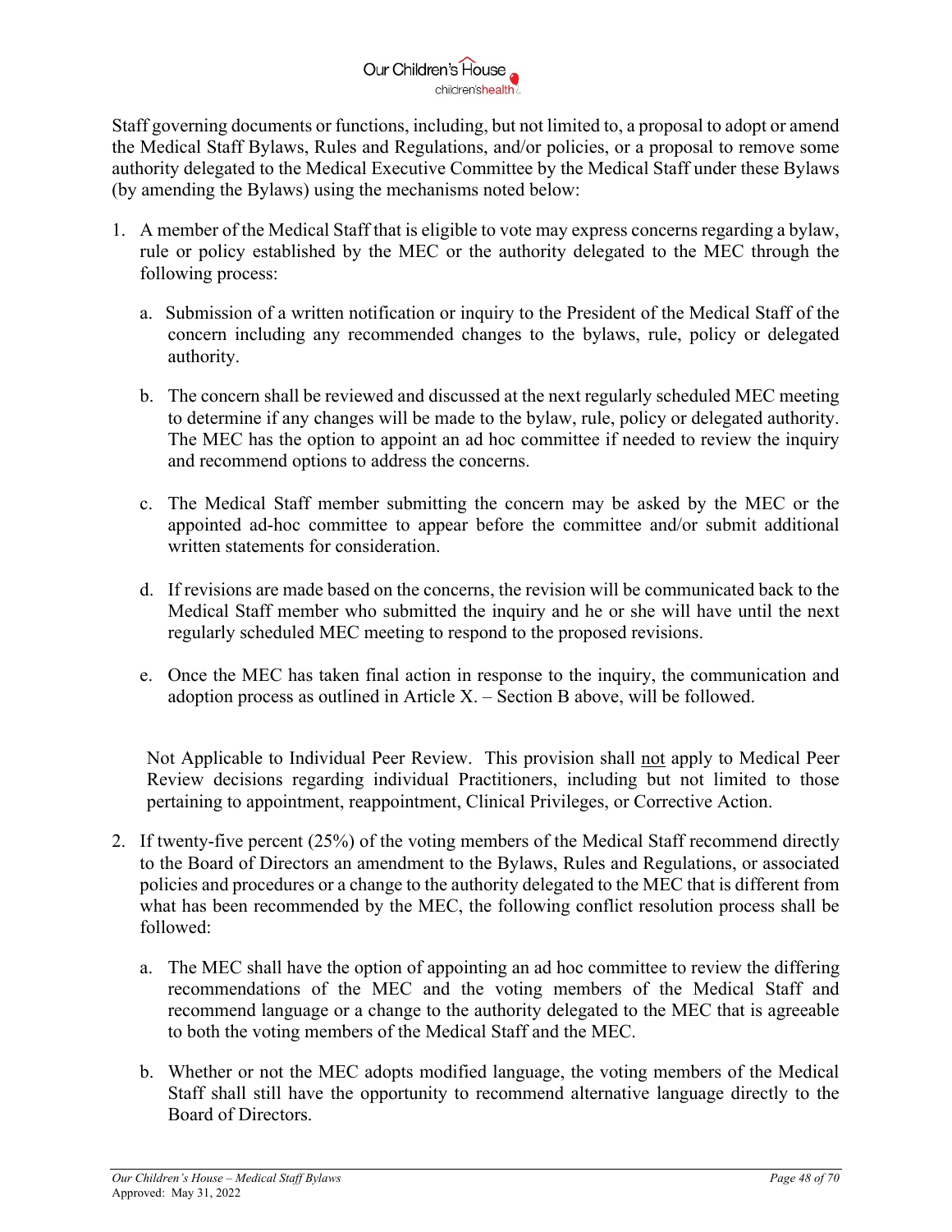Staff governing documents or functions, including, but not limited to, a proposal to adopt or amend the Medical Staff Bylaws, Rules and Regulations, and/or policies, or a proposal to remove some authority delegated to the Medical Executive Committee by the Medical Staff under these Bylaws (by amending the Bylaws) using the mechanisms noted below:

1. A member of the Medical Staff that is eligible to vote may express concerns regarding a bylaw, rule or policy established by the MEC or the authority delegated to the MEC through the following process:

   a. Submission of a written notification or inquiry to the President of the Medical Staff of the concern including any recommended changes to the bylaws, rule, policy or delegated authority.

   b. The concern shall be reviewed and discussed at the next regularly scheduled MEC meeting to determine if any changes will be made to the bylaw, rule, policy or delegated authority. The MEC has the option to appoint an ad hoc committee if needed to review the inquiry and recommend options to address the concerns.

   c. The Medical Staff member submitting the concern may be asked by the MEC or the appointed ad-hoc committee to appear before the committee and/or submit additional written statements for consideration.

   d. If revisions are made based on the concerns, the revision will be communicated back to the Medical Staff member who submitted the inquiry and he or she will have until the next regularly scheduled MEC meeting to respond to the proposed revisions.

   e. Once the MEC has taken final action in response to the inquiry, the communication and adoption process as outlined in Article X. – Section B above, will be followed.

   Not Applicable to Individual Peer Review. This provision shall not apply to Medical Peer Review decisions regarding individual Practitioners, including but not limited to those pertaining to appointment, reappointment, Clinical Privileges, or Corrective Action.

2. If twenty-five percent (25%) of the voting members of the Medical Staff recommend directly to the Board of Directors an amendment to the Bylaws, Rules and Regulations, or associated policies and procedures or a change to the authority delegated to the MEC that is different from what has been recommended by the MEC, the following conflict resolution process shall be followed:

   a. The MEC shall have the option of appointing an ad hoc committee to review the differing recommendations of the MEC and the voting members of the Medical Staff and recommend language or a change to the authority delegated to the MEC that is agreeable to both the voting members of the Medical Staff and the MEC.

   b. Whether or not the MEC adopts modified language, the voting members of the Medical Staff shall still have the opportunity to recommend alternative language directly to the Board of Directors.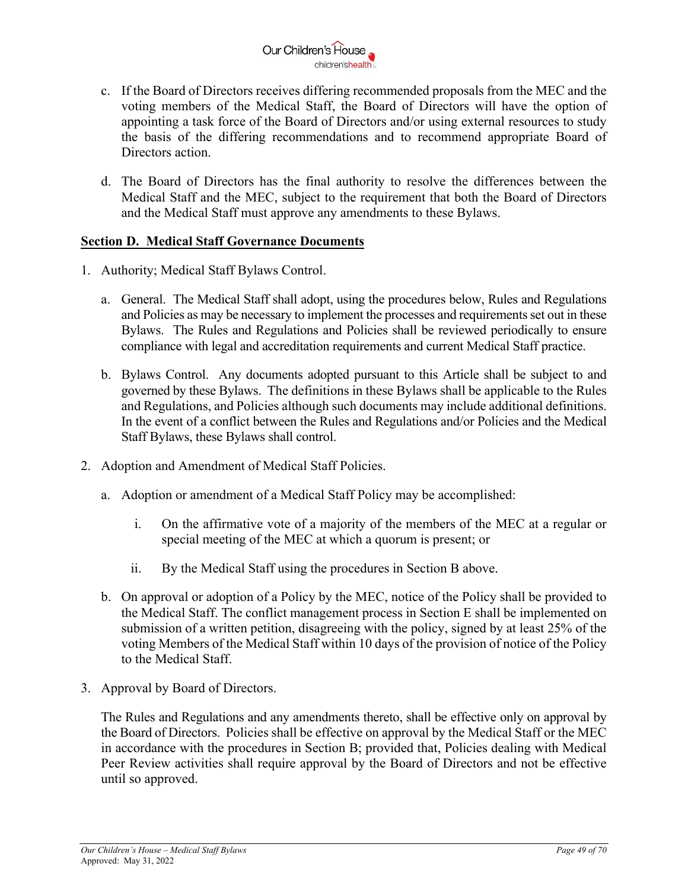c. If the Board of Directors receives differing recommended proposals from the MEC and the voting members of the Medical Staff, the Board of Directors will have the option of appointing a task force of the Board of Directors and/or using external resources to study the basis of the differing recommendations and to recommend appropriate Board of Directors action.

d. The Board of Directors has the final authority to resolve the differences between the Medical Staff and the MEC, subject to the requirement that both the Board of Directors and the Medical Staff must approve any amendments to these Bylaws.

**Section D. Medical Staff Governance Documents**

1. Authority; Medical Staff Bylaws Control.

   a. General. The Medical Staff shall adopt, using the procedures below, Rules and Regulations and Policies as may be necessary to implement the processes and requirements set out in these Bylaws. The Rules and Regulations and Policies shall be reviewed periodically to ensure compliance with legal and accreditation requirements and current Medical Staff practice.

   b. Bylaws Control. Any documents adopted pursuant to this Article shall be subject to and governed by these Bylaws. The definitions in these Bylaws shall be applicable to the Rules and Regulations, and Policies although such documents may include additional definitions. In the event of a conflict between the Rules and Regulations and/or Policies and the Medical Staff Bylaws, these Bylaws shall control.

2. Adoption and Amendment of Medical Staff Policies.

   a. Adoption or amendment of a Medical Staff Policy may be accomplished:

      i. On the affirmative vote of a majority of the members of the MEC at a regular or special meeting of the MEC at which a quorum is present; or

      ii. By the Medical Staff using the procedures in Section B above.

   b. On approval or adoption of a Policy by the MEC, notice of the Policy shall be provided to the Medical Staff. The conflict management process in Section E shall be implemented on submission of a written petition, disagreeing with the policy, signed by at least 25% of the voting Members of the Medical Staff within 10 days of the provision of notice of the Policy to the Medical Staff.

3. Approval by Board of Directors.

   The Rules and Regulations and any amendments thereto, shall be effective only on approval by the Board of Directors. Policies shall be effective on approval by the Medical Staff or the MEC in accordance with the procedures in Section B; provided that, Policies dealing with Medical Peer Review activities shall require approval by the Board of Directors and not be effective until so approved.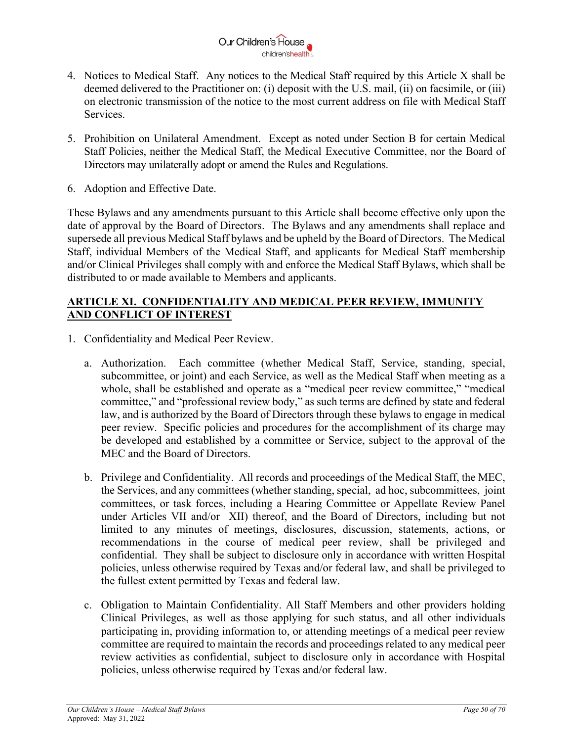4. Notices to Medical Staff. Any notices to the Medical Staff required by this Article X shall be deemed delivered to the Practitioner on: (i) deposit with the U.S. mail, (ii) on facsimile, or (iii) on electronic transmission of the notice to the most current address on file with Medical Staff Services.

5. Prohibition on Unilateral Amendment. Except as noted under Section B for certain Medical Staff Policies, neither the Medical Staff, the Medical Executive Committee, nor the Board of Directors may unilaterally adopt or amend the Rules and Regulations.

6. Adoption and Effective Date.

These Bylaws and any amendments pursuant to this Article shall become effective only upon the date of approval by the Board of Directors. The Bylaws and any amendments shall replace and supersede all previous Medical Staff bylaws and be upheld by the Board of Directors. The Medical Staff, individual Members of the Medical Staff, and applicants for Medical Staff membership and/or Clinical Privileges shall comply with and enforce the Medical Staff Bylaws, which shall be distributed to or made available to Members and applicants.

## ARTICLE XI. CONFIDENTIALITY AND MEDICAL PEER REVIEW, IMMUNITY AND CONFLICT OF INTEREST

1. Confidentiality and Medical Peer Review.

   a. Authorization. Each committee (whether Medical Staff, Service, standing, special, subcommittee, or joint) and each Service, as well as the Medical Staff when meeting as a whole, shall be established and operate as a "medical peer review committee," "medical committee," and "professional review body," as such terms are defined by state and federal law, and is authorized by the Board of Directors through these bylaws to engage in medical peer review. Specific policies and procedures for the accomplishment of its charge may be developed and established by a committee or Service, subject to the approval of the MEC and the Board of Directors.

   b. Privilege and Confidentiality. All records and proceedings of the Medical Staff, the MEC, the Services, and any committees (whether standing, special, ad hoc, subcommittees, joint committees, or task forces, including a Hearing Committee or Appellate Review Panel under Articles VII and/or XII) thereof, and the Board of Directors, including but not limited to any minutes of meetings, disclosures, discussion, statements, actions, or recommendations in the course of medical peer review, shall be privileged and confidential. They shall be subject to disclosure only in accordance with written Hospital policies, unless otherwise required by Texas and/or federal law, and shall be privileged to the fullest extent permitted by Texas and federal law.

   c. Obligation to Maintain Confidentiality. All Staff Members and other providers holding Clinical Privileges, as well as those applying for such status, and all other individuals participating in, providing information to, or attending meetings of a medical peer review committee are required to maintain the records and proceedings related to any medical peer review activities as confidential, subject to disclosure only in accordance with Hospital policies, unless otherwise required by Texas and/or federal law.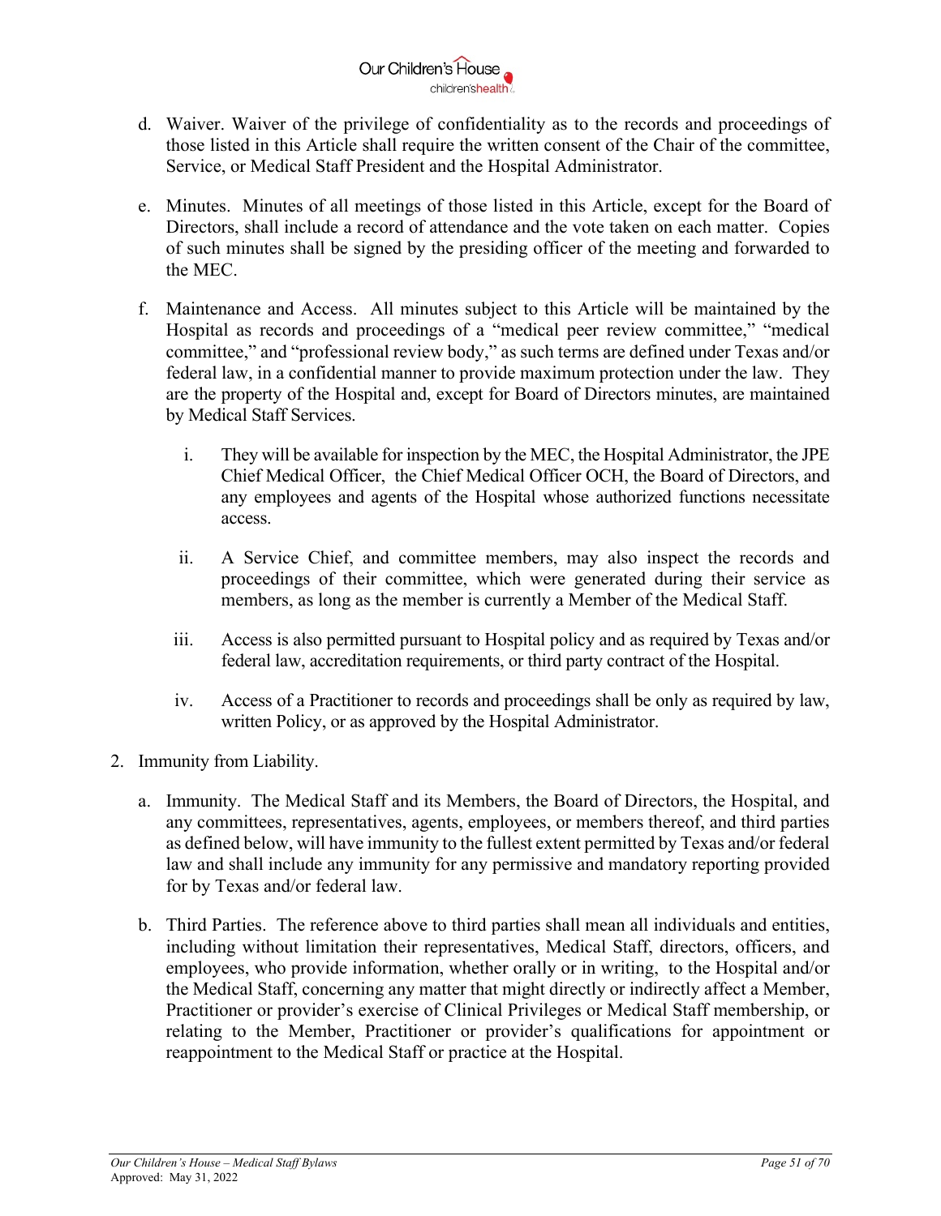d. Waiver. Waiver of the privilege of confidentiality as to the records and proceedings of those listed in this Article shall require the written consent of the Chair of the committee, Service, or Medical Staff President and the Hospital Administrator.

e. Minutes. Minutes of all meetings of those listed in this Article, except for the Board of Directors, shall include a record of attendance and the vote taken on each matter. Copies of such minutes shall be signed by the presiding officer of the meeting and forwarded to the MEC.

f. Maintenance and Access. All minutes subject to this Article will be maintained by the Hospital as records and proceedings of a "medical peer review committee," "medical committee," and "professional review body," as such terms are defined under Texas and/or federal law, in a confidential manner to provide maximum protection under the law. They are the property of the Hospital and, except for Board of Directors minutes, are maintained by Medical Staff Services.

   i. They will be available for inspection by the MEC, the Hospital Administrator, the JPE Chief Medical Officer, the Chief Medical Officer OCH, the Board of Directors, and any employees and agents of the Hospital whose authorized functions necessitate access.

   ii. A Service Chief, and committee members, may also inspect the records and proceedings of their committee, which were generated during their service as members, as long as the member is currently a Member of the Medical Staff.

   iii. Access is also permitted pursuant to Hospital policy and as required by Texas and/or federal law, accreditation requirements, or third party contract of the Hospital.

   iv. Access of a Practitioner to records and proceedings shall be only as required by law, written Policy, or as approved by the Hospital Administrator.

2. Immunity from Liability.

   a. Immunity. The Medical Staff and its Members, the Board of Directors, the Hospital, and any committees, representatives, agents, employees, or members thereof, and third parties as defined below, will have immunity to the fullest extent permitted by Texas and/or federal law and shall include any immunity for any permissive and mandatory reporting provided for by Texas and/or federal law.

   b. Third Parties. The reference above to third parties shall mean all individuals and entities, including without limitation their representatives, Medical Staff, directors, officers, and employees, who provide information, whether orally or in writing, to the Hospital and/or the Medical Staff, concerning any matter that might directly or indirectly affect a Member, Practitioner or provider's exercise of Clinical Privileges or Medical Staff membership, or relating to the Member, Practitioner or provider's qualifications for appointment or reappointment to the Medical Staff or practice at the Hospital.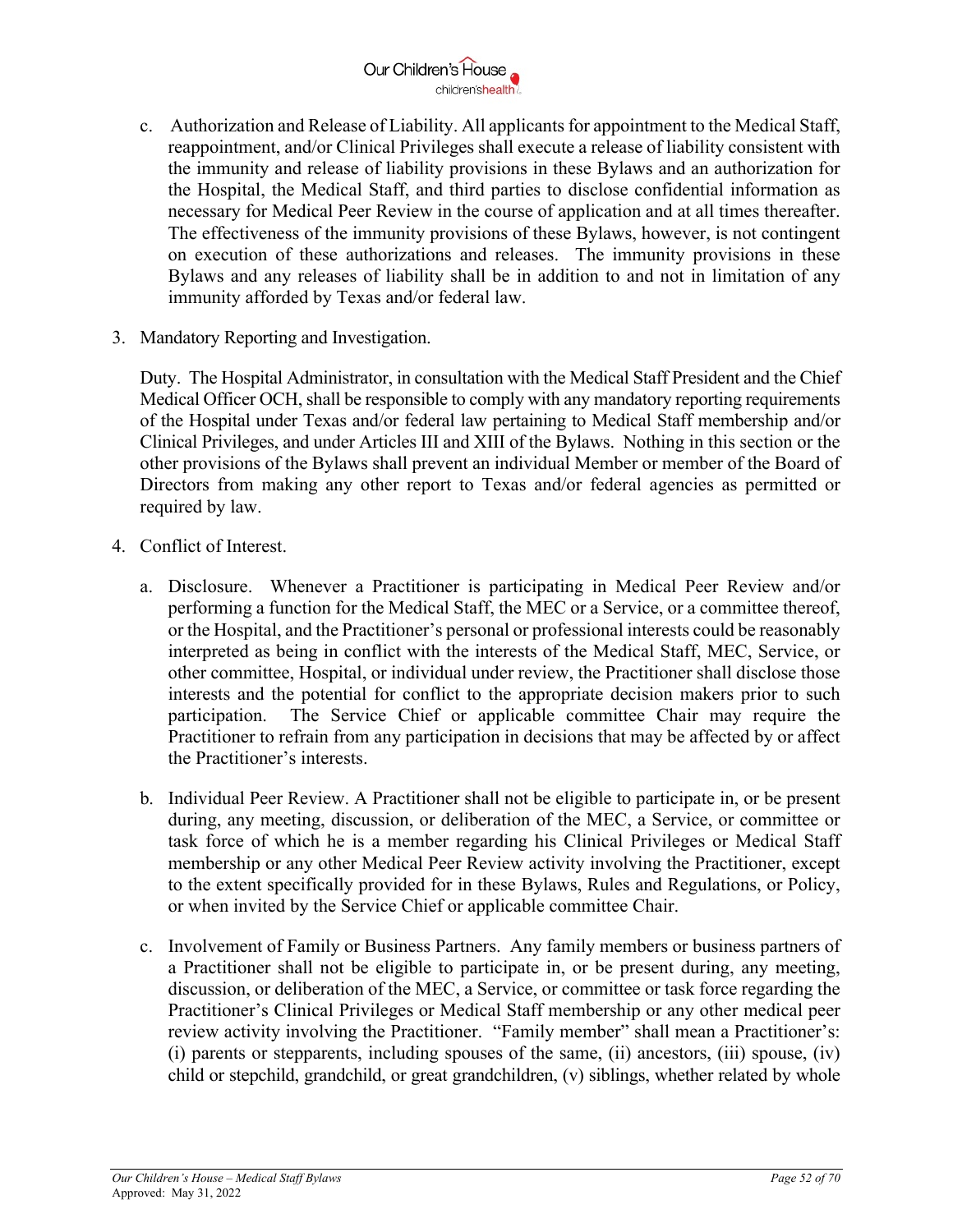c. Authorization and Release of Liability. All applicants for appointment to the Medical Staff, reappointment, and/or Clinical Privileges shall execute a release of liability consistent with the immunity and release of liability provisions in these Bylaws and an authorization for the Hospital, the Medical Staff, and third parties to disclose confidential information as necessary for Medical Peer Review in the course of application and at all times thereafter. The effectiveness of the immunity provisions of these Bylaws, however, is not contingent on execution of these authorizations and releases. The immunity provisions in these Bylaws and any releases of liability shall be in addition to and not in limitation of any immunity afforded by Texas and/or federal law.

3. Mandatory Reporting and Investigation.

   Duty. The Hospital Administrator, in consultation with the Medical Staff President and the Chief Medical Officer OCH, shall be responsible to comply with any mandatory reporting requirements of the Hospital under Texas and/or federal law pertaining to Medical Staff membership and/or Clinical Privileges, and under Articles III and XIII of the Bylaws. Nothing in this section or the other provisions of the Bylaws shall prevent an individual Member or member of the Board of Directors from making any other report to Texas and/or federal agencies as permitted or required by law.

4. Conflict of Interest.

   a. Disclosure. Whenever a Practitioner is participating in Medical Peer Review and/or performing a function for the Medical Staff, the MEC or a Service, or a committee thereof, or the Hospital, and the Practitioner's personal or professional interests could be reasonably interpreted as being in conflict with the interests of the Medical Staff, MEC, Service, or other committee, Hospital, or individual under review, the Practitioner shall disclose those interests and the potential for conflict to the appropriate decision makers prior to such participation. The Service Chief or applicable committee Chair may require the Practitioner to refrain from any participation in decisions that may be affected by or affect the Practitioner's interests.

   b. Individual Peer Review. A Practitioner shall not be eligible to participate in, or be present during, any meeting, discussion, or deliberation of the MEC, a Service, or committee or task force of which he is a member regarding his Clinical Privileges or Medical Staff membership or any other Medical Peer Review activity involving the Practitioner, except to the extent specifically provided for in these Bylaws, Rules and Regulations, or Policy, or when invited by the Service Chief or applicable committee Chair.

   c. Involvement of Family or Business Partners. Any family members or business partners of a Practitioner shall not be eligible to participate in, or be present during, any meeting, discussion, or deliberation of the MEC, a Service, or committee or task force regarding the Practitioner's Clinical Privileges or Medical Staff membership or any other medical peer review activity involving the Practitioner. "Family member" shall mean a Practitioner's: (i) parents or stepparents, including spouses of the same, (ii) ancestors, (iii) spouse, (iv) child or stepchild, grandchild, or great grandchildren, (v) siblings, whether related by whole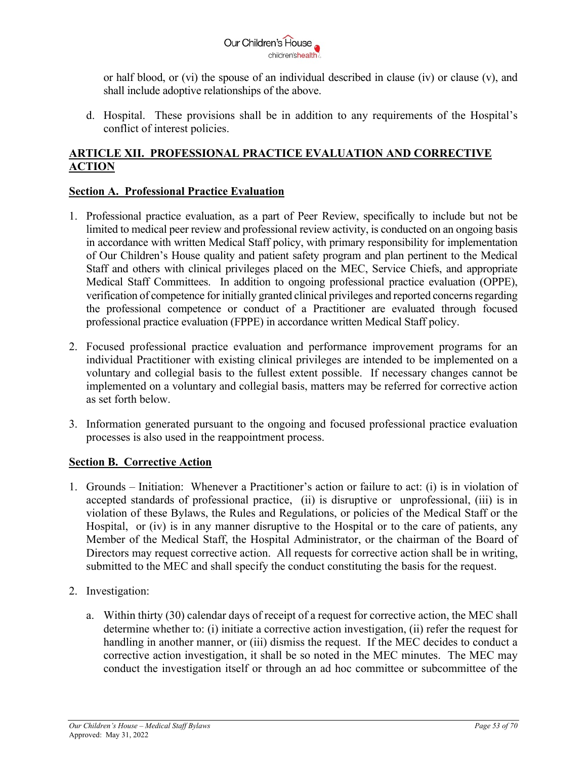or half blood, or (vi) the spouse of an individual described in clause (iv) or clause (v), and shall include adoptive relationships of the above.

d. Hospital. These provisions shall be in addition to any requirements of the Hospital's conflict of interest policies.

## ARTICLE XII. PROFESSIONAL PRACTICE EVALUATION AND CORRECTIVE ACTION

### Section A. Professional Practice Evaluation

1. Professional practice evaluation, as a part of Peer Review, specifically to include but not be limited to medical peer review and professional review activity, is conducted on an ongoing basis in accordance with written Medical Staff policy, with primary responsibility for implementation of Our Children's House quality and patient safety program and plan pertinent to the Medical Staff and others with clinical privileges placed on the MEC, Service Chiefs, and appropriate Medical Staff Committees. In addition to ongoing professional practice evaluation (OPPE), verification of competence for initially granted clinical privileges and reported concerns regarding the professional competence or conduct of a Practitioner are evaluated through focused professional practice evaluation (FPPE) in accordance written Medical Staff policy.

2. Focused professional practice evaluation and performance improvement programs for an individual Practitioner with existing clinical privileges are intended to be implemented on a voluntary and collegial basis to the fullest extent possible. If necessary changes cannot be implemented on a voluntary and collegial basis, matters may be referred for corrective action as set forth below.

3. Information generated pursuant to the ongoing and focused professional practice evaluation processes is also used in the reappointment process.

### Section B. Corrective Action

1. Grounds – Initiation: Whenever a Practitioner's action or failure to act: (i) is in violation of accepted standards of professional practice, (ii) is disruptive or unprofessional, (iii) is in violation of these Bylaws, the Rules and Regulations, or policies of the Medical Staff or the Hospital, or (iv) is in any manner disruptive to the Hospital or to the care of patients, any Member of the Medical Staff, the Hospital Administrator, or the chairman of the Board of Directors may request corrective action. All requests for corrective action shall be in writing, submitted to the MEC and shall specify the conduct constituting the basis for the request.

2. Investigation:

   a. Within thirty (30) calendar days of receipt of a request for corrective action, the MEC shall determine whether to: (i) initiate a corrective action investigation, (ii) refer the request for handling in another manner, or (iii) dismiss the request. If the MEC decides to conduct a corrective action investigation, it shall be so noted in the MEC minutes. The MEC may conduct the investigation itself or through an ad hoc committee or subcommittee of the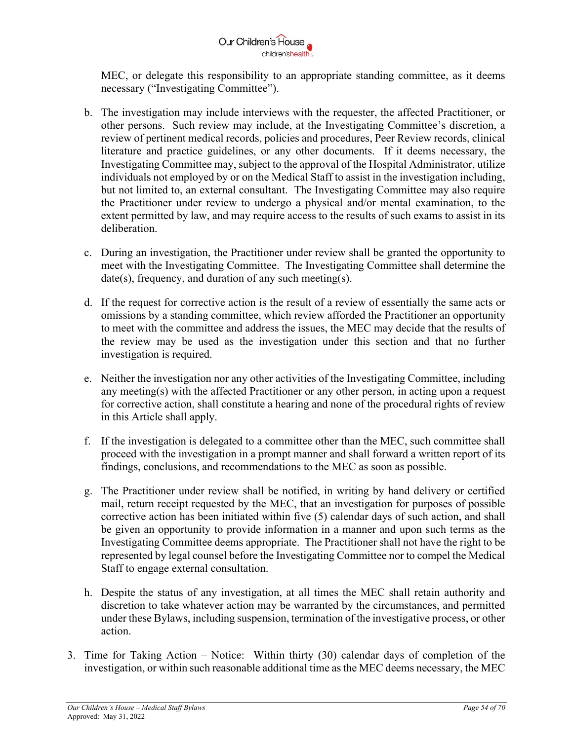MEC, or delegate this responsibility to an appropriate standing committee, as it deems necessary ("Investigating Committee").

b. The investigation may include interviews with the requester, the affected Practitioner, or other persons. Such review may include, at the Investigating Committee's discretion, a review of pertinent medical records, policies and procedures, Peer Review records, clinical literature and practice guidelines, or any other documents. If it deems necessary, the Investigating Committee may, subject to the approval of the Hospital Administrator, utilize individuals not employed by or on the Medical Staff to assist in the investigation including, but not limited to, an external consultant. The Investigating Committee may also require the Practitioner under review to undergo a physical and/or mental examination, to the extent permitted by law, and may require access to the results of such exams to assist in its deliberation.

c. During an investigation, the Practitioner under review shall be granted the opportunity to meet with the Investigating Committee. The Investigating Committee shall determine the date(s), frequency, and duration of any such meeting(s).

d. If the request for corrective action is the result of a review of essentially the same acts or omissions by a standing committee, which review afforded the Practitioner an opportunity to meet with the committee and address the issues, the MEC may decide that the results of the review may be used as the investigation under this section and that no further investigation is required.

e. Neither the investigation nor any other activities of the Investigating Committee, including any meeting(s) with the affected Practitioner or any other person, in acting upon a request for corrective action, shall constitute a hearing and none of the procedural rights of review in this Article shall apply.

f. If the investigation is delegated to a committee other than the MEC, such committee shall proceed with the investigation in a prompt manner and shall forward a written report of its findings, conclusions, and recommendations to the MEC as soon as possible.

g. The Practitioner under review shall be notified, in writing by hand delivery or certified mail, return receipt requested by the MEC, that an investigation for purposes of possible corrective action has been initiated within five (5) calendar days of such action, and shall be given an opportunity to provide information in a manner and upon such terms as the Investigating Committee deems appropriate. The Practitioner shall not have the right to be represented by legal counsel before the Investigating Committee nor to compel the Medical Staff to engage external consultation.

h. Despite the status of any investigation, at all times the MEC shall retain authority and discretion to take whatever action may be warranted by the circumstances, and permitted under these Bylaws, including suspension, termination of the investigative process, or other action.

3. Time for Taking Action – Notice: Within thirty (30) calendar days of completion of the investigation, or within such reasonable additional time as the MEC deems necessary, the MEC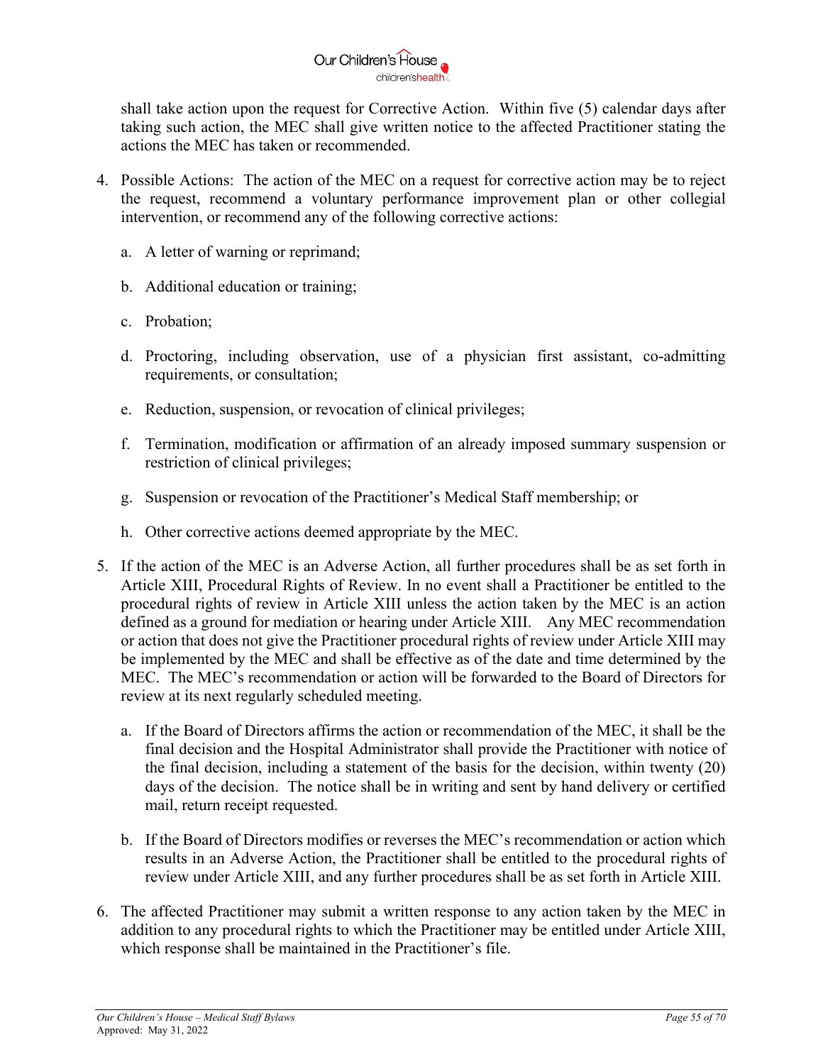shall take action upon the request for Corrective Action. Within five (5) calendar days after taking such action, the MEC shall give written notice to the affected Practitioner stating the actions the MEC has taken or recommended.

4. Possible Actions: The action of the MEC on a request for corrective action may be to reject the request, recommend a voluntary performance improvement plan or other collegial intervention, or recommend any of the following corrective actions:

   a. A letter of warning or reprimand;

   b. Additional education or training;

   c. Probation;

   d. Proctoring, including observation, use of a physician first assistant, co-admitting requirements, or consultation;

   e. Reduction, suspension, or revocation of clinical privileges;

   f. Termination, modification or affirmation of an already imposed summary suspension or restriction of clinical privileges;

   g. Suspension or revocation of the Practitioner's Medical Staff membership; or

   h. Other corrective actions deemed appropriate by the MEC.

5. If the action of the MEC is an Adverse Action, all further procedures shall be as set forth in Article XIII, Procedural Rights of Review. In no event shall a Practitioner be entitled to the procedural rights of review in Article XIII unless the action taken by the MEC is an action defined as a ground for mediation or hearing under Article XIII. Any MEC recommendation or action that does not give the Practitioner procedural rights of review under Article XIII may be implemented by the MEC and shall be effective as of the date and time determined by the MEC. The MEC's recommendation or action will be forwarded to the Board of Directors for review at its next regularly scheduled meeting.

   a. If the Board of Directors affirms the action or recommendation of the MEC, it shall be the final decision and the Hospital Administrator shall provide the Practitioner with notice of the final decision, including a statement of the basis for the decision, within twenty (20) days of the decision. The notice shall be in writing and sent by hand delivery or certified mail, return receipt requested.

   b. If the Board of Directors modifies or reverses the MEC's recommendation or action which results in an Adverse Action, the Practitioner shall be entitled to the procedural rights of review under Article XIII, and any further procedures shall be as set forth in Article XIII.

6. The affected Practitioner may submit a written response to any action taken by the MEC in addition to any procedural rights to which the Practitioner may be entitled under Article XIII, which response shall be maintained in the Practitioner's file.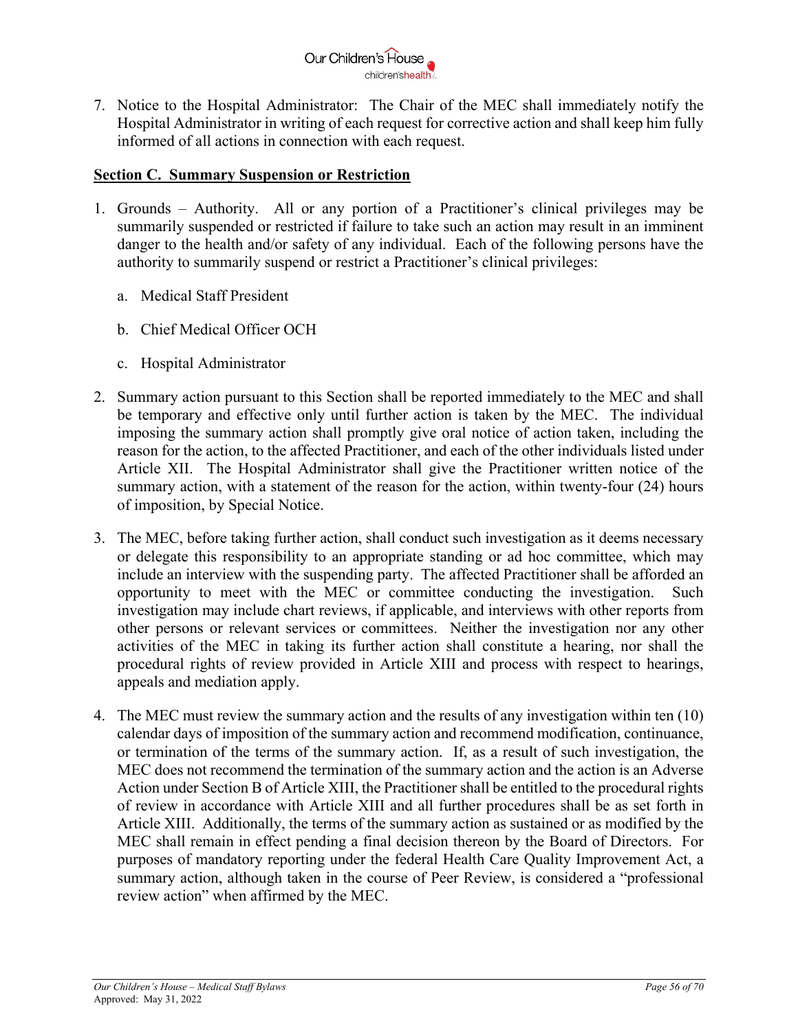7. Notice to the Hospital Administrator: The Chair of the MEC shall immediately notify the Hospital Administrator in writing of each request for corrective action and shall keep him fully informed of all actions in connection with each request.

**Section C. Summary Suspension or Restriction**

1. Grounds – Authority. All or any portion of a Practitioner's clinical privileges may be summarily suspended or restricted if failure to take such an action may result in an imminent danger to the health and/or safety of any individual. Each of the following persons have the authority to summarily suspend or restrict a Practitioner's clinical privileges:

   a. Medical Staff President

   b. Chief Medical Officer OCH

   c. Hospital Administrator

2. Summary action pursuant to this Section shall be reported immediately to the MEC and shall be temporary and effective only until further action is taken by the MEC. The individual imposing the summary action shall promptly give oral notice of action taken, including the reason for the action, to the affected Practitioner, and each of the other individuals listed under Article XII. The Hospital Administrator shall give the Practitioner written notice of the summary action, with a statement of the reason for the action, within twenty-four (24) hours of imposition, by Special Notice.

3. The MEC, before taking further action, shall conduct such investigation as it deems necessary or delegate this responsibility to an appropriate standing or ad hoc committee, which may include an interview with the suspending party. The affected Practitioner shall be afforded an opportunity to meet with the MEC or committee conducting the investigation. Such investigation may include chart reviews, if applicable, and interviews with other reports from other persons or relevant services or committees. Neither the investigation nor any other activities of the MEC in taking its further action shall constitute a hearing, nor shall the procedural rights of review provided in Article XIII and process with respect to hearings, appeals and mediation apply.

4. The MEC must review the summary action and the results of any investigation within ten (10) calendar days of imposition of the summary action and recommend modification, continuance, or termination of the terms of the summary action. If, as a result of such investigation, the MEC does not recommend the termination of the summary action and the action is an Adverse Action under Section B of Article XIII, the Practitioner shall be entitled to the procedural rights of review in accordance with Article XIII and all further procedures shall be as set forth in Article XIII. Additionally, the terms of the summary action as sustained or as modified by the MEC shall remain in effect pending a final decision thereon by the Board of Directors. For purposes of mandatory reporting under the federal Health Care Quality Improvement Act, a summary action, although taken in the course of Peer Review, is considered a "professional review action" when affirmed by the MEC.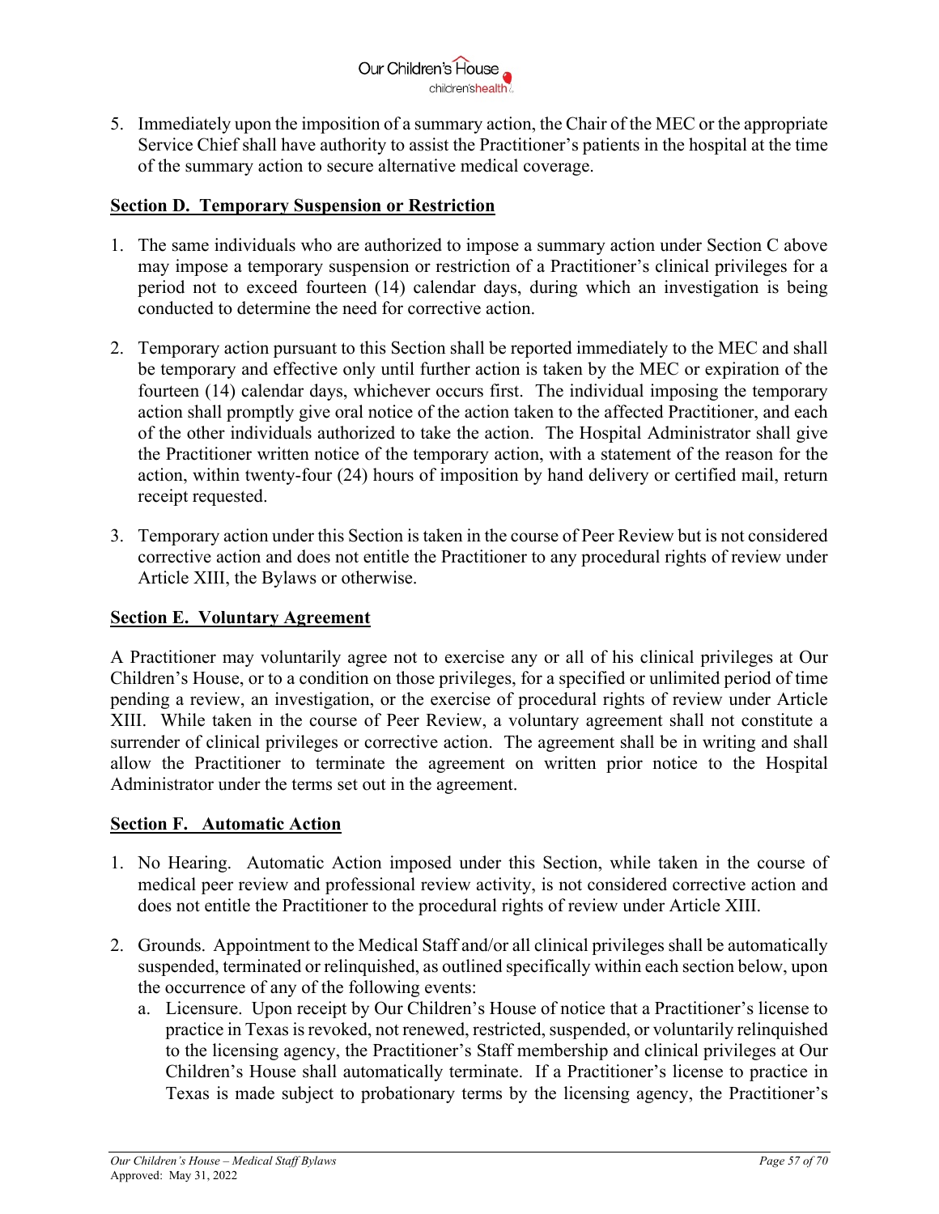5. Immediately upon the imposition of a summary action, the Chair of the MEC or the appropriate Service Chief shall have authority to assist the Practitioner's patients in the hospital at the time of the summary action to secure alternative medical coverage.

**Section D. Temporary Suspension or Restriction**

1. The same individuals who are authorized to impose a summary action under Section C above may impose a temporary suspension or restriction of a Practitioner's clinical privileges for a period not to exceed fourteen (14) calendar days, during which an investigation is being conducted to determine the need for corrective action.

2. Temporary action pursuant to this Section shall be reported immediately to the MEC and shall be temporary and effective only until further action is taken by the MEC or expiration of the fourteen (14) calendar days, whichever occurs first. The individual imposing the temporary action shall promptly give oral notice of the action taken to the affected Practitioner, and each of the other individuals authorized to take the action. The Hospital Administrator shall give the Practitioner written notice of the temporary action, with a statement of the reason for the action, within twenty-four (24) hours of imposition by hand delivery or certified mail, return receipt requested.

3. Temporary action under this Section is taken in the course of Peer Review but is not considered corrective action and does not entitle the Practitioner to any procedural rights of review under Article XIII, the Bylaws or otherwise.

**Section E. Voluntary Agreement**

A Practitioner may voluntarily agree not to exercise any or all of his clinical privileges at Our Children's House, or to a condition on those privileges, for a specified or unlimited period of time pending a review, an investigation, or the exercise of procedural rights of review under Article XIII. While taken in the course of Peer Review, a voluntary agreement shall not constitute a surrender of clinical privileges or corrective action. The agreement shall be in writing and shall allow the Practitioner to terminate the agreement on written prior notice to the Hospital Administrator under the terms set out in the agreement.

**Section F. Automatic Action**

1. No Hearing. Automatic Action imposed under this Section, while taken in the course of medical peer review and professional review activity, is not considered corrective action and does not entitle the Practitioner to the procedural rights of review under Article XIII.

2. Grounds. Appointment to the Medical Staff and/or all clinical privileges shall be automatically suspended, terminated or relinquished, as outlined specifically within each section below, upon the occurrence of any of the following events:
   a. Licensure. Upon receipt by Our Children's House of notice that a Practitioner's license to practice in Texas is revoked, not renewed, restricted, suspended, or voluntarily relinquished to the licensing agency, the Practitioner's Staff membership and clinical privileges at Our Children's House shall automatically terminate. If a Practitioner's license to practice in Texas is made subject to probationary terms by the licensing agency, the Practitioner's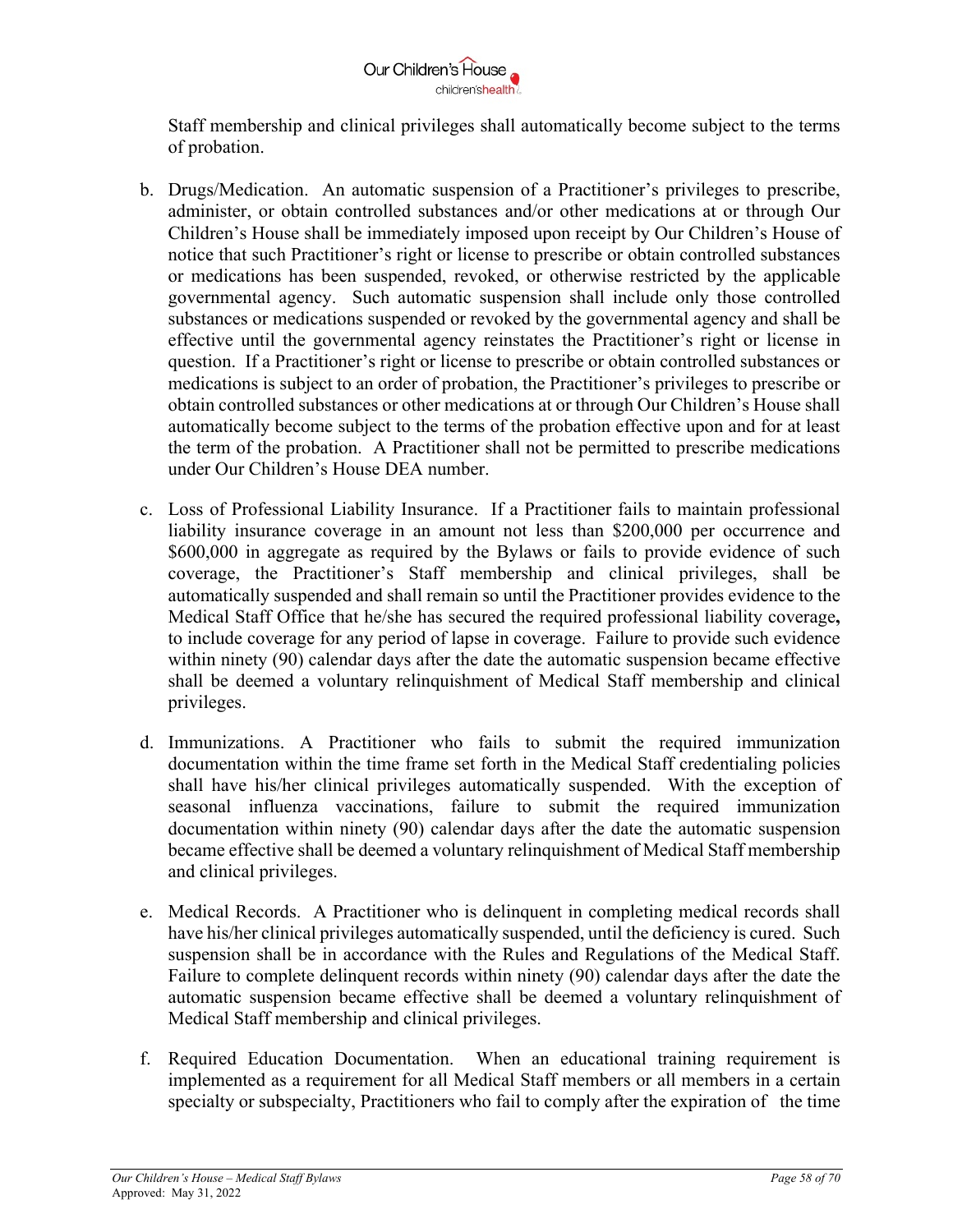Staff membership and clinical privileges shall automatically become subject to the terms of probation.

b. Drugs/Medication. An automatic suspension of a Practitioner's privileges to prescribe, administer, or obtain controlled substances and/or other medications at or through Our Children's House shall be immediately imposed upon receipt by Our Children's House of notice that such Practitioner's right or license to prescribe or obtain controlled substances or medications has been suspended, revoked, or otherwise restricted by the applicable governmental agency. Such automatic suspension shall include only those controlled substances or medications suspended or revoked by the governmental agency and shall be effective until the governmental agency reinstates the Practitioner's right or license in question. If a Practitioner's right or license to prescribe or obtain controlled substances or medications is subject to an order of probation, the Practitioner's privileges to prescribe or obtain controlled substances or other medications at or through Our Children's House shall automatically become subject to the terms of the probation effective upon and for at least the term of the probation. A Practitioner shall not be permitted to prescribe medications under Our Children's House DEA number.

c. Loss of Professional Liability Insurance. If a Practitioner fails to maintain professional liability insurance coverage in an amount not less than $200,000 per occurrence and $600,000 in aggregate as required by the Bylaws or fails to provide evidence of such coverage, the Practitioner's Staff membership and clinical privileges, shall be automatically suspended and shall remain so until the Practitioner provides evidence to the Medical Staff Office that he/she has secured the required professional liability coverage**,** to include coverage for any period of lapse in coverage. Failure to provide such evidence within ninety (90) calendar days after the date the automatic suspension became effective shall be deemed a voluntary relinquishment of Medical Staff membership and clinical privileges.

d. Immunizations. A Practitioner who fails to submit the required immunization documentation within the time frame set forth in the Medical Staff credentialing policies shall have his/her clinical privileges automatically suspended. With the exception of seasonal influenza vaccinations, failure to submit the required immunization documentation within ninety (90) calendar days after the date the automatic suspension became effective shall be deemed a voluntary relinquishment of Medical Staff membership and clinical privileges.

e. Medical Records. A Practitioner who is delinquent in completing medical records shall have his/her clinical privileges automatically suspended, until the deficiency is cured. Such suspension shall be in accordance with the Rules and Regulations of the Medical Staff. Failure to complete delinquent records within ninety (90) calendar days after the date the automatic suspension became effective shall be deemed a voluntary relinquishment of Medical Staff membership and clinical privileges.

f. Required Education Documentation. When an educational training requirement is implemented as a requirement for all Medical Staff members or all members in a certain specialty or subspecialty, Practitioners who fail to comply after the expiration of the time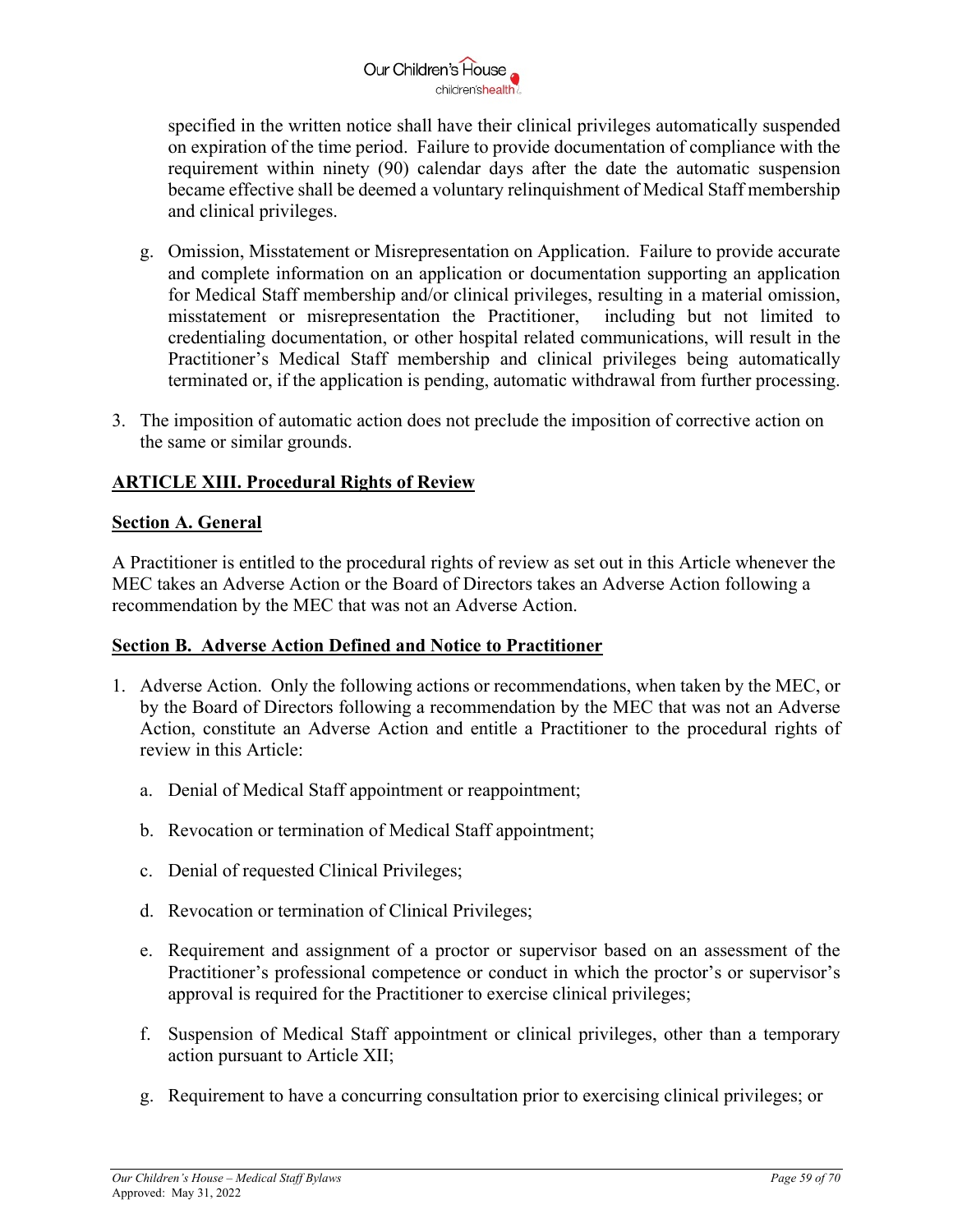specified in the written notice shall have their clinical privileges automatically suspended on expiration of the time period. Failure to provide documentation of compliance with the requirement within ninety (90) calendar days after the date the automatic suspension became effective shall be deemed a voluntary relinquishment of Medical Staff membership and clinical privileges.

g. Omission, Misstatement or Misrepresentation on Application. Failure to provide accurate and complete information on an application or documentation supporting an application for Medical Staff membership and/or clinical privileges, resulting in a material omission, misstatement or misrepresentation the Practitioner, including but not limited to credentialing documentation, or other hospital related communications, will result in the Practitioner's Medical Staff membership and clinical privileges being automatically terminated or, if the application is pending, automatic withdrawal from further processing.

3. The imposition of automatic action does not preclude the imposition of corrective action on the same or similar grounds.

## ARTICLE XIII. Procedural Rights of Review

### Section A. General

A Practitioner is entitled to the procedural rights of review as set out in this Article whenever the MEC takes an Adverse Action or the Board of Directors takes an Adverse Action following a recommendation by the MEC that was not an Adverse Action.

### Section B. Adverse Action Defined and Notice to Practitioner

1. Adverse Action. Only the following actions or recommendations, when taken by the MEC, or by the Board of Directors following a recommendation by the MEC that was not an Adverse Action, constitute an Adverse Action and entitle a Practitioner to the procedural rights of review in this Article:

   a. Denial of Medical Staff appointment or reappointment;

   b. Revocation or termination of Medical Staff appointment;

   c. Denial of requested Clinical Privileges;

   d. Revocation or termination of Clinical Privileges;

   e. Requirement and assignment of a proctor or supervisor based on an assessment of the Practitioner's professional competence or conduct in which the proctor's or supervisor's approval is required for the Practitioner to exercise clinical privileges;

   f. Suspension of Medical Staff appointment or clinical privileges, other than a temporary action pursuant to Article XII;

   g. Requirement to have a concurring consultation prior to exercising clinical privileges; or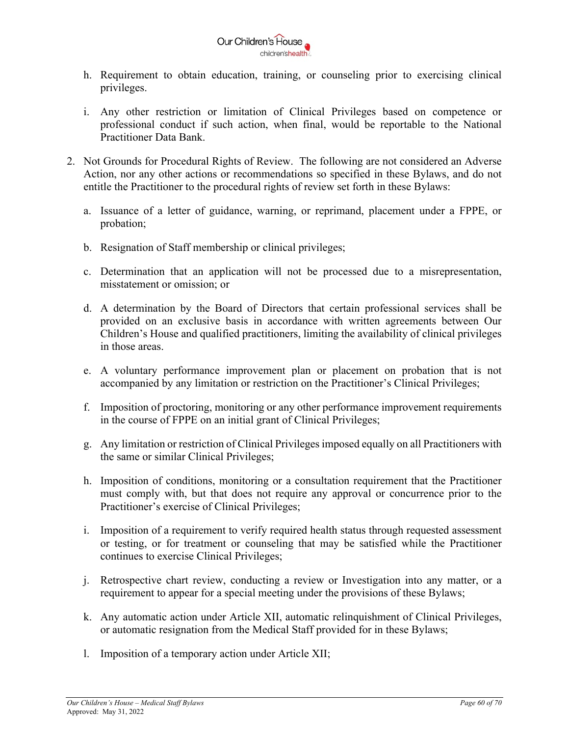h. Requirement to obtain education, training, or counseling prior to exercising clinical privileges.

i. Any other restriction or limitation of Clinical Privileges based on competence or professional conduct if such action, when final, would be reportable to the National Practitioner Data Bank.

2. Not Grounds for Procedural Rights of Review. The following are not considered an Adverse Action, nor any other actions or recommendations so specified in these Bylaws, and do not entitle the Practitioner to the procedural rights of review set forth in these Bylaws:

   a. Issuance of a letter of guidance, warning, or reprimand, placement under a FPPE, or probation;

   b. Resignation of Staff membership or clinical privileges;

   c. Determination that an application will not be processed due to a misrepresentation, misstatement or omission; or

   d. A determination by the Board of Directors that certain professional services shall be provided on an exclusive basis in accordance with written agreements between Our Children's House and qualified practitioners, limiting the availability of clinical privileges in those areas.

   e. A voluntary performance improvement plan or placement on probation that is not accompanied by any limitation or restriction on the Practitioner's Clinical Privileges;

   f. Imposition of proctoring, monitoring or any other performance improvement requirements in the course of FPPE on an initial grant of Clinical Privileges;

   g. Any limitation or restriction of Clinical Privileges imposed equally on all Practitioners with the same or similar Clinical Privileges;

   h. Imposition of conditions, monitoring or a consultation requirement that the Practitioner must comply with, but that does not require any approval or concurrence prior to the Practitioner's exercise of Clinical Privileges;

   i. Imposition of a requirement to verify required health status through requested assessment or testing, or for treatment or counseling that may be satisfied while the Practitioner continues to exercise Clinical Privileges;

   j. Retrospective chart review, conducting a review or Investigation into any matter, or a requirement to appear for a special meeting under the provisions of these Bylaws;

   k. Any automatic action under Article XII, automatic relinquishment of Clinical Privileges, or automatic resignation from the Medical Staff provided for in these Bylaws;

   l. Imposition of a temporary action under Article XII;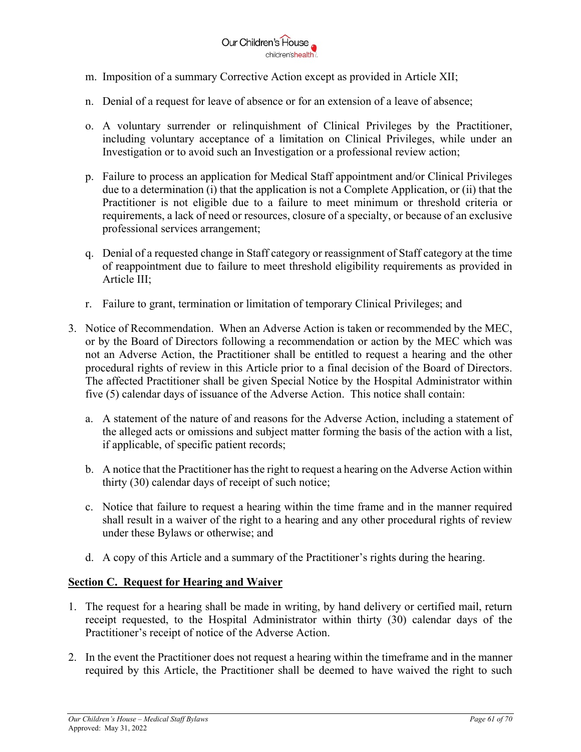m. Imposition of a summary Corrective Action except as provided in Article XII;

n. Denial of a request for leave of absence or for an extension of a leave of absence;

o. A voluntary surrender or relinquishment of Clinical Privileges by the Practitioner, including voluntary acceptance of a limitation on Clinical Privileges, while under an Investigation or to avoid such an Investigation or a professional review action;

p. Failure to process an application for Medical Staff appointment and/or Clinical Privileges due to a determination (i) that the application is not a Complete Application, or (ii) that the Practitioner is not eligible due to a failure to meet minimum or threshold criteria or requirements, a lack of need or resources, closure of a specialty, or because of an exclusive professional services arrangement;

q. Denial of a requested change in Staff category or reassignment of Staff category at the time of reappointment due to failure to meet threshold eligibility requirements as provided in Article III;

r. Failure to grant, termination or limitation of temporary Clinical Privileges; and

3. Notice of Recommendation. When an Adverse Action is taken or recommended by the MEC, or by the Board of Directors following a recommendation or action by the MEC which was not an Adverse Action, the Practitioner shall be entitled to request a hearing and the other procedural rights of review in this Article prior to a final decision of the Board of Directors. The affected Practitioner shall be given Special Notice by the Hospital Administrator within five (5) calendar days of issuance of the Adverse Action. This notice shall contain:

   a. A statement of the nature of and reasons for the Adverse Action, including a statement of the alleged acts or omissions and subject matter forming the basis of the action with a list, if applicable, of specific patient records;

   b. A notice that the Practitioner has the right to request a hearing on the Adverse Action within thirty (30) calendar days of receipt of such notice;

   c. Notice that failure to request a hearing within the time frame and in the manner required shall result in a waiver of the right to a hearing and any other procedural rights of review under these Bylaws or otherwise; and

   d. A copy of this Article and a summary of the Practitioner's rights during the hearing.

**Section C. Request for Hearing and Waiver**

1. The request for a hearing shall be made in writing, by hand delivery or certified mail, return receipt requested, to the Hospital Administrator within thirty (30) calendar days of the Practitioner's receipt of notice of the Adverse Action.

2. In the event the Practitioner does not request a hearing within the timeframe and in the manner required by this Article, the Practitioner shall be deemed to have waived the right to such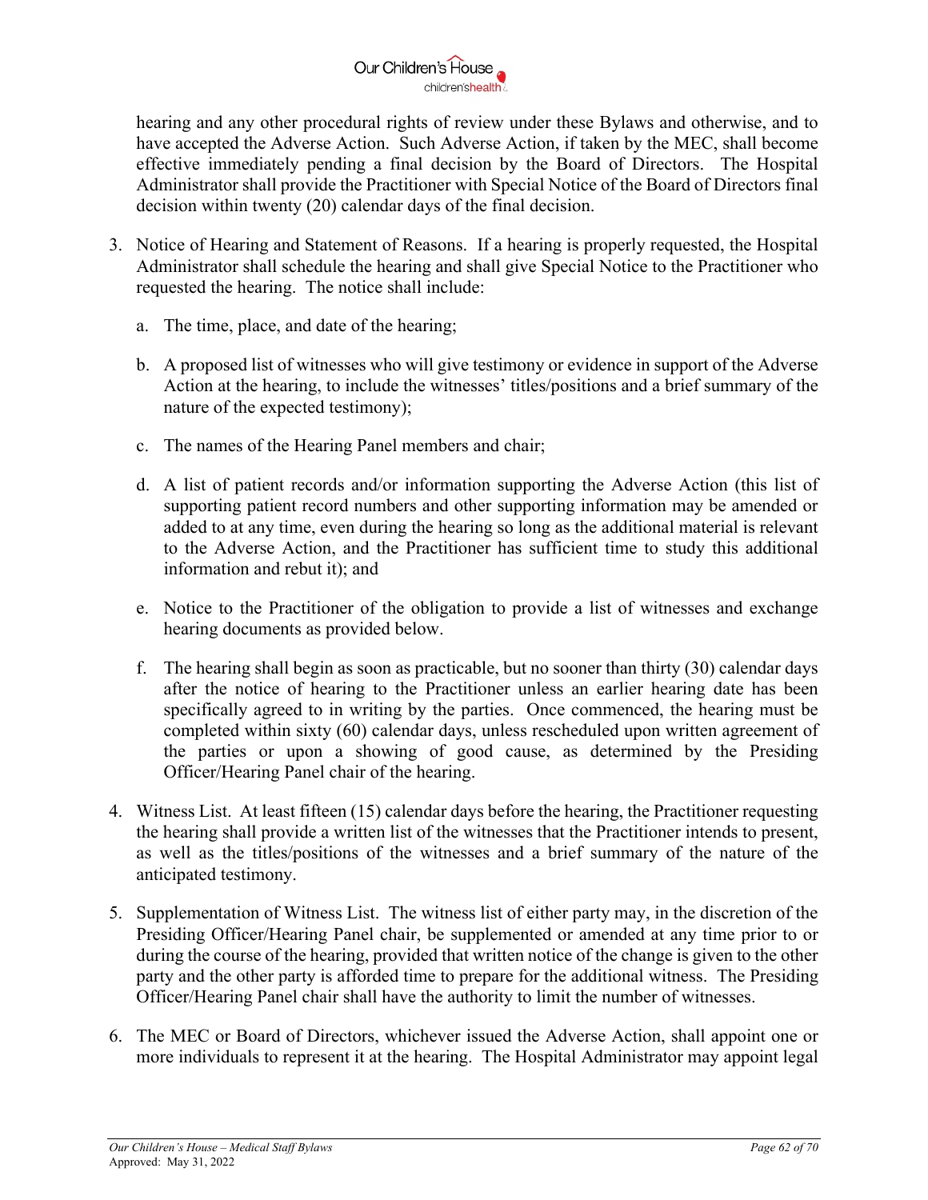hearing and any other procedural rights of review under these Bylaws and otherwise, and to have accepted the Adverse Action. Such Adverse Action, if taken by the MEC, shall become effective immediately pending a final decision by the Board of Directors. The Hospital Administrator shall provide the Practitioner with Special Notice of the Board of Directors final decision within twenty (20) calendar days of the final decision.

3. Notice of Hearing and Statement of Reasons. If a hearing is properly requested, the Hospital Administrator shall schedule the hearing and shall give Special Notice to the Practitioner who requested the hearing. The notice shall include:

   a. The time, place, and date of the hearing;

   b. A proposed list of witnesses who will give testimony or evidence in support of the Adverse Action at the hearing, to include the witnesses' titles/positions and a brief summary of the nature of the expected testimony);

   c. The names of the Hearing Panel members and chair;

   d. A list of patient records and/or information supporting the Adverse Action (this list of supporting patient record numbers and other supporting information may be amended or added to at any time, even during the hearing so long as the additional material is relevant to the Adverse Action, and the Practitioner has sufficient time to study this additional information and rebut it); and

   e. Notice to the Practitioner of the obligation to provide a list of witnesses and exchange hearing documents as provided below.

   f. The hearing shall begin as soon as practicable, but no sooner than thirty (30) calendar days after the notice of hearing to the Practitioner unless an earlier hearing date has been specifically agreed to in writing by the parties. Once commenced, the hearing must be completed within sixty (60) calendar days, unless rescheduled upon written agreement of the parties or upon a showing of good cause, as determined by the Presiding Officer/Hearing Panel chair of the hearing.

4. Witness List. At least fifteen (15) calendar days before the hearing, the Practitioner requesting the hearing shall provide a written list of the witnesses that the Practitioner intends to present, as well as the titles/positions of the witnesses and a brief summary of the nature of the anticipated testimony.

5. Supplementation of Witness List. The witness list of either party may, in the discretion of the Presiding Officer/Hearing Panel chair, be supplemented or amended at any time prior to or during the course of the hearing, provided that written notice of the change is given to the other party and the other party is afforded time to prepare for the additional witness. The Presiding Officer/Hearing Panel chair shall have the authority to limit the number of witnesses.

6. The MEC or Board of Directors, whichever issued the Adverse Action, shall appoint one or more individuals to represent it at the hearing. The Hospital Administrator may appoint legal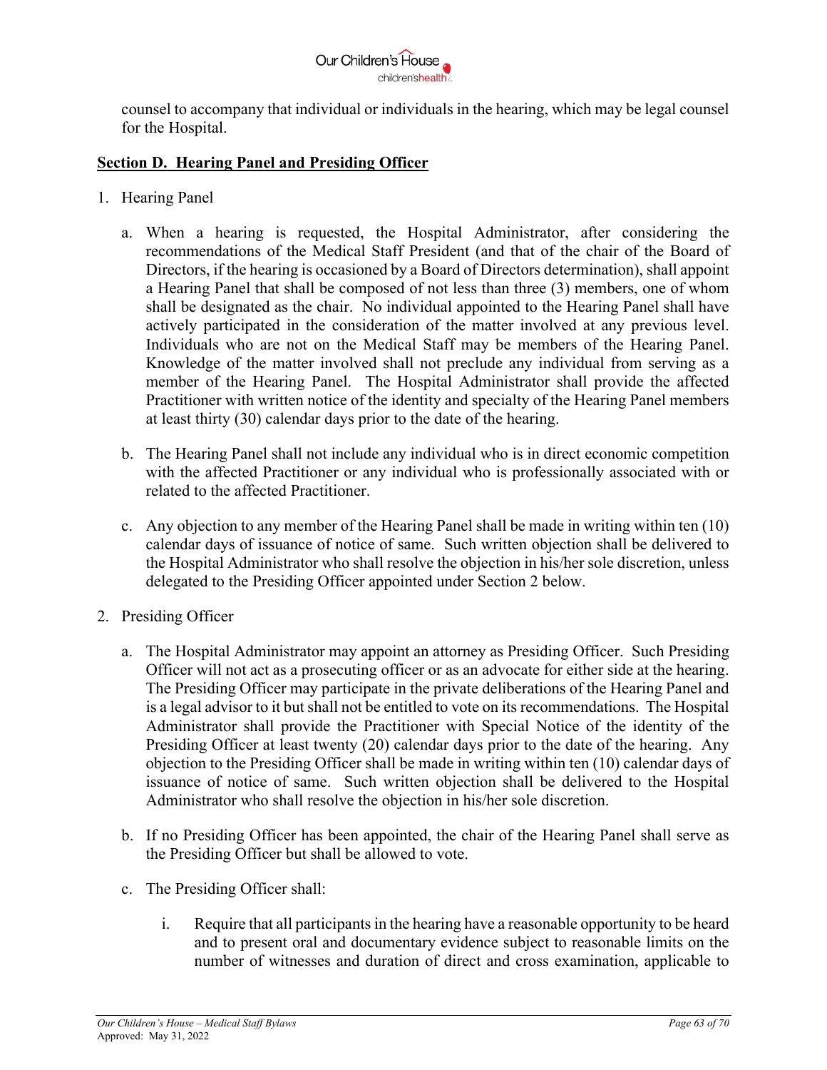counsel to accompany that individual or individuals in the hearing, which may be legal counsel for the Hospital.

## Section D. Hearing Panel and Presiding Officer

1. Hearing Panel

   a. When a hearing is requested, the Hospital Administrator, after considering the recommendations of the Medical Staff President (and that of the chair of the Board of Directors, if the hearing is occasioned by a Board of Directors determination), shall appoint a Hearing Panel that shall be composed of not less than three (3) members, one of whom shall be designated as the chair. No individual appointed to the Hearing Panel shall have actively participated in the consideration of the matter involved at any previous level. Individuals who are not on the Medical Staff may be members of the Hearing Panel. Knowledge of the matter involved shall not preclude any individual from serving as a member of the Hearing Panel. The Hospital Administrator shall provide the affected Practitioner with written notice of the identity and specialty of the Hearing Panel members at least thirty (30) calendar days prior to the date of the hearing.

   b. The Hearing Panel shall not include any individual who is in direct economic competition with the affected Practitioner or any individual who is professionally associated with or related to the affected Practitioner.

   c. Any objection to any member of the Hearing Panel shall be made in writing within ten (10) calendar days of issuance of notice of same. Such written objection shall be delivered to the Hospital Administrator who shall resolve the objection in his/her sole discretion, unless delegated to the Presiding Officer appointed under Section 2 below.

2. Presiding Officer

   a. The Hospital Administrator may appoint an attorney as Presiding Officer. Such Presiding Officer will not act as a prosecuting officer or as an advocate for either side at the hearing. The Presiding Officer may participate in the private deliberations of the Hearing Panel and is a legal advisor to it but shall not be entitled to vote on its recommendations. The Hospital Administrator shall provide the Practitioner with Special Notice of the identity of the Presiding Officer at least twenty (20) calendar days prior to the date of the hearing. Any objection to the Presiding Officer shall be made in writing within ten (10) calendar days of issuance of notice of same. Such written objection shall be delivered to the Hospital Administrator who shall resolve the objection in his/her sole discretion.

   b. If no Presiding Officer has been appointed, the chair of the Hearing Panel shall serve as the Presiding Officer but shall be allowed to vote.

   c. The Presiding Officer shall:

      i. Require that all participants in the hearing have a reasonable opportunity to be heard and to present oral and documentary evidence subject to reasonable limits on the number of witnesses and duration of direct and cross examination, applicable to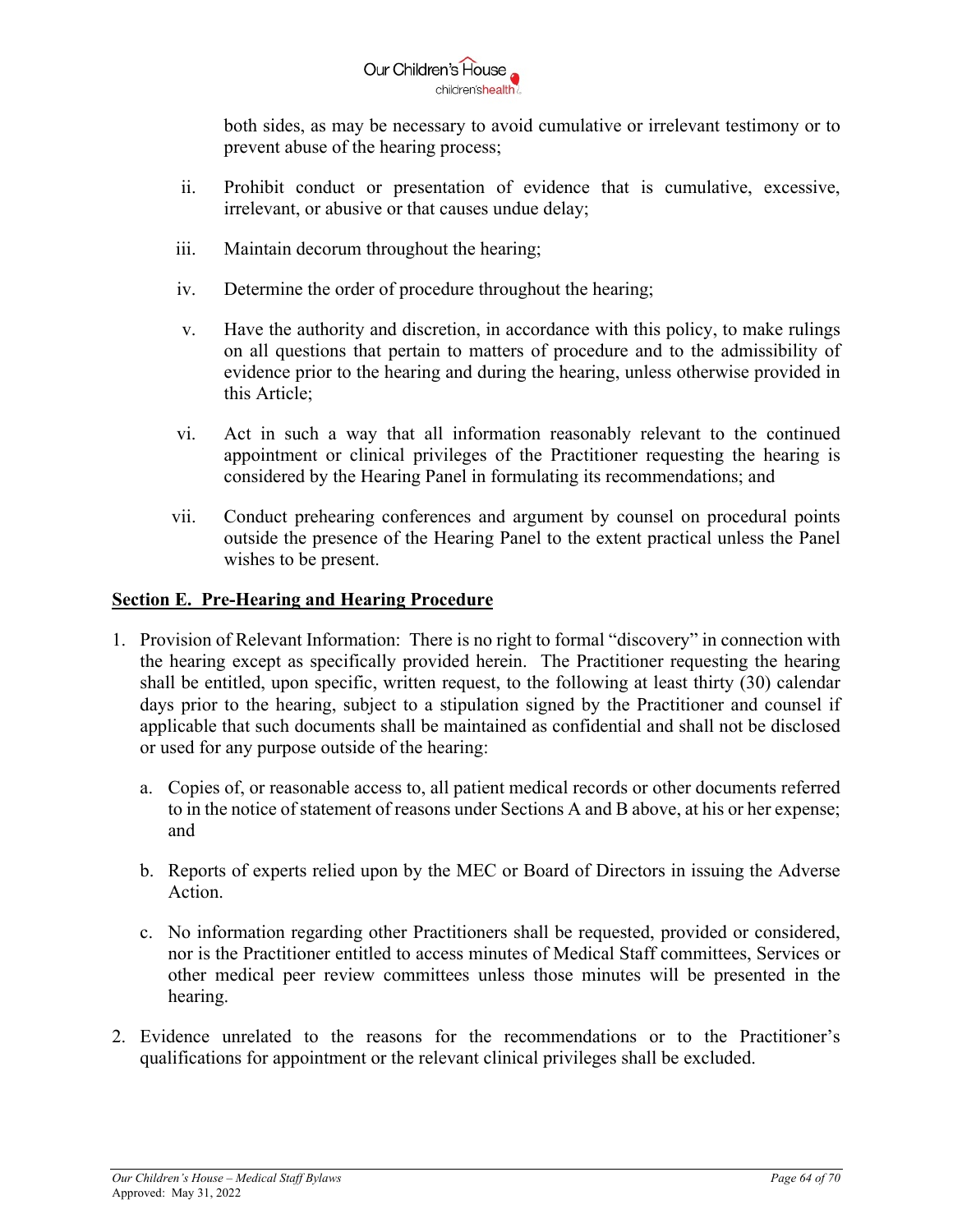both sides, as may be necessary to avoid cumulative or irrelevant testimony or to prevent abuse of the hearing process;

ii. Prohibit conduct or presentation of evidence that is cumulative, excessive, irrelevant, or abusive or that causes undue delay;

iii. Maintain decorum throughout the hearing;

iv. Determine the order of procedure throughout the hearing;

v. Have the authority and discretion, in accordance with this policy, to make rulings on all questions that pertain to matters of procedure and to the admissibility of evidence prior to the hearing and during the hearing, unless otherwise provided in this Article;

vi. Act in such a way that all information reasonably relevant to the continued appointment or clinical privileges of the Practitioner requesting the hearing is considered by the Hearing Panel in formulating its recommendations; and

vii. Conduct prehearing conferences and argument by counsel on procedural points outside the presence of the Hearing Panel to the extent practical unless the Panel wishes to be present.

**Section E. Pre-Hearing and Hearing Procedure**

1. Provision of Relevant Information: There is no right to formal "discovery" in connection with the hearing except as specifically provided herein. The Practitioner requesting the hearing shall be entitled, upon specific, written request, to the following at least thirty (30) calendar days prior to the hearing, subject to a stipulation signed by the Practitioner and counsel if applicable that such documents shall be maintained as confidential and shall not be disclosed or used for any purpose outside of the hearing:

   a. Copies of, or reasonable access to, all patient medical records or other documents referred to in the notice of statement of reasons under Sections A and B above, at his or her expense; and

   b. Reports of experts relied upon by the MEC or Board of Directors in issuing the Adverse Action.

   c. No information regarding other Practitioners shall be requested, provided or considered, nor is the Practitioner entitled to access minutes of Medical Staff committees, Services or other medical peer review committees unless those minutes will be presented in the hearing.

2. Evidence unrelated to the reasons for the recommendations or to the Practitioner's qualifications for appointment or the relevant clinical privileges shall be excluded.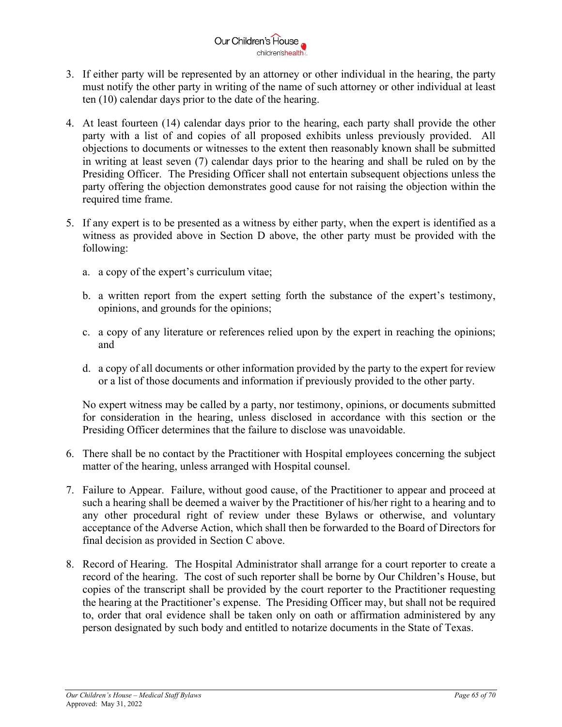3. If either party will be represented by an attorney or other individual in the hearing, the party must notify the other party in writing of the name of such attorney or other individual at least ten (10) calendar days prior to the date of the hearing.

4. At least fourteen (14) calendar days prior to the hearing, each party shall provide the other party with a list of and copies of all proposed exhibits unless previously provided. All objections to documents or witnesses to the extent then reasonably known shall be submitted in writing at least seven (7) calendar days prior to the hearing and shall be ruled on by the Presiding Officer. The Presiding Officer shall not entertain subsequent objections unless the party offering the objection demonstrates good cause for not raising the objection within the required time frame.

5. If any expert is to be presented as a witness by either party, when the expert is identified as a witness as provided above in Section D above, the other party must be provided with the following:

   a. a copy of the expert's curriculum vitae;

   b. a written report from the expert setting forth the substance of the expert's testimony, opinions, and grounds for the opinions;

   c. a copy of any literature or references relied upon by the expert in reaching the opinions; and

   d. a copy of all documents or other information provided by the party to the expert for review or a list of those documents and information if previously provided to the other party.

   No expert witness may be called by a party, nor testimony, opinions, or documents submitted for consideration in the hearing, unless disclosed in accordance with this section or the Presiding Officer determines that the failure to disclose was unavoidable.

6. There shall be no contact by the Practitioner with Hospital employees concerning the subject matter of the hearing, unless arranged with Hospital counsel.

7. Failure to Appear. Failure, without good cause, of the Practitioner to appear and proceed at such a hearing shall be deemed a waiver by the Practitioner of his/her right to a hearing and to any other procedural right of review under these Bylaws or otherwise, and voluntary acceptance of the Adverse Action, which shall then be forwarded to the Board of Directors for final decision as provided in Section C above.

8. Record of Hearing. The Hospital Administrator shall arrange for a court reporter to create a record of the hearing. The cost of such reporter shall be borne by Our Children's House, but copies of the transcript shall be provided by the court reporter to the Practitioner requesting the hearing at the Practitioner's expense. The Presiding Officer may, but shall not be required to, order that oral evidence shall be taken only on oath or affirmation administered by any person designated by such body and entitled to notarize documents in the State of Texas.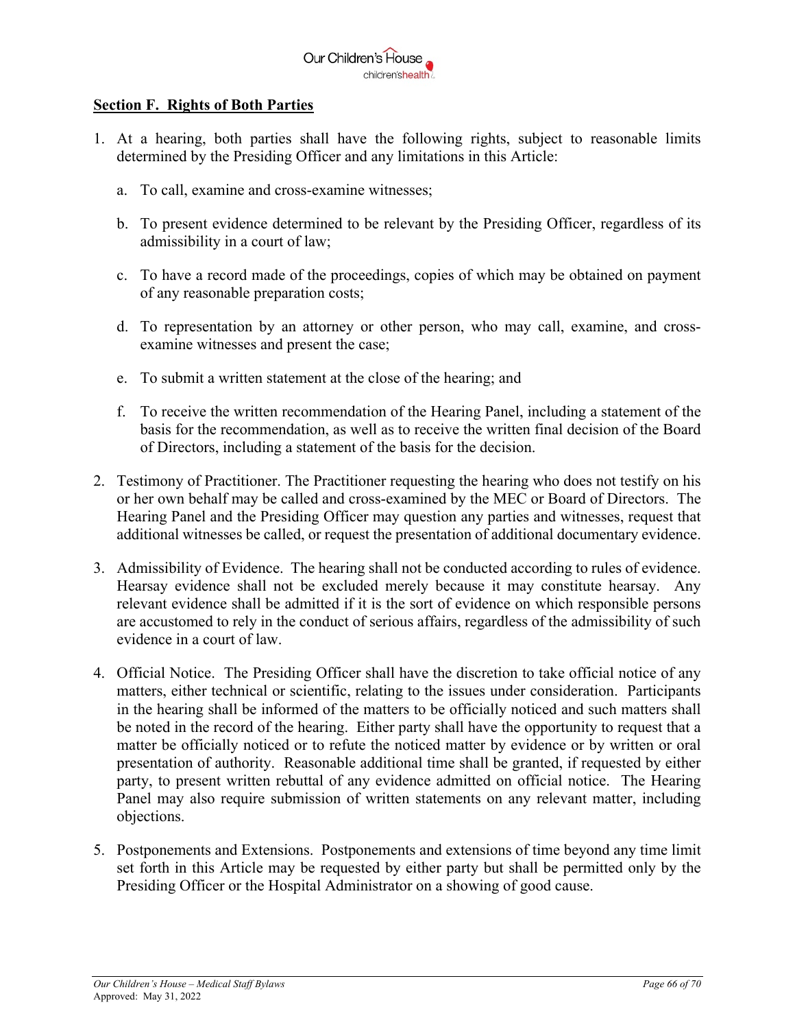**Section F. Rights of Both Parties**

1. At a hearing, both parties shall have the following rights, subject to reasonable limits determined by the Presiding Officer and any limitations in this Article:

   a. To call, examine and cross-examine witnesses;

   b. To present evidence determined to be relevant by the Presiding Officer, regardless of its admissibility in a court of law;

   c. To have a record made of the proceedings, copies of which may be obtained on payment of any reasonable preparation costs;

   d. To representation by an attorney or other person, who may call, examine, and cross-examine witnesses and present the case;

   e. To submit a written statement at the close of the hearing; and

   f. To receive the written recommendation of the Hearing Panel, including a statement of the basis for the recommendation, as well as to receive the written final decision of the Board of Directors, including a statement of the basis for the decision.

2. Testimony of Practitioner. The Practitioner requesting the hearing who does not testify on his or her own behalf may be called and cross-examined by the MEC or Board of Directors. The Hearing Panel and the Presiding Officer may question any parties and witnesses, request that additional witnesses be called, or request the presentation of additional documentary evidence.

3. Admissibility of Evidence. The hearing shall not be conducted according to rules of evidence. Hearsay evidence shall not be excluded merely because it may constitute hearsay. Any relevant evidence shall be admitted if it is the sort of evidence on which responsible persons are accustomed to rely in the conduct of serious affairs, regardless of the admissibility of such evidence in a court of law.

4. Official Notice. The Presiding Officer shall have the discretion to take official notice of any matters, either technical or scientific, relating to the issues under consideration. Participants in the hearing shall be informed of the matters to be officially noticed and such matters shall be noted in the record of the hearing. Either party shall have the opportunity to request that a matter be officially noticed or to refute the noticed matter by evidence or by written or oral presentation of authority. Reasonable additional time shall be granted, if requested by either party, to present written rebuttal of any evidence admitted on official notice. The Hearing Panel may also require submission of written statements on any relevant matter, including objections.

5. Postponements and Extensions. Postponements and extensions of time beyond any time limit set forth in this Article may be requested by either party but shall be permitted only by the Presiding Officer or the Hospital Administrator on a showing of good cause.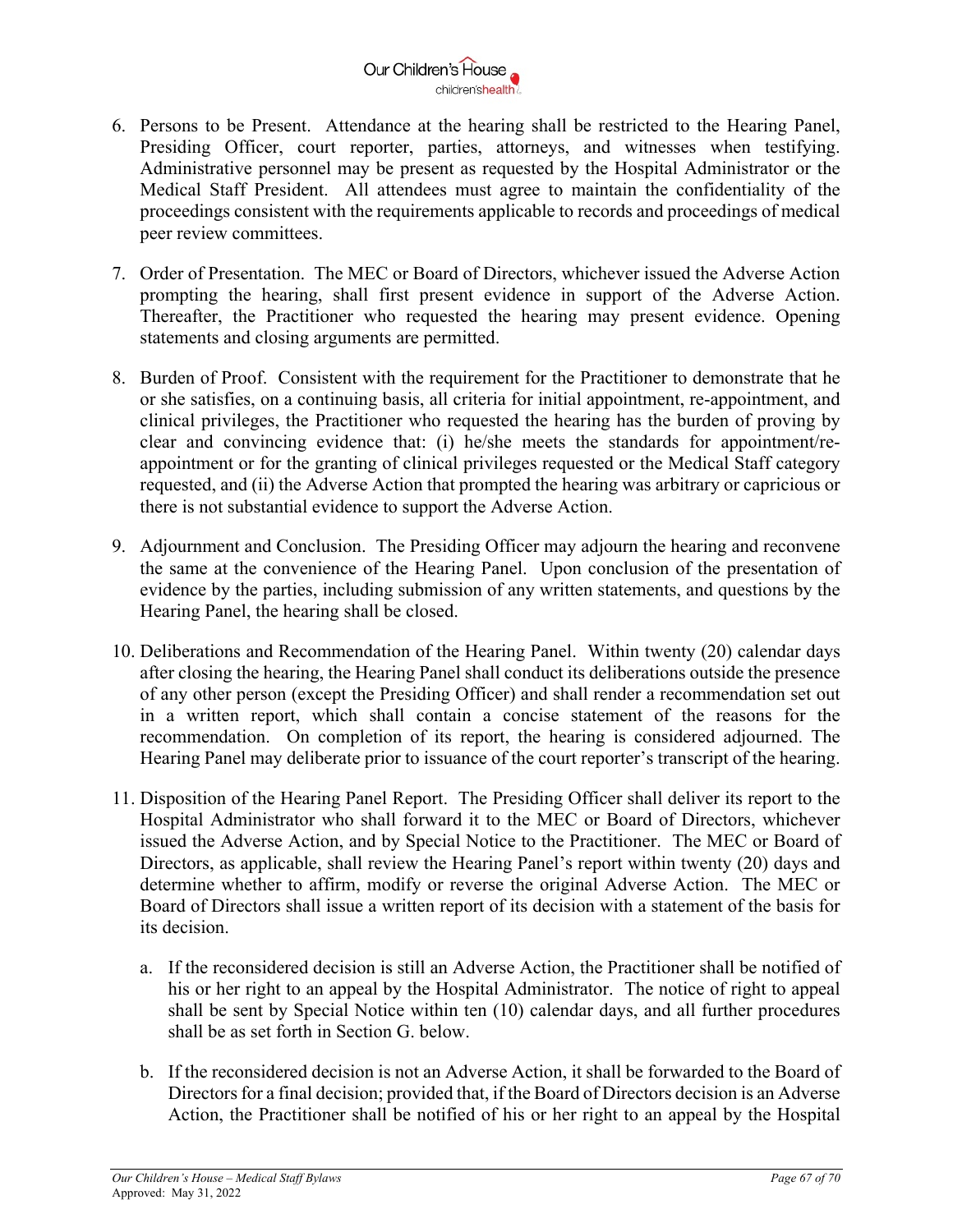6. Persons to be Present. Attendance at the hearing shall be restricted to the Hearing Panel, Presiding Officer, court reporter, parties, attorneys, and witnesses when testifying. Administrative personnel may be present as requested by the Hospital Administrator or the Medical Staff President. All attendees must agree to maintain the confidentiality of the proceedings consistent with the requirements applicable to records and proceedings of medical peer review committees.

7. Order of Presentation. The MEC or Board of Directors, whichever issued the Adverse Action prompting the hearing, shall first present evidence in support of the Adverse Action. Thereafter, the Practitioner who requested the hearing may present evidence. Opening statements and closing arguments are permitted.

8. Burden of Proof. Consistent with the requirement for the Practitioner to demonstrate that he or she satisfies, on a continuing basis, all criteria for initial appointment, re-appointment, and clinical privileges, the Practitioner who requested the hearing has the burden of proving by clear and convincing evidence that: (i) he/she meets the standards for appointment/re-appointment or for the granting of clinical privileges requested or the Medical Staff category requested, and (ii) the Adverse Action that prompted the hearing was arbitrary or capricious or there is not substantial evidence to support the Adverse Action.

9. Adjournment and Conclusion. The Presiding Officer may adjourn the hearing and reconvene the same at the convenience of the Hearing Panel. Upon conclusion of the presentation of evidence by the parties, including submission of any written statements, and questions by the Hearing Panel, the hearing shall be closed.

10. Deliberations and Recommendation of the Hearing Panel. Within twenty (20) calendar days after closing the hearing, the Hearing Panel shall conduct its deliberations outside the presence of any other person (except the Presiding Officer) and shall render a recommendation set out in a written report, which shall contain a concise statement of the reasons for the recommendation. On completion of its report, the hearing is considered adjourned. The Hearing Panel may deliberate prior to issuance of the court reporter's transcript of the hearing.

11. Disposition of the Hearing Panel Report. The Presiding Officer shall deliver its report to the Hospital Administrator who shall forward it to the MEC or Board of Directors, whichever issued the Adverse Action, and by Special Notice to the Practitioner. The MEC or Board of Directors, as applicable, shall review the Hearing Panel's report within twenty (20) days and determine whether to affirm, modify or reverse the original Adverse Action. The MEC or Board of Directors shall issue a written report of its decision with a statement of the basis for its decision.

    a. If the reconsidered decision is still an Adverse Action, the Practitioner shall be notified of his or her right to an appeal by the Hospital Administrator. The notice of right to appeal shall be sent by Special Notice within ten (10) calendar days, and all further procedures shall be as set forth in Section G. below.

    b. If the reconsidered decision is not an Adverse Action, it shall be forwarded to the Board of Directors for a final decision; provided that, if the Board of Directors decision is an Adverse Action, the Practitioner shall be notified of his or her right to an appeal by the Hospital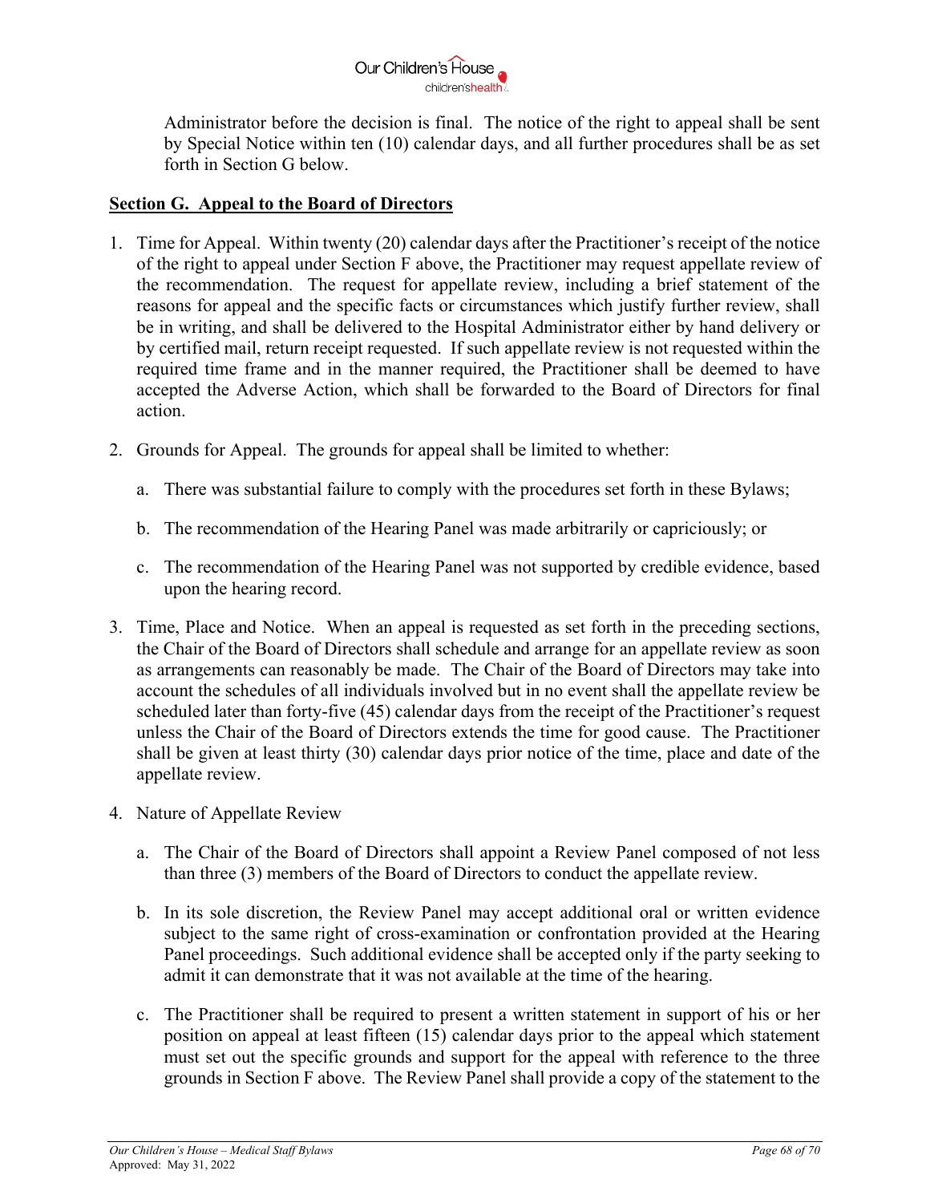Administrator before the decision is final. The notice of the right to appeal shall be sent by Special Notice within ten (10) calendar days, and all further procedures shall be as set forth in Section G below.

**Section G. Appeal to the Board of Directors**

1. Time for Appeal. Within twenty (20) calendar days after the Practitioner's receipt of the notice of the right to appeal under Section F above, the Practitioner may request appellate review of the recommendation. The request for appellate review, including a brief statement of the reasons for appeal and the specific facts or circumstances which justify further review, shall be in writing, and shall be delivered to the Hospital Administrator either by hand delivery or by certified mail, return receipt requested. If such appellate review is not requested within the required time frame and in the manner required, the Practitioner shall be deemed to have accepted the Adverse Action, which shall be forwarded to the Board of Directors for final action.

2. Grounds for Appeal. The grounds for appeal shall be limited to whether:

   a. There was substantial failure to comply with the procedures set forth in these Bylaws;

   b. The recommendation of the Hearing Panel was made arbitrarily or capriciously; or

   c. The recommendation of the Hearing Panel was not supported by credible evidence, based upon the hearing record.

3. Time, Place and Notice. When an appeal is requested as set forth in the preceding sections, the Chair of the Board of Directors shall schedule and arrange for an appellate review as soon as arrangements can reasonably be made. The Chair of the Board of Directors may take into account the schedules of all individuals involved but in no event shall the appellate review be scheduled later than forty-five (45) calendar days from the receipt of the Practitioner's request unless the Chair of the Board of Directors extends the time for good cause. The Practitioner shall be given at least thirty (30) calendar days prior notice of the time, place and date of the appellate review.

4. Nature of Appellate Review

   a. The Chair of the Board of Directors shall appoint a Review Panel composed of not less than three (3) members of the Board of Directors to conduct the appellate review.

   b. In its sole discretion, the Review Panel may accept additional oral or written evidence subject to the same right of cross-examination or confrontation provided at the Hearing Panel proceedings. Such additional evidence shall be accepted only if the party seeking to admit it can demonstrate that it was not available at the time of the hearing.

   c. The Practitioner shall be required to present a written statement in support of his or her position on appeal at least fifteen (15) calendar days prior to the appeal which statement must set out the specific grounds and support for the appeal with reference to the three grounds in Section F above. The Review Panel shall provide a copy of the statement to the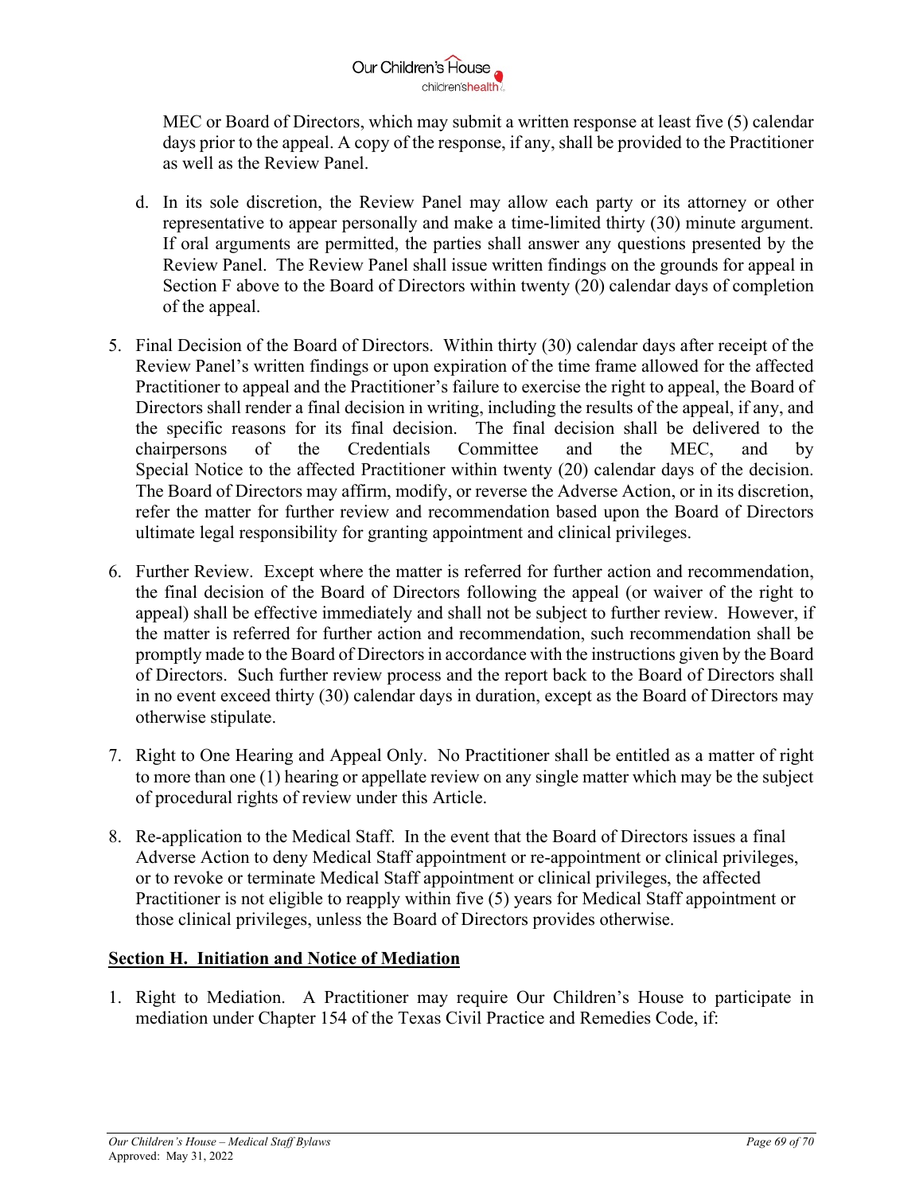MEC or Board of Directors, which may submit a written response at least five (5) calendar days prior to the appeal. A copy of the response, if any, shall be provided to the Practitioner as well as the Review Panel.

d. In its sole discretion, the Review Panel may allow each party or its attorney or other representative to appear personally and make a time-limited thirty (30) minute argument. If oral arguments are permitted, the parties shall answer any questions presented by the Review Panel. The Review Panel shall issue written findings on the grounds for appeal in Section F above to the Board of Directors within twenty (20) calendar days of completion of the appeal.

5. Final Decision of the Board of Directors. Within thirty (30) calendar days after receipt of the Review Panel's written findings or upon expiration of the time frame allowed for the affected Practitioner to appeal and the Practitioner's failure to exercise the right to appeal, the Board of Directors shall render a final decision in writing, including the results of the appeal, if any, and the specific reasons for its final decision. The final decision shall be delivered to the chairpersons of the Credentials Committee and the MEC, and by Special Notice to the affected Practitioner within twenty (20) calendar days of the decision. The Board of Directors may affirm, modify, or reverse the Adverse Action, or in its discretion, refer the matter for further review and recommendation based upon the Board of Directors ultimate legal responsibility for granting appointment and clinical privileges.

6. Further Review. Except where the matter is referred for further action and recommendation, the final decision of the Board of Directors following the appeal (or waiver of the right to appeal) shall be effective immediately and shall not be subject to further review. However, if the matter is referred for further action and recommendation, such recommendation shall be promptly made to the Board of Directors in accordance with the instructions given by the Board of Directors. Such further review process and the report back to the Board of Directors shall in no event exceed thirty (30) calendar days in duration, except as the Board of Directors may otherwise stipulate.

7. Right to One Hearing and Appeal Only. No Practitioner shall be entitled as a matter of right to more than one (1) hearing or appellate review on any single matter which may be the subject of procedural rights of review under this Article.

8. Re-application to the Medical Staff. In the event that the Board of Directors issues a final Adverse Action to deny Medical Staff appointment or re-appointment or clinical privileges, or to revoke or terminate Medical Staff appointment or clinical privileges, the affected Practitioner is not eligible to reapply within five (5) years for Medical Staff appointment or those clinical privileges, unless the Board of Directors provides otherwise.

**Section H. Initiation and Notice of Mediation**

1. Right to Mediation. A Practitioner may require Our Children's House to participate in mediation under Chapter 154 of the Texas Civil Practice and Remedies Code, if: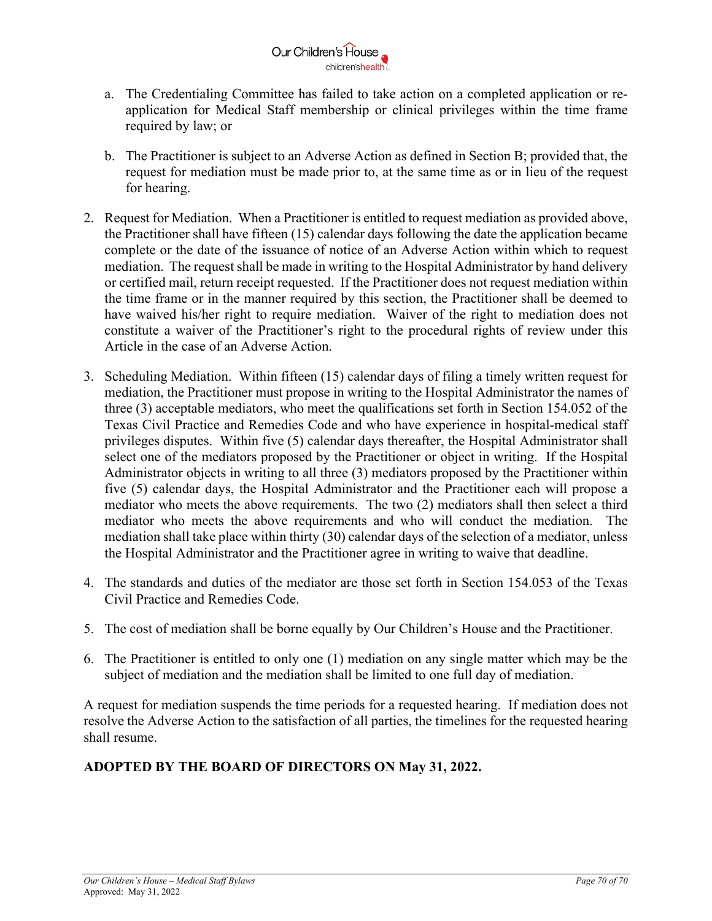a. The Credentialing Committee has failed to take action on a completed application or re-application for Medical Staff membership or clinical privileges within the time frame required by law; or

   b. The Practitioner is subject to an Adverse Action as defined in Section B; provided that, the request for mediation must be made prior to, at the same time as or in lieu of the request for hearing.

2. Request for Mediation. When a Practitioner is entitled to request mediation as provided above, the Practitioner shall have fifteen (15) calendar days following the date the application became complete or the date of the issuance of notice of an Adverse Action within which to request mediation. The request shall be made in writing to the Hospital Administrator by hand delivery or certified mail, return receipt requested. If the Practitioner does not request mediation within the time frame or in the manner required by this section, the Practitioner shall be deemed to have waived his/her right to require mediation. Waiver of the right to mediation does not constitute a waiver of the Practitioner's right to the procedural rights of review under this Article in the case of an Adverse Action.

3. Scheduling Mediation. Within fifteen (15) calendar days of filing a timely written request for mediation, the Practitioner must propose in writing to the Hospital Administrator the names of three (3) acceptable mediators, who meet the qualifications set forth in Section 154.052 of the Texas Civil Practice and Remedies Code and who have experience in hospital-medical staff privileges disputes. Within five (5) calendar days thereafter, the Hospital Administrator shall select one of the mediators proposed by the Practitioner or object in writing. If the Hospital Administrator objects in writing to all three (3) mediators proposed by the Practitioner within five (5) calendar days, the Hospital Administrator and the Practitioner each will propose a mediator who meets the above requirements. The two (2) mediators shall then select a third mediator who meets the above requirements and who will conduct the mediation. The mediation shall take place within thirty (30) calendar days of the selection of a mediator, unless the Hospital Administrator and the Practitioner agree in writing to waive that deadline.

4. The standards and duties of the mediator are those set forth in Section 154.053 of the Texas Civil Practice and Remedies Code.

5. The cost of mediation shall be borne equally by Our Children's House and the Practitioner.

6. The Practitioner is entitled to only one (1) mediation on any single matter which may be the subject of mediation and the mediation shall be limited to one full day of mediation.

A request for mediation suspends the time periods for a requested hearing. If mediation does not resolve the Adverse Action to the satisfaction of all parties, the timelines for the requested hearing shall resume.

**ADOPTED BY THE BOARD OF DIRECTORS ON May 31, 2022.**